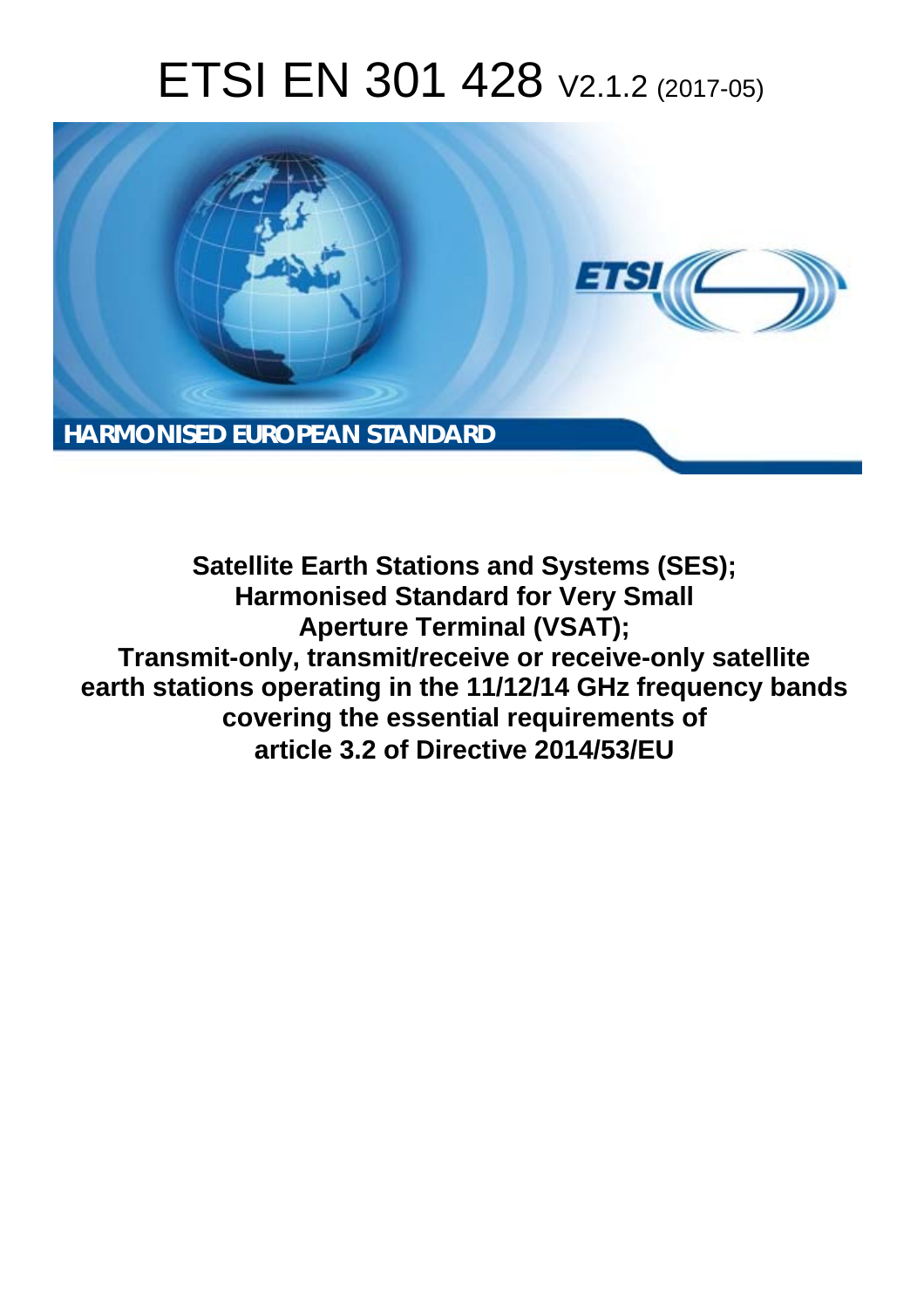# ETSI EN 301 428 V2.1.2 (2017-05)

HARMONISED EUROPEAN STANDARD

**Satellite Earth Stations and Systems (SES); Harmonised Standard for Very Small Aperture Terminal (VSAT); Transmit-only, transmit/receive or receive-only satellite earth stations operating in the 11/12/14 GHz frequency bands covering the essential requirements of article 3.2 of Directive 2014/53/EU**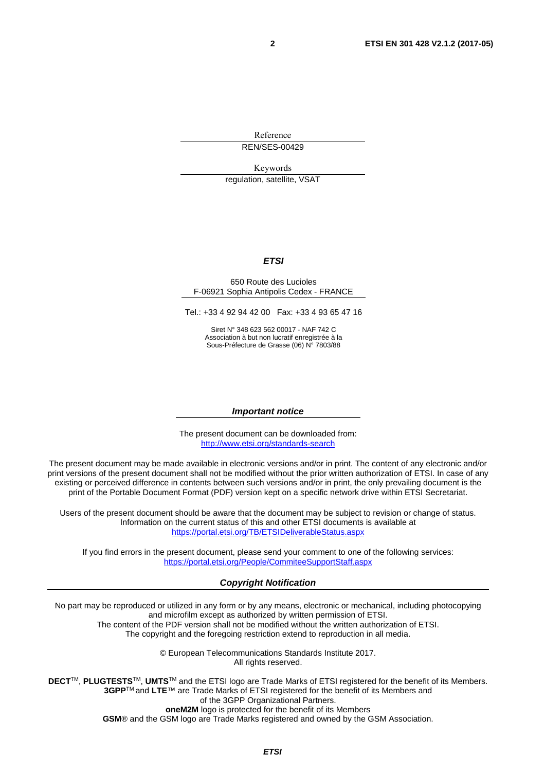Reference

REN/SES-00429

Keywords

regulation, satellite, VSAT

***ETSI***

650 Route des Lucioles
F-06921 Sophia Antipolis Cedex - FRANCE

Tel.: +33 4 92 94 42 00 Fax: +33 4 93 65 47 16

Siret N° 348 623 562 00017 - NAF 742 C
Association à but non lucratif enregistrée à la
Sous-Préfecture de Grasse (06) N° 7803/88

***Important notice***

The present document can be downloaded from:
http://www.etsi.org/standards-search

The present document may be made available in electronic versions and/or in print. The content of any electronic and/or print versions of the present document shall not be modified without the prior written authorization of ETSI. In case of any existing or perceived difference in contents between such versions and/or in print, the only prevailing document is the print of the Portable Document Format (PDF) version kept on a specific network drive within ETSI Secretariat.

Users of the present document should be aware that the document may be subject to revision or change of status. Information on the current status of this and other ETSI documents is available at
https://portal.etsi.org/TB/ETSIDeliverableStatus.aspx

If you find errors in the present document, please send your comment to one of the following services:
https://portal.etsi.org/People/CommiteeSupportStaff.aspx

***Copyright Notification***

No part may be reproduced or utilized in any form or by any means, electronic or mechanical, including photocopying and microfilm except as authorized by written permission of ETSI.
The content of the PDF version shall not be modified without the written authorization of ETSI.
The copyright and the foregoing restriction extend to reproduction in all media.

© European Telecommunications Standards Institute 2017.
All rights reserved.

**DECT**™, **PLUGTESTS**™, **UMTS**™ and the ETSI logo are Trade Marks of ETSI registered for the benefit of its Members.
**3GPP**™ and **LTE**™ are Trade Marks of ETSI registered for the benefit of its Members and of the 3GPP Organizational Partners.
**oneM2M** logo is protected for the benefit of its Members
**GSM**® and the GSM logo are Trade Marks registered and owned by the GSM Association.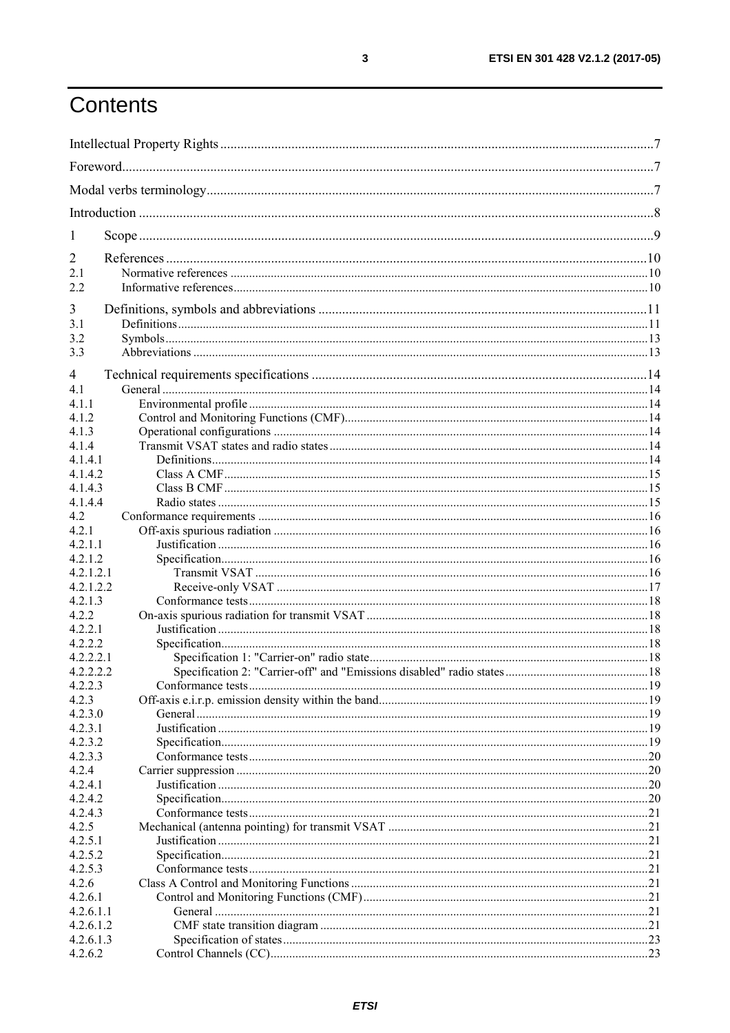# Contents

Intellectual Property Rights ....................................................................................................................................7

Foreword.............................................................................................................................................................7

Modal verbs terminology....................................................................................................................................7

Introduction ........................................................................................................................................................8

1 Scope ........................................................................................................................................................9

2 References ..............................................................................................................................................10
2.1 Normative references ......................................................................................................................................... 10
2.2 Informative references ........................................................................................................................................ 10

3 Definitions, symbols and abbreviations .................................................................................................11
3.1 Definitions .......................................................................................................................................................... 11
3.2 Symbols .............................................................................................................................................................. 13
3.3 Abbreviations ..................................................................................................................................................... 13

4 Technical requirements specifications ...................................................................................................14
4.1 General ............................................................................................................................................................... 14
4.1.1 Environmental profile ................................................................................................................................... 14
4.1.2 Control and Monitoring Functions (CMF) .................................................................................................... 14
4.1.3 Operational configurations ........................................................................................................................... 14
4.1.4 Transmit VSAT states and radio states ......................................................................................................... 14
4.1.4.1 Definitions ............................................................................................................................................... 14
4.1.4.2 Class A CMF ........................................................................................................................................... 15
4.1.4.3 Class B CMF ........................................................................................................................................... 15
4.1.4.4 Radio states ............................................................................................................................................. 15
4.2 Conformance requirements ................................................................................................................................ 16
4.2.1 Off-axis spurious radiation ........................................................................................................................... 16
4.2.1.1 Justification ............................................................................................................................................. 16
4.2.1.2 Specification ............................................................................................................................................ 16
4.2.1.2.1 Transmit VSAT ................................................................................................................................. 16
4.2.1.2.2 Receive-only VSAT .......................................................................................................................... 17
4.2.1.3 Conformance tests ................................................................................................................................... 18
4.2.2 On-axis spurious radiation for transmit VSAT ............................................................................................. 18
4.2.2.1 Justification ............................................................................................................................................. 18
4.2.2.2 Specification ............................................................................................................................................ 18
4.2.2.2.1 Specification 1: "Carrier-on" radio state ............................................................................................ 18
4.2.2.2.2 Specification 2: "Carrier-off" and "Emissions disabled" radio states ................................................ 18
4.2.2.3 Conformance tests ................................................................................................................................... 19
4.2.3 Off-axis e.i.r.p. emission density within the band ........................................................................................ 19
4.2.3.0 General .................................................................................................................................................... 19
4.2.3.1 Justification ............................................................................................................................................. 19
4.2.3.2 Specification ............................................................................................................................................ 19
4.2.3.3 Conformance tests ................................................................................................................................... 20
4.2.4 Carrier suppression ....................................................................................................................................... 20
4.2.4.1 Justification ............................................................................................................................................. 20
4.2.4.2 Specification ............................................................................................................................................ 20
4.2.4.3 Conformance tests ................................................................................................................................... 21
4.2.5 Mechanical (antenna pointing) for transmit VSAT ...................................................................................... 21
4.2.5.1 Justification ............................................................................................................................................. 21
4.2.5.2 Specification ............................................................................................................................................ 21
4.2.5.3 Conformance tests ................................................................................................................................... 21
4.2.6 Class A Control and Monitoring Functions .................................................................................................. 21
4.2.6.1 Control and Monitoring Functions (CMF) .............................................................................................. 21
4.2.6.1.1 General .............................................................................................................................................. 21
4.2.6.1.2 CMF state transition diagram ............................................................................................................ 21
4.2.6.1.3 Specification of states ........................................................................................................................ 23
4.2.6.2 Control Channels (CC) ............................................................................................................................ 23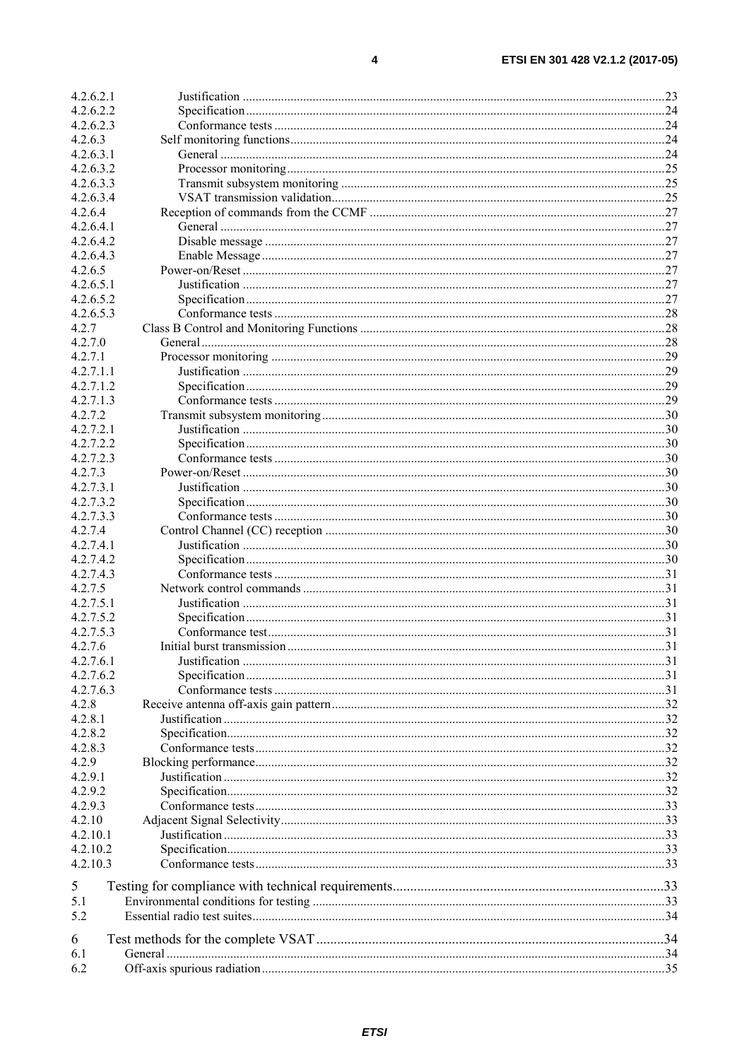4.2.6.2.1 Justification ..........23
4.2.6.2.2 Specification ..........24
4.2.6.2.3 Conformance tests ..........24
4.2.6.3 Self monitoring functions ..........24
4.2.6.3.1 General ..........24
4.2.6.3.2 Processor monitoring ..........25
4.2.6.3.3 Transmit subsystem monitoring ..........25
4.2.6.3.4 VSAT transmission validation ..........25
4.2.6.4 Reception of commands from the CCMF ..........27
4.2.6.4.1 General ..........27
4.2.6.4.2 Disable message ..........27
4.2.6.4.3 Enable Message ..........27
4.2.6.5 Power-on/Reset ..........27
4.2.6.5.1 Justification ..........27
4.2.6.5.2 Specification ..........27
4.2.6.5.3 Conformance tests ..........28
4.2.7 Class B Control and Monitoring Functions ..........28
4.2.7.0 General ..........28
4.2.7.1 Processor monitoring ..........29
4.2.7.1.1 Justification ..........29
4.2.7.1.2 Specification ..........29
4.2.7.1.3 Conformance tests ..........29
4.2.7.2 Transmit subsystem monitoring ..........30
4.2.7.2.1 Justification ..........30
4.2.7.2.2 Specification ..........30
4.2.7.2.3 Conformance tests ..........30
4.2.7.3 Power-on/Reset ..........30
4.2.7.3.1 Justification ..........30
4.2.7.3.2 Specification ..........30
4.2.7.3.3 Conformance tests ..........30
4.2.7.4 Control Channel (CC) reception ..........30
4.2.7.4.1 Justification ..........30
4.2.7.4.2 Specification ..........30
4.2.7.4.3 Conformance tests ..........31
4.2.7.5 Network control commands ..........31
4.2.7.5.1 Justification ..........31
4.2.7.5.2 Specification ..........31
4.2.7.5.3 Conformance test ..........31
4.2.7.6 Initial burst transmission ..........31
4.2.7.6.1 Justification ..........31
4.2.7.6.2 Specification ..........31
4.2.7.6.3 Conformance tests ..........31
4.2.8 Receive antenna off-axis gain pattern ..........32
4.2.8.1 Justification ..........32
4.2.8.2 Specification ..........32
4.2.8.3 Conformance tests ..........32
4.2.9 Blocking performance ..........32
4.2.9.1 Justification ..........32
4.2.9.2 Specification ..........32
4.2.9.3 Conformance tests ..........33
4.2.10 Adjacent Signal Selectivity ..........33
4.2.10.1 Justification ..........33
4.2.10.2 Specification ..........33
4.2.10.3 Conformance tests ..........33

5 Testing for compliance with technical requirements ..........33
5.1 Environmental conditions for testing ..........33
5.2 Essential radio test suites ..........34

6 Test methods for the complete VSAT ..........34
6.1 General ..........34
6.2 Off-axis spurious radiation ..........35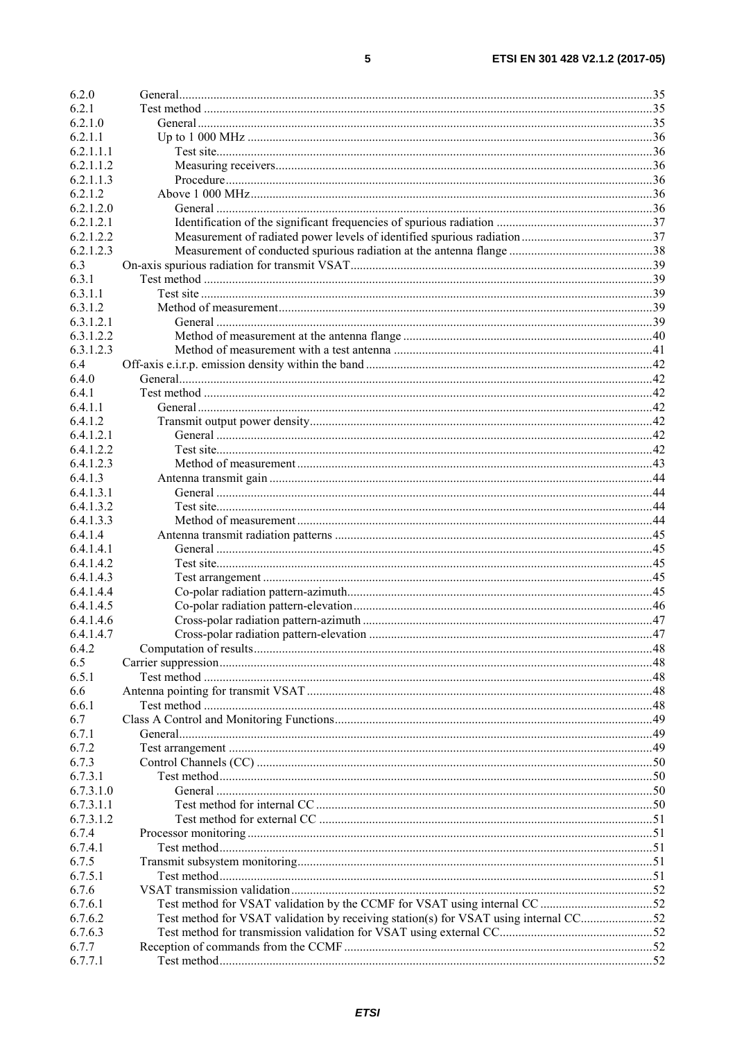6.2.0 General ....................................................................................................................................35
6.2.1 Test method ...............................................................................................................................35
6.2.1.0 General .................................................................................................................................35
6.2.1.1 Up to 1 000 MHz .....................................................................................................................36
6.2.1.1.1 Test site .............................................................................................................................36
6.2.1.1.2 Measuring receivers ..........................................................................................................36
6.2.1.1.3 Procedure ...........................................................................................................................36
6.2.1.2 Above 1 000 MHz ....................................................................................................................36
6.2.1.2.0 General ...............................................................................................................................36
6.2.1.2.1 Identification of the significant frequencies of spurious radiation ....................................37
6.2.1.2.2 Measurement of radiated power levels of identified spurious radiation ............................37
6.2.1.2.3 Measurement of conducted spurious radiation at the antenna flange ................................38
6.3 On-axis spurious radiation for transmit VSAT ..................................................................................39
6.3.1 Test method ...............................................................................................................................39
6.3.1.1 Test site ..................................................................................................................................39
6.3.1.2 Method of measurement ..........................................................................................................39
6.3.1.2.1 General ...............................................................................................................................39
6.3.1.2.2 Method of measurement at the antenna flange ..................................................................40
6.3.1.2.3 Method of measurement with a test antenna .....................................................................41
6.4 Off-axis e.i.r.p. emission density within the band ............................................................................42
6.4.0 General ....................................................................................................................................42
6.4.1 Test method ...............................................................................................................................42
6.4.1.1 General ..................................................................................................................................42
6.4.1.2 Transmit output power density ...............................................................................................42
6.4.1.2.1 General ...............................................................................................................................42
6.4.1.2.2 Test site .............................................................................................................................42
6.4.1.2.3 Method of measurement ...................................................................................................43
6.4.1.3 Antenna transmit gain ............................................................................................................44
6.4.1.3.1 General ...............................................................................................................................44
6.4.1.3.2 Test site .............................................................................................................................44
6.4.1.3.3 Method of measurement ...................................................................................................44
6.4.1.4 Antenna transmit radiation patterns ........................................................................................45
6.4.1.4.1 General ...............................................................................................................................45
6.4.1.4.2 Test site .............................................................................................................................45
6.4.1.4.3 Test arrangement ..............................................................................................................45
6.4.1.4.4 Co-polar radiation pattern-azimuth ....................................................................................45
6.4.1.4.5 Co-polar radiation pattern-elevation ..................................................................................46
6.4.1.4.6 Cross-polar radiation pattern-azimuth ...............................................................................47
6.4.1.4.7 Cross-polar radiation pattern-elevation .............................................................................47
6.4.2 Computation of results ..............................................................................................................48
6.5 Carrier suppression ...........................................................................................................................48
6.5.1 Test method ...............................................................................................................................48
6.6 Antenna pointing for transmit VSAT ...............................................................................................48
6.6.1 Test method ...............................................................................................................................48
6.7 Class A Control and Monitoring Functions ......................................................................................49
6.7.1 General ....................................................................................................................................49
6.7.2 Test arrangement .......................................................................................................................49
6.7.3 Control Channels (CC) ..............................................................................................................50
6.7.3.1 Test method ............................................................................................................................50
6.7.3.1.0 General ...............................................................................................................................50
6.7.3.1.1 Test method for internal CC ..............................................................................................50
6.7.3.1.2 Test method for external CC .............................................................................................51
6.7.4 Processor monitoring .................................................................................................................51
6.7.4.1 Test method ............................................................................................................................51
6.7.5 Transmit subsystem monitoring .................................................................................................51
6.7.5.1 Test method ............................................................................................................................51
6.7.6 VSAT transmission validation ...................................................................................................52
6.7.6.1 Test method for VSAT validation by the CCMF for VSAT using internal CC ...........................52
6.7.6.2 Test method for VSAT validation by receiving station(s) for VSAT using internal CC ..............52
6.7.6.3 Test method for transmission validation for VSAT using external CC .......................................52
6.7.7 Reception of commands from the CCMF ..................................................................................52
6.7.7.1 Test method ............................................................................................................................52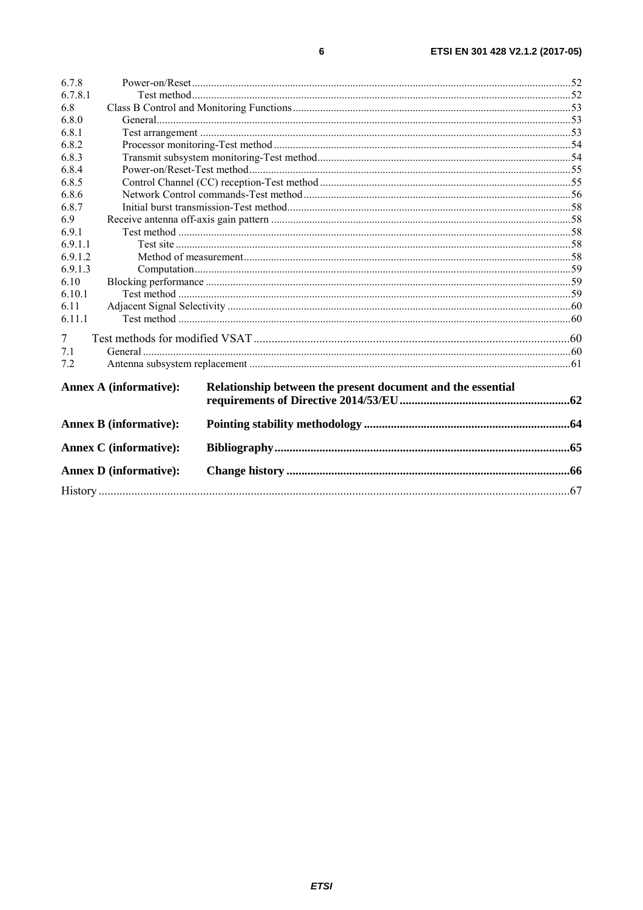6.7.8 Power-on/Reset .....52
6.7.8.1 Test method .....52
6.8 Class B Control and Monitoring Functions .....53
6.8.0 General .....53
6.8.1 Test arrangement .....53
6.8.2 Processor monitoring-Test method .....54
6.8.3 Transmit subsystem monitoring-Test method .....54
6.8.4 Power-on/Reset-Test method .....55
6.8.5 Control Channel (CC) reception-Test method .....55
6.8.6 Network Control commands-Test method .....56
6.8.7 Initial burst transmission-Test method .....58
6.9 Receive antenna off-axis gain pattern .....58
6.9.1 Test method .....58
6.9.1.1 Test site .....58
6.9.1.2 Method of measurement .....58
6.9.1.3 Computation .....59
6.10 Blocking performance .....59
6.10.1 Test method .....59
6.11 Adjacent Signal Selectivity .....60
6.11.1 Test method .....60

7 Test methods for modified VSAT .....60
7.1 General .....60
7.2 Antenna subsystem replacement .....61

**Annex A (informative): Relationship between the present document and the essential requirements of Directive 2014/53/EU .....62**

**Annex B (informative): Pointing stability methodology .....64**

**Annex C (informative): Bibliography .....65**

**Annex D (informative): Change history .....66**

History .....67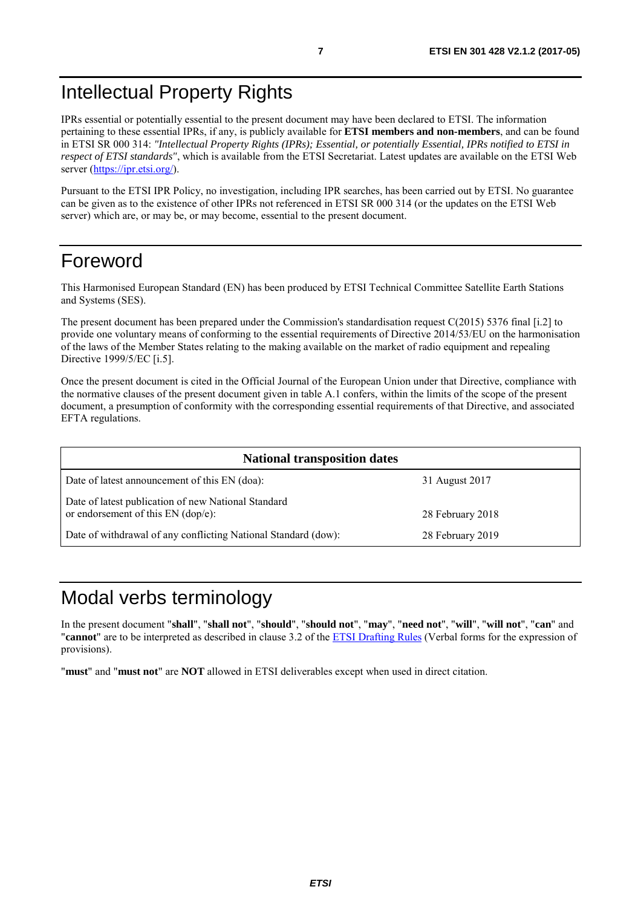# Intellectual Property Rights

IPRs essential or potentially essential to the present document may have been declared to ETSI. The information pertaining to these essential IPRs, if any, is publicly available for **ETSI members and non-members**, and can be found in ETSI SR 000 314: *"Intellectual Property Rights (IPRs); Essential, or potentially Essential, IPRs notified to ETSI in respect of ETSI standards"*, which is available from the ETSI Secretariat. Latest updates are available on the ETSI Web server (https://ipr.etsi.org/).

Pursuant to the ETSI IPR Policy, no investigation, including IPR searches, has been carried out by ETSI. No guarantee can be given as to the existence of other IPRs not referenced in ETSI SR 000 314 (or the updates on the ETSI Web server) which are, or may be, or may become, essential to the present document.

# Foreword

This Harmonised European Standard (EN) has been produced by ETSI Technical Committee Satellite Earth Stations and Systems (SES).

The present document has been prepared under the Commission's standardisation request C(2015) 5376 final [i.2] to provide one voluntary means of conforming to the essential requirements of Directive 2014/53/EU on the harmonisation of the laws of the Member States relating to the making available on the market of radio equipment and repealing Directive 1999/5/EC [i.5].

Once the present document is cited in the Official Journal of the European Union under that Directive, compliance with the normative clauses of the present document given in table A.1 confers, within the limits of the scope of the present document, a presumption of conformity with the corresponding essential requirements of that Directive, and associated EFTA regulations.

| National transposition dates | |
|---|---|
| Date of latest announcement of this EN (doa): | 31 August 2017 |
| Date of latest publication of new National Standard or endorsement of this EN (dop/e): | 28 February 2018 |
| Date of withdrawal of any conflicting National Standard (dow): | 28 February 2019 |

# Modal verbs terminology

In the present document "**shall**", "**shall not**", "**should**", "**should not**", "**may**", "**need not**", "**will**", "**will not**", "**can**" and "**cannot**" are to be interpreted as described in clause 3.2 of the ETSI Drafting Rules (Verbal forms for the expression of provisions).

"**must**" and "**must not**" are **NOT** allowed in ETSI deliverables except when used in direct citation.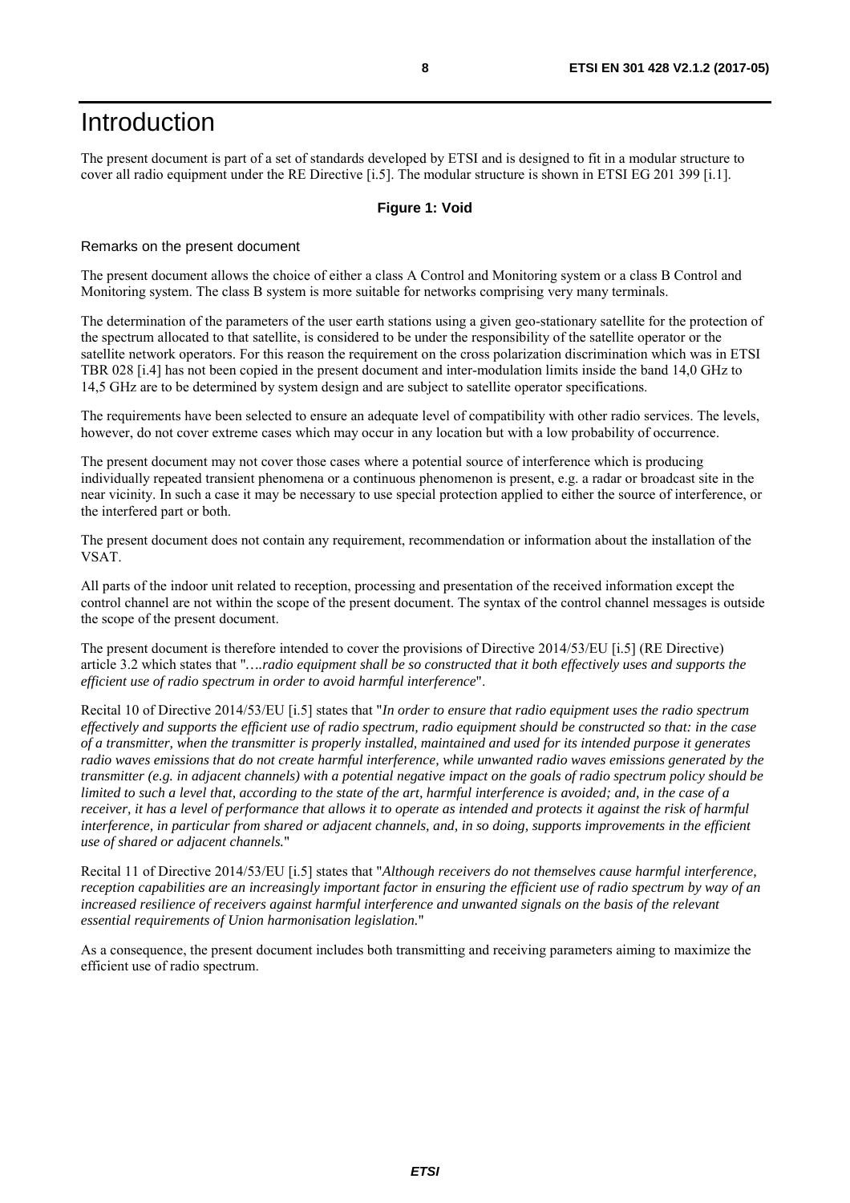# Introduction

The present document is part of a set of standards developed by ETSI and is designed to fit in a modular structure to cover all radio equipment under the RE Directive [i.5]. The modular structure is shown in ETSI EG 201 399 [i.1].

**Figure 1: Void**

Remarks on the present document

The present document allows the choice of either a class A Control and Monitoring system or a class B Control and Monitoring system. The class B system is more suitable for networks comprising very many terminals.

The determination of the parameters of the user earth stations using a given geo-stationary satellite for the protection of the spectrum allocated to that satellite, is considered to be under the responsibility of the satellite operator or the satellite network operators. For this reason the requirement on the cross polarization discrimination which was in ETSI TBR 028 [i.4] has not been copied in the present document and inter-modulation limits inside the band 14,0 GHz to 14,5 GHz are to be determined by system design and are subject to satellite operator specifications.

The requirements have been selected to ensure an adequate level of compatibility with other radio services. The levels, however, do not cover extreme cases which may occur in any location but with a low probability of occurrence.

The present document may not cover those cases where a potential source of interference which is producing individually repeated transient phenomena or a continuous phenomenon is present, e.g. a radar or broadcast site in the near vicinity. In such a case it may be necessary to use special protection applied to either the source of interference, or the interfered part or both.

The present document does not contain any requirement, recommendation or information about the installation of the VSAT.

All parts of the indoor unit related to reception, processing and presentation of the received information except the control channel are not within the scope of the present document. The syntax of the control channel messages is outside the scope of the present document.

The present document is therefore intended to cover the provisions of Directive 2014/53/EU [i.5] (RE Directive) article 3.2 which states that "*….radio equipment shall be so constructed that it both effectively uses and supports the efficient use of radio spectrum in order to avoid harmful interference*".

Recital 10 of Directive 2014/53/EU [i.5] states that "*In order to ensure that radio equipment uses the radio spectrum effectively and supports the efficient use of radio spectrum, radio equipment should be constructed so that: in the case of a transmitter, when the transmitter is properly installed, maintained and used for its intended purpose it generates radio waves emissions that do not create harmful interference, while unwanted radio waves emissions generated by the transmitter (e.g. in adjacent channels) with a potential negative impact on the goals of radio spectrum policy should be limited to such a level that, according to the state of the art, harmful interference is avoided; and, in the case of a receiver, it has a level of performance that allows it to operate as intended and protects it against the risk of harmful interference, in particular from shared or adjacent channels, and, in so doing, supports improvements in the efficient use of shared or adjacent channels.*"

Recital 11 of Directive 2014/53/EU [i.5] states that "*Although receivers do not themselves cause harmful interference, reception capabilities are an increasingly important factor in ensuring the efficient use of radio spectrum by way of an increased resilience of receivers against harmful interference and unwanted signals on the basis of the relevant essential requirements of Union harmonisation legislation.*"

As a consequence, the present document includes both transmitting and receiving parameters aiming to maximize the efficient use of radio spectrum.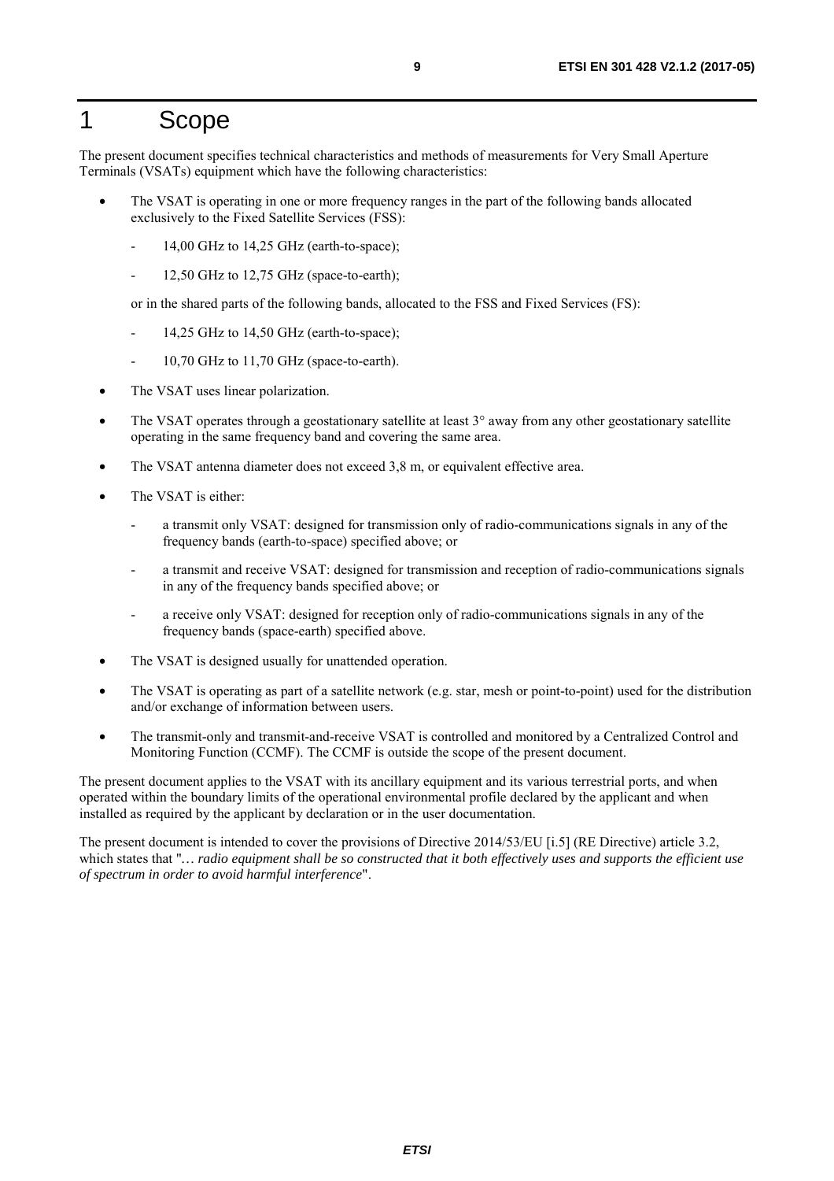# 1 Scope

The present document specifies technical characteristics and methods of measurements for Very Small Aperture Terminals (VSATs) equipment which have the following characteristics:

- The VSAT is operating in one or more frequency ranges in the part of the following bands allocated exclusively to the Fixed Satellite Services (FSS):
  - 14,00 GHz to 14,25 GHz (earth-to-space);
  - 12,50 GHz to 12,75 GHz (space-to-earth);

  or in the shared parts of the following bands, allocated to the FSS and Fixed Services (FS):
  - 14,25 GHz to 14,50 GHz (earth-to-space);
  - 10,70 GHz to 11,70 GHz (space-to-earth).
- The VSAT uses linear polarization.
- The VSAT operates through a geostationary satellite at least 3° away from any other geostationary satellite operating in the same frequency band and covering the same area.
- The VSAT antenna diameter does not exceed 3,8 m, or equivalent effective area.
- The VSAT is either:
  - a transmit only VSAT: designed for transmission only of radio-communications signals in any of the frequency bands (earth-to-space) specified above; or
  - a transmit and receive VSAT: designed for transmission and reception of radio-communications signals in any of the frequency bands specified above; or
  - a receive only VSAT: designed for reception only of radio-communications signals in any of the frequency bands (space-earth) specified above.
- The VSAT is designed usually for unattended operation.
- The VSAT is operating as part of a satellite network (e.g. star, mesh or point-to-point) used for the distribution and/or exchange of information between users.
- The transmit-only and transmit-and-receive VSAT is controlled and monitored by a Centralized Control and Monitoring Function (CCMF). The CCMF is outside the scope of the present document.

The present document applies to the VSAT with its ancillary equipment and its various terrestrial ports, and when operated within the boundary limits of the operational environmental profile declared by the applicant and when installed as required by the applicant by declaration or in the user documentation.

The present document is intended to cover the provisions of Directive 2014/53/EU [i.5] (RE Directive) article 3.2, which states that "*… radio equipment shall be so constructed that it both effectively uses and supports the efficient use of spectrum in order to avoid harmful interference*".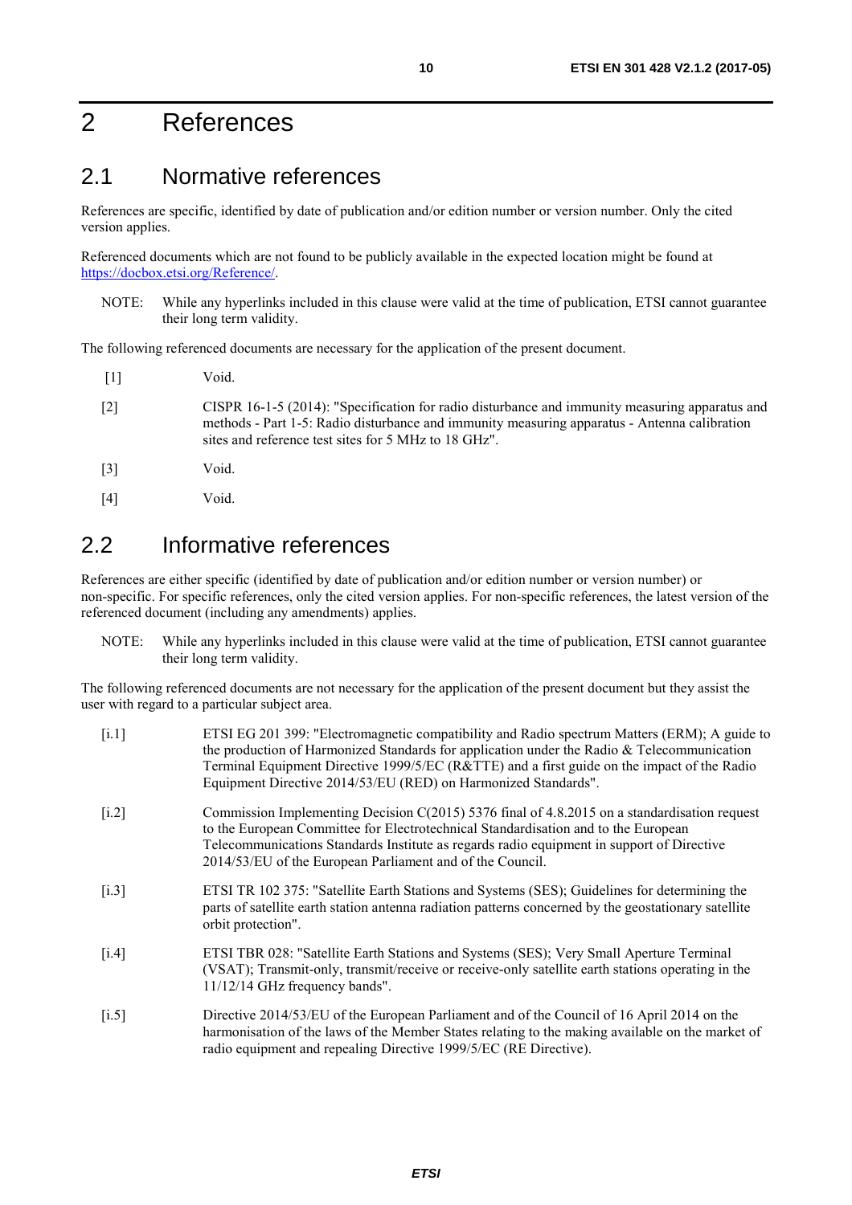# 2 References

## 2.1 Normative references

References are specific, identified by date of publication and/or edition number or version number. Only the cited version applies.

Referenced documents which are not found to be publicly available in the expected location might be found at https://docbox.etsi.org/Reference/.

NOTE: While any hyperlinks included in this clause were valid at the time of publication, ETSI cannot guarantee their long term validity.

The following referenced documents are necessary for the application of the present document.

[1] Void.

[2] CISPR 16-1-5 (2014): "Specification for radio disturbance and immunity measuring apparatus and methods - Part 1-5: Radio disturbance and immunity measuring apparatus - Antenna calibration sites and reference test sites for 5 MHz to 18 GHz".

[3] Void.

[4] Void.

## 2.2 Informative references

References are either specific (identified by date of publication and/or edition number or version number) or non-specific. For specific references, only the cited version applies. For non-specific references, the latest version of the referenced document (including any amendments) applies.

NOTE: While any hyperlinks included in this clause were valid at the time of publication, ETSI cannot guarantee their long term validity.

The following referenced documents are not necessary for the application of the present document but they assist the user with regard to a particular subject area.

[i.1] ETSI EG 201 399: "Electromagnetic compatibility and Radio spectrum Matters (ERM); A guide to the production of Harmonized Standards for application under the Radio & Telecommunication Terminal Equipment Directive 1999/5/EC (R&TTE) and a first guide on the impact of the Radio Equipment Directive 2014/53/EU (RED) on Harmonized Standards".

[i.2] Commission Implementing Decision C(2015) 5376 final of 4.8.2015 on a standardisation request to the European Committee for Electrotechnical Standardisation and to the European Telecommunications Standards Institute as regards radio equipment in support of Directive 2014/53/EU of the European Parliament and of the Council.

[i.3] ETSI TR 102 375: "Satellite Earth Stations and Systems (SES); Guidelines for determining the parts of satellite earth station antenna radiation patterns concerned by the geostationary satellite orbit protection".

[i.4] ETSI TBR 028: "Satellite Earth Stations and Systems (SES); Very Small Aperture Terminal (VSAT); Transmit-only, transmit/receive or receive-only satellite earth stations operating in the 11/12/14 GHz frequency bands".

[i.5] Directive 2014/53/EU of the European Parliament and of the Council of 16 April 2014 on the harmonisation of the laws of the Member States relating to the making available on the market of radio equipment and repealing Directive 1999/5/EC (RE Directive).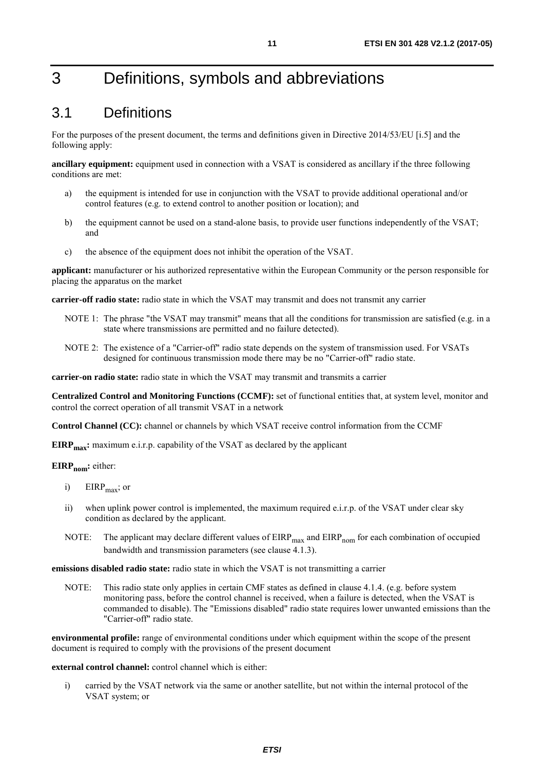# 3 Definitions, symbols and abbreviations

## 3.1 Definitions

For the purposes of the present document, the terms and definitions given in Directive 2014/53/EU [i.5] and the following apply:

**ancillary equipment:** equipment used in connection with a VSAT is considered as ancillary if the three following conditions are met:

a) the equipment is intended for use in conjunction with the VSAT to provide additional operational and/or control features (e.g. to extend control to another position or location); and

b) the equipment cannot be used on a stand-alone basis, to provide user functions independently of the VSAT; and

c) the absence of the equipment does not inhibit the operation of the VSAT.

**applicant:** manufacturer or his authorized representative within the European Community or the person responsible for placing the apparatus on the market

**carrier-off radio state:** radio state in which the VSAT may transmit and does not transmit any carrier

NOTE 1: The phrase "the VSAT may transmit" means that all the conditions for transmission are satisfied (e.g. in a state where transmissions are permitted and no failure detected).

NOTE 2: The existence of a "Carrier-off" radio state depends on the system of transmission used. For VSATs designed for continuous transmission mode there may be no "Carrier-off" radio state.

**carrier-on radio state:** radio state in which the VSAT may transmit and transmits a carrier

**Centralized Control and Monitoring Functions (CCMF):** set of functional entities that, at system level, monitor and control the correct operation of all transmit VSAT in a network

**Control Channel (CC):** channel or channels by which VSAT receive control information from the CCMF

**$EIRP_{max}$:** maximum e.i.r.p. capability of the VSAT as declared by the applicant

**$EIRP_{nom}$:** either:

i) $EIRP_{max}$; or

ii) when uplink power control is implemented, the maximum required e.i.r.p. of the VSAT under clear sky condition as declared by the applicant.

NOTE: The applicant may declare different values of $EIRP_{max}$ and $EIRP_{nom}$ for each combination of occupied bandwidth and transmission parameters (see clause 4.1.3).

**emissions disabled radio state:** radio state in which the VSAT is not transmitting a carrier

NOTE: This radio state only applies in certain CMF states as defined in clause 4.1.4. (e.g. before system monitoring pass, before the control channel is received, when a failure is detected, when the VSAT is commanded to disable). The "Emissions disabled" radio state requires lower unwanted emissions than the "Carrier-off" radio state.

**environmental profile:** range of environmental conditions under which equipment within the scope of the present document is required to comply with the provisions of the present document

**external control channel:** control channel which is either:

i) carried by the VSAT network via the same or another satellite, but not within the internal protocol of the VSAT system; or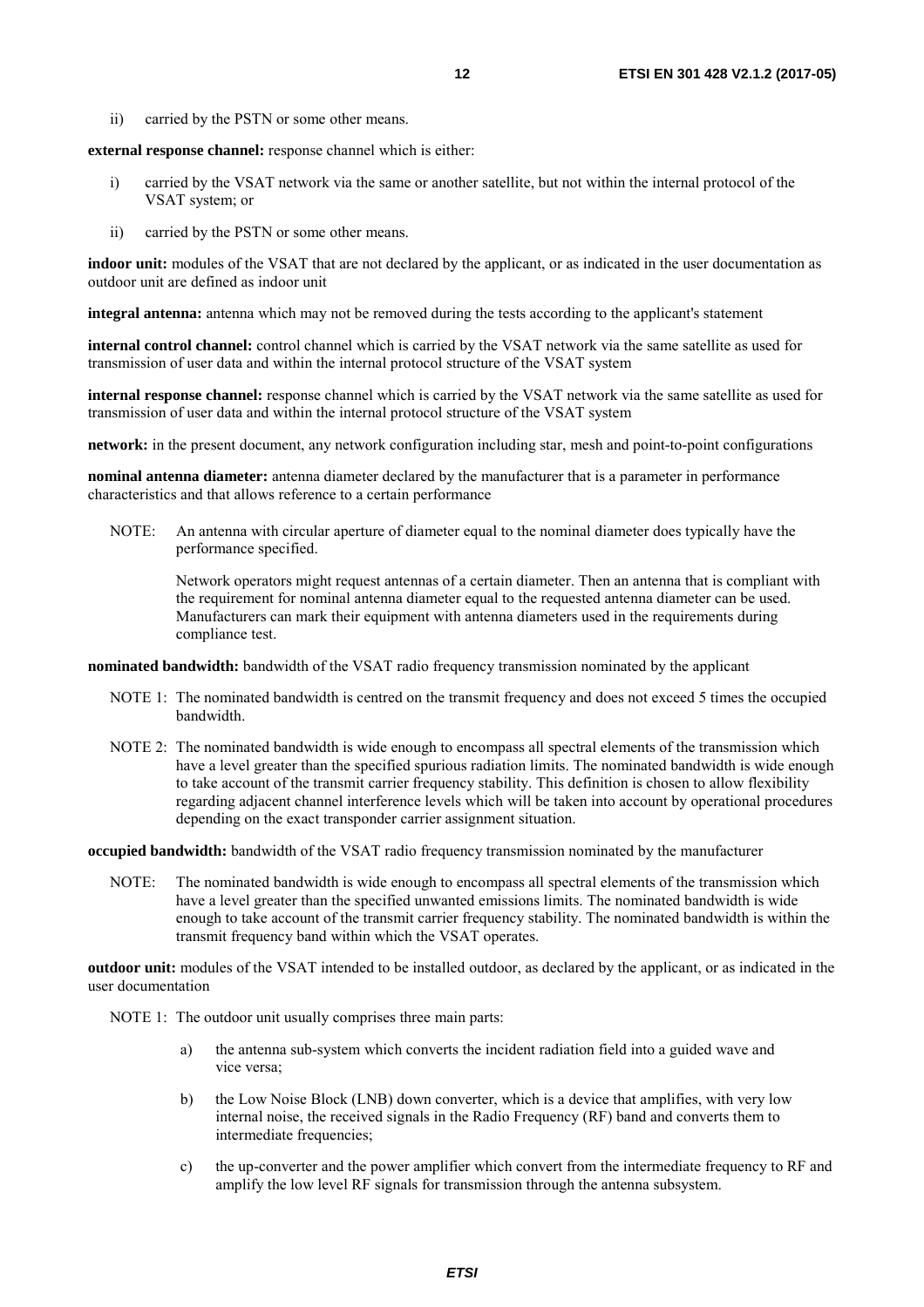ii) carried by the PSTN or some other means.

**external response channel:** response channel which is either:

i) carried by the VSAT network via the same or another satellite, but not within the internal protocol of the VSAT system; or

ii) carried by the PSTN or some other means.

**indoor unit:** modules of the VSAT that are not declared by the applicant, or as indicated in the user documentation as outdoor unit are defined as indoor unit

**integral antenna:** antenna which may not be removed during the tests according to the applicant's statement

**internal control channel:** control channel which is carried by the VSAT network via the same satellite as used for transmission of user data and within the internal protocol structure of the VSAT system

**internal response channel:** response channel which is carried by the VSAT network via the same satellite as used for transmission of user data and within the internal protocol structure of the VSAT system

**network:** in the present document, any network configuration including star, mesh and point-to-point configurations

**nominal antenna diameter:** antenna diameter declared by the manufacturer that is a parameter in performance characteristics and that allows reference to a certain performance

NOTE: An antenna with circular aperture of diameter equal to the nominal diameter does typically have the performance specified.

Network operators might request antennas of a certain diameter. Then an antenna that is compliant with the requirement for nominal antenna diameter equal to the requested antenna diameter can be used. Manufacturers can mark their equipment with antenna diameters used in the requirements during compliance test.

**nominated bandwidth:** bandwidth of the VSAT radio frequency transmission nominated by the applicant

NOTE 1: The nominated bandwidth is centred on the transmit frequency and does not exceed 5 times the occupied bandwidth.

NOTE 2: The nominated bandwidth is wide enough to encompass all spectral elements of the transmission which have a level greater than the specified spurious radiation limits. The nominated bandwidth is wide enough to take account of the transmit carrier frequency stability. This definition is chosen to allow flexibility regarding adjacent channel interference levels which will be taken into account by operational procedures depending on the exact transponder carrier assignment situation.

**occupied bandwidth:** bandwidth of the VSAT radio frequency transmission nominated by the manufacturer

NOTE: The nominated bandwidth is wide enough to encompass all spectral elements of the transmission which have a level greater than the specified unwanted emissions limits. The nominated bandwidth is wide enough to take account of the transmit carrier frequency stability. The nominated bandwidth is within the transmit frequency band within which the VSAT operates.

**outdoor unit:** modules of the VSAT intended to be installed outdoor, as declared by the applicant, or as indicated in the user documentation

NOTE 1: The outdoor unit usually comprises three main parts:

a) the antenna sub-system which converts the incident radiation field into a guided wave and vice versa;

b) the Low Noise Block (LNB) down converter, which is a device that amplifies, with very low internal noise, the received signals in the Radio Frequency (RF) band and converts them to intermediate frequencies;

c) the up-converter and the power amplifier which convert from the intermediate frequency to RF and amplify the low level RF signals for transmission through the antenna subsystem.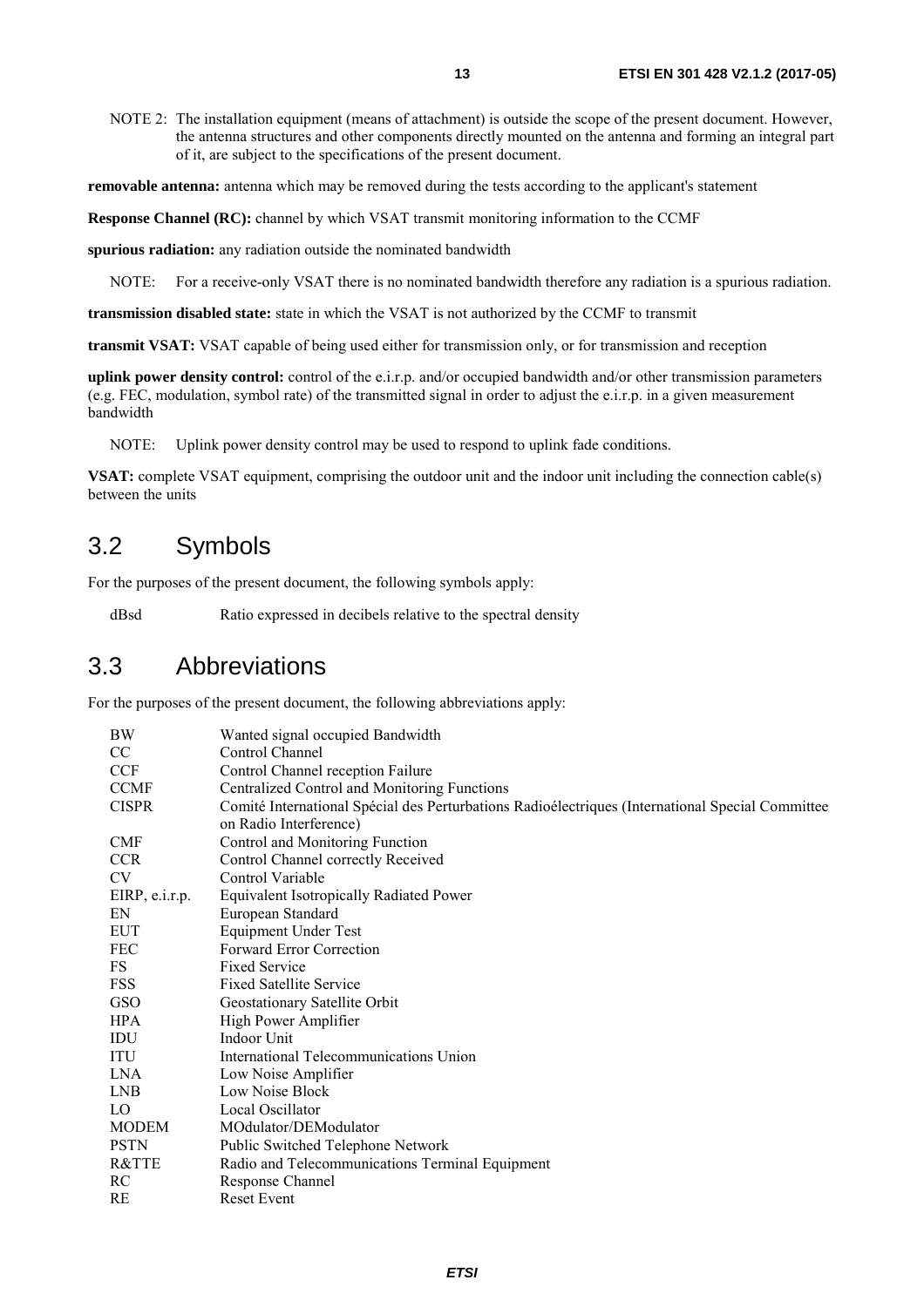NOTE 2: The installation equipment (means of attachment) is outside the scope of the present document. However, the antenna structures and other components directly mounted on the antenna and forming an integral part of it, are subject to the specifications of the present document.

**removable antenna:** antenna which may be removed during the tests according to the applicant's statement

**Response Channel (RC):** channel by which VSAT transmit monitoring information to the CCMF

**spurious radiation:** any radiation outside the nominated bandwidth

NOTE: For a receive-only VSAT there is no nominated bandwidth therefore any radiation is a spurious radiation.

**transmission disabled state:** state in which the VSAT is not authorized by the CCMF to transmit

**transmit VSAT:** VSAT capable of being used either for transmission only, or for transmission and reception

**uplink power density control:** control of the e.i.r.p. and/or occupied bandwidth and/or other transmission parameters (e.g. FEC, modulation, symbol rate) of the transmitted signal in order to adjust the e.i.r.p. in a given measurement bandwidth

NOTE: Uplink power density control may be used to respond to uplink fade conditions.

**VSAT:** complete VSAT equipment, comprising the outdoor unit and the indoor unit including the connection cable(s) between the units

## 3.2 Symbols

For the purposes of the present document, the following symbols apply:

| | |
|---|---|
| dBsd | Ratio expressed in decibels relative to the spectral density |

## 3.3 Abbreviations

For the purposes of the present document, the following abbreviations apply:

| | |
|---|---|
| BW | Wanted signal occupied Bandwidth |
| CC | Control Channel |
| CCF | Control Channel reception Failure |
| CCMF | Centralized Control and Monitoring Functions |
| CISPR | Comité International Spécial des Perturbations Radioélectriques (International Special Committee on Radio Interference) |
| CMF | Control and Monitoring Function |
| CCR | Control Channel correctly Received |
| CV | Control Variable |
| EIRP, e.i.r.p. | Equivalent Isotropically Radiated Power |
| EN | European Standard |
| EUT | Equipment Under Test |
| FEC | Forward Error Correction |
| FS | Fixed Service |
| FSS | Fixed Satellite Service |
| GSO | Geostationary Satellite Orbit |
| HPA | High Power Amplifier |
| IDU | Indoor Unit |
| ITU | International Telecommunications Union |
| LNA | Low Noise Amplifier |
| LNB | Low Noise Block |
| LO | Local Oscillator |
| MODEM | MOdulator/DEModulator |
| PSTN | Public Switched Telephone Network |
| R&TTE | Radio and Telecommunications Terminal Equipment |
| RC | Response Channel |
| RE | Reset Event |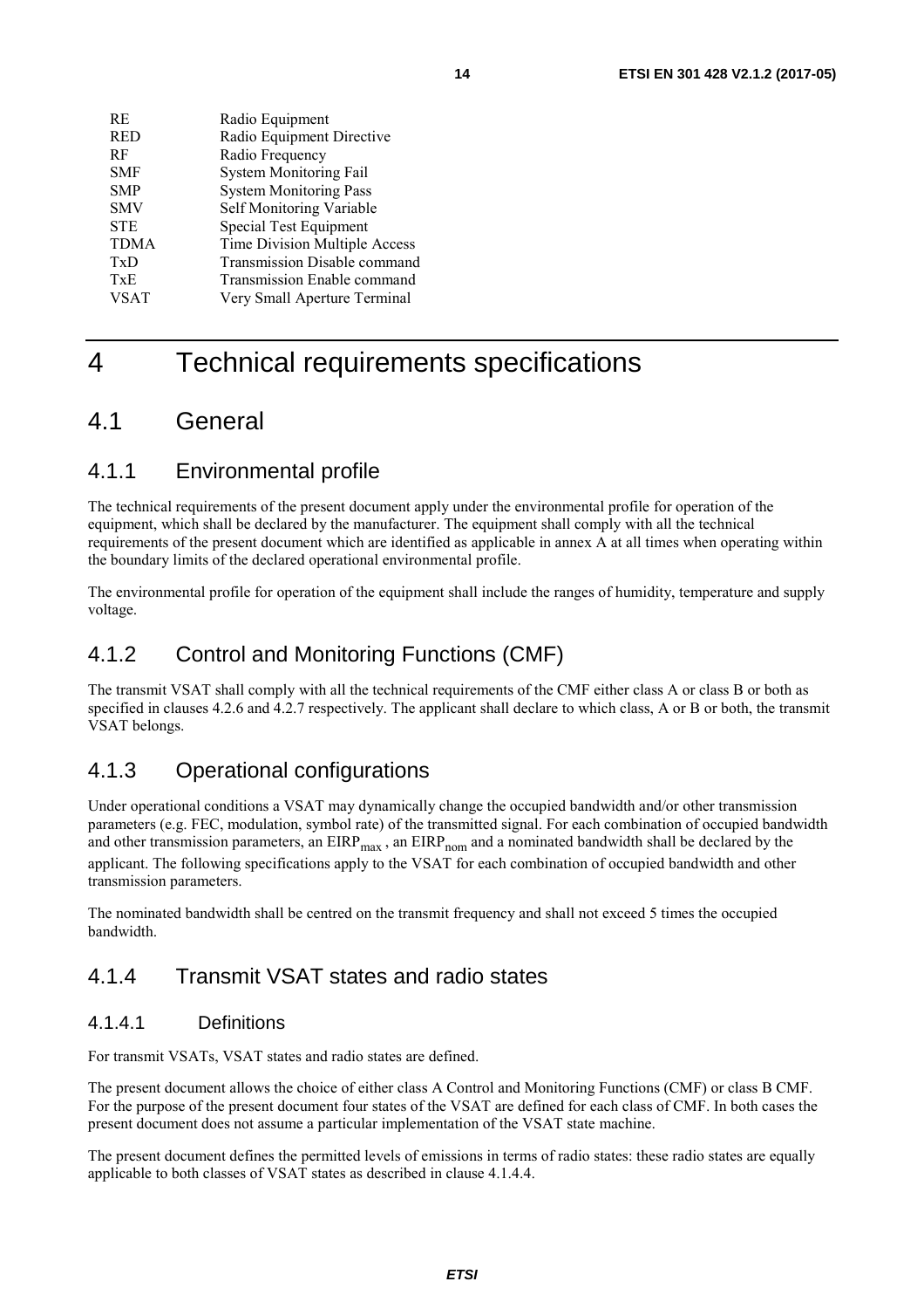| | |
|---|---|
| RE | Radio Equipment |
| RED | Radio Equipment Directive |
| RF | Radio Frequency |
| SMF | System Monitoring Fail |
| SMP | System Monitoring Pass |
| SMV | Self Monitoring Variable |
| STE | Special Test Equipment |
| TDMA | Time Division Multiple Access |
| TxD | Transmission Disable command |
| TxE | Transmission Enable command |
| VSAT | Very Small Aperture Terminal |

# 4 Technical requirements specifications

## 4.1 General

### 4.1.1 Environmental profile

The technical requirements of the present document apply under the environmental profile for operation of the equipment, which shall be declared by the manufacturer. The equipment shall comply with all the technical requirements of the present document which are identified as applicable in annex A at all times when operating within the boundary limits of the declared operational environmental profile.

The environmental profile for operation of the equipment shall include the ranges of humidity, temperature and supply voltage.

### 4.1.2 Control and Monitoring Functions (CMF)

The transmit VSAT shall comply with all the technical requirements of the CMF either class A or class B or both as specified in clauses 4.2.6 and 4.2.7 respectively. The applicant shall declare to which class, A or B or both, the transmit VSAT belongs.

### 4.1.3 Operational configurations

Under operational conditions a VSAT may dynamically change the occupied bandwidth and/or other transmission parameters (e.g. FEC, modulation, symbol rate) of the transmitted signal. For each combination of occupied bandwidth and other transmission parameters, an $EIRP_{max}$ , an $EIRP_{nom}$ and a nominated bandwidth shall be declared by the applicant. The following specifications apply to the VSAT for each combination of occupied bandwidth and other transmission parameters.

The nominated bandwidth shall be centred on the transmit frequency and shall not exceed 5 times the occupied bandwidth.

### 4.1.4 Transmit VSAT states and radio states

#### 4.1.4.1 Definitions

For transmit VSATs, VSAT states and radio states are defined.

The present document allows the choice of either class A Control and Monitoring Functions (CMF) or class B CMF. For the purpose of the present document four states of the VSAT are defined for each class of CMF. In both cases the present document does not assume a particular implementation of the VSAT state machine.

The present document defines the permitted levels of emissions in terms of radio states: these radio states are equally applicable to both classes of VSAT states as described in clause 4.1.4.4.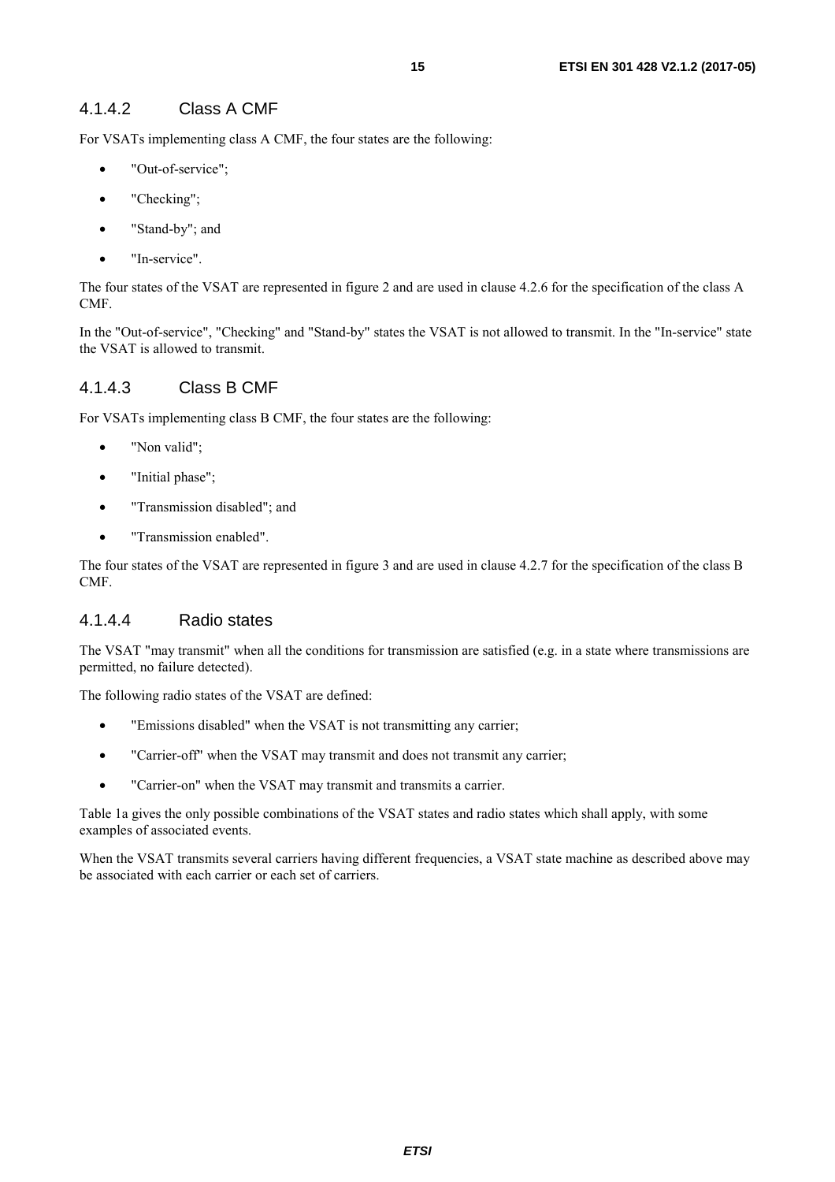#### 4.1.4.2 Class A CMF

For VSATs implementing class A CMF, the four states are the following:

- "Out-of-service";
- "Checking";
- "Stand-by"; and
- "In-service".

The four states of the VSAT are represented in figure 2 and are used in clause 4.2.6 for the specification of the class A CMF.

In the "Out-of-service", "Checking" and "Stand-by" states the VSAT is not allowed to transmit. In the "In-service" state the VSAT is allowed to transmit.

#### 4.1.4.3 Class B CMF

For VSATs implementing class B CMF, the four states are the following:

- "Non valid";
- "Initial phase";
- "Transmission disabled"; and
- "Transmission enabled".

The four states of the VSAT are represented in figure 3 and are used in clause 4.2.7 for the specification of the class B CMF.

#### 4.1.4.4 Radio states

The VSAT "may transmit" when all the conditions for transmission are satisfied (e.g. in a state where transmissions are permitted, no failure detected).

The following radio states of the VSAT are defined:

- "Emissions disabled" when the VSAT is not transmitting any carrier;
- "Carrier-off" when the VSAT may transmit and does not transmit any carrier;
- "Carrier-on" when the VSAT may transmit and transmits a carrier.

Table 1a gives the only possible combinations of the VSAT states and radio states which shall apply, with some examples of associated events.

When the VSAT transmits several carriers having different frequencies, a VSAT state machine as described above may be associated with each carrier or each set of carriers.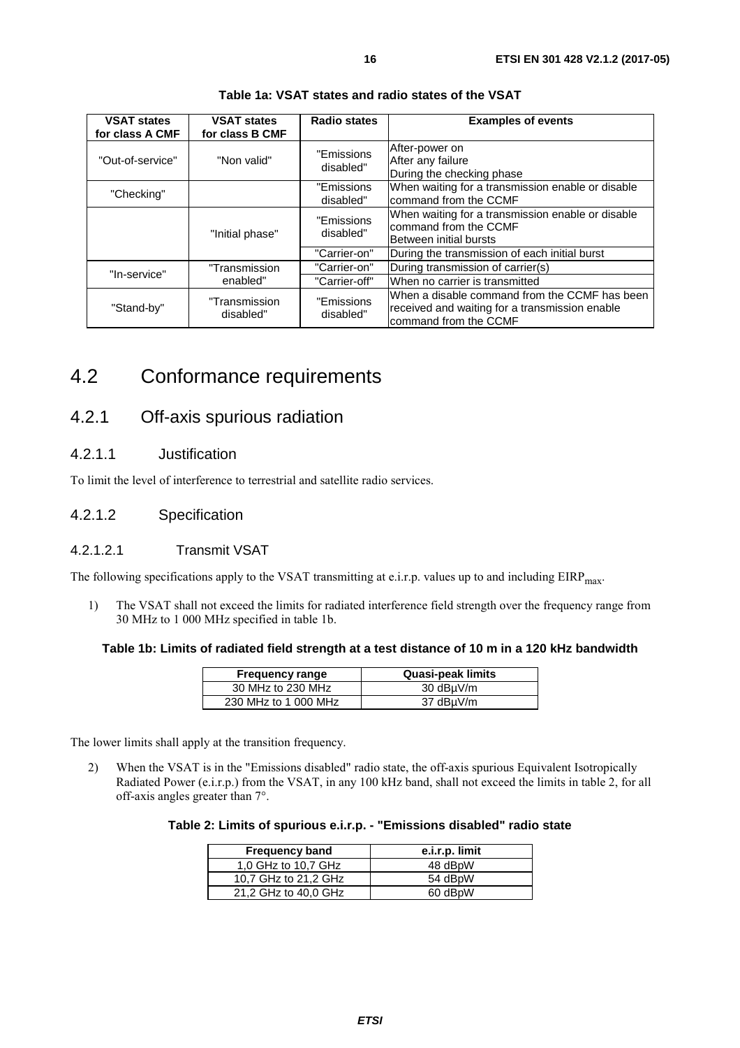**Table 1a: VSAT states and radio states of the VSAT**

| VSAT states for class A CMF | VSAT states for class B CMF | Radio states | Examples of events |
|---|---|---|---|
| "Out-of-service" | "Non valid" | "Emissions disabled" | After-power on<br>After any failure<br>During the checking phase |
| "Checking" | | "Emissions disabled" | When waiting for a transmission enable or disable command from the CCMF |
| | "Initial phase" | "Emissions disabled" | When waiting for a transmission enable or disable command from the CCMF<br>Between initial bursts |
| | | "Carrier-on" | During the transmission of each initial burst |
| "In-service" | "Transmission enabled" | "Carrier-on" | During transmission of carrier(s) |
| | | "Carrier-off" | When no carrier is transmitted |
| "Stand-by" | "Transmission disabled" | "Emissions disabled" | When a disable command from the CCMF has been received and waiting for a transmission enable command from the CCMF |

## 4.2 Conformance requirements

### 4.2.1 Off-axis spurious radiation

#### 4.2.1.1 Justification

To limit the level of interference to terrestrial and satellite radio services.

#### 4.2.1.2 Specification

##### 4.2.1.2.1 Transmit VSAT

The following specifications apply to the VSAT transmitting at e.i.r.p. values up to and including $EIRP_{max}$.

1) The VSAT shall not exceed the limits for radiated interference field strength over the frequency range from 30 MHz to 1 000 MHz specified in table 1b.

**Table 1b: Limits of radiated field strength at a test distance of 10 m in a 120 kHz bandwidth**

| Frequency range | Quasi-peak limits |
|---|---|
| 30 MHz to 230 MHz | 30 dBµV/m |
| 230 MHz to 1 000 MHz | 37 dBµV/m |

The lower limits shall apply at the transition frequency.

2) When the VSAT is in the "Emissions disabled" radio state, the off-axis spurious Equivalent Isotropically Radiated Power (e.i.r.p.) from the VSAT, in any 100 kHz band, shall not exceed the limits in table 2, for all off-axis angles greater than 7°.

**Table 2: Limits of spurious e.i.r.p. - "Emissions disabled" radio state**

| Frequency band | e.i.r.p. limit |
|---|---|
| 1,0 GHz to 10,7 GHz | 48 dBpW |
| 10,7 GHz to 21,2 GHz | 54 dBpW |
| 21,2 GHz to 40,0 GHz | 60 dBpW |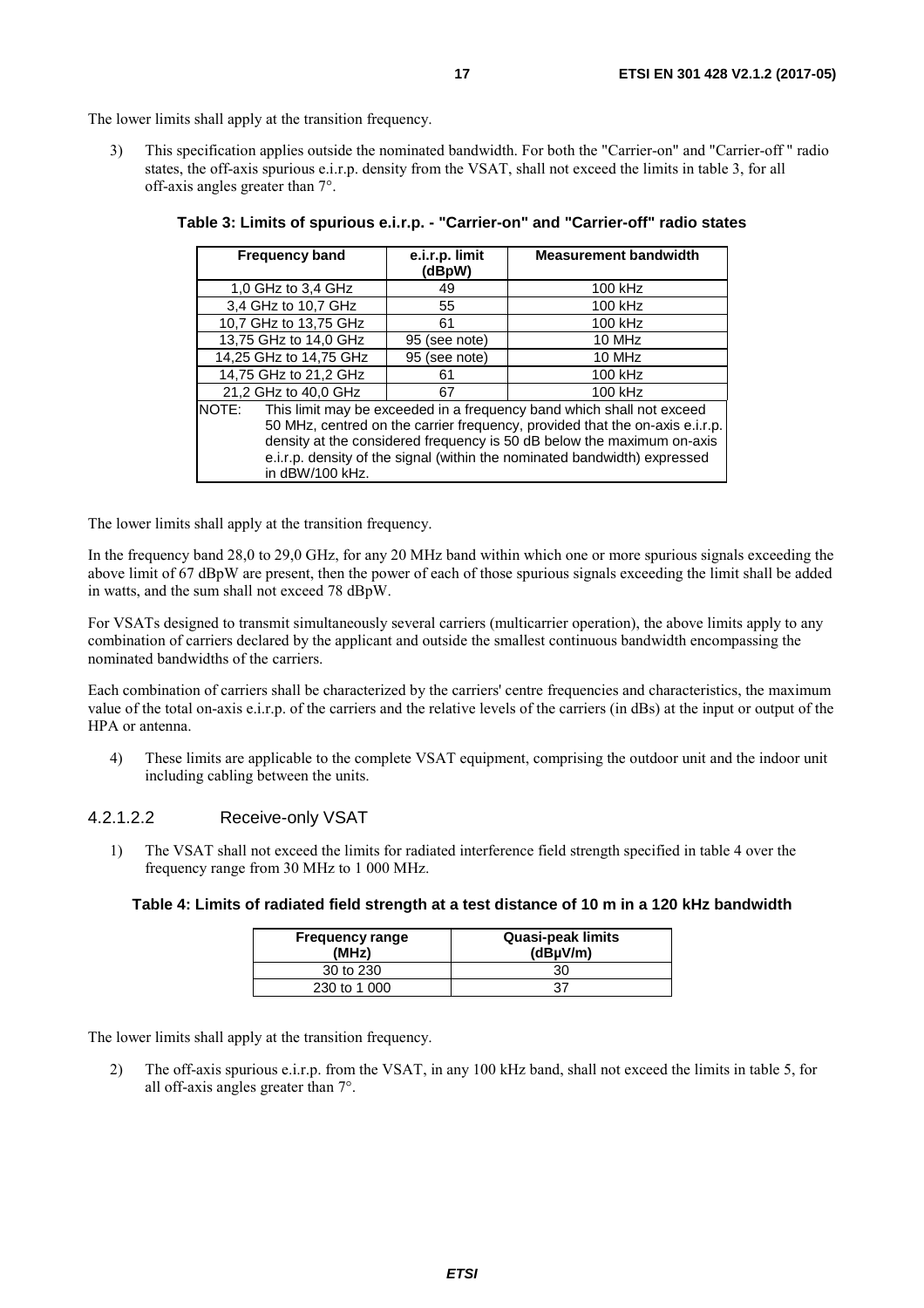The lower limits shall apply at the transition frequency.

3) This specification applies outside the nominated bandwidth. For both the "Carrier-on" and "Carrier-off " radio states, the off-axis spurious e.i.r.p. density from the VSAT, shall not exceed the limits in table 3, for all off-axis angles greater than 7°.

**Table 3: Limits of spurious e.i.r.p. - "Carrier-on" and "Carrier-off" radio states**

| Frequency band | e.i.r.p. limit (dBpW) | Measurement bandwidth |
|---|---|---|
| 1,0 GHz to 3,4 GHz | 49 | 100 kHz |
| 3,4 GHz to 10,7 GHz | 55 | 100 kHz |
| 10,7 GHz to 13,75 GHz | 61 | 100 kHz |
| 13,75 GHz to 14,0 GHz | 95 (see note) | 10 MHz |
| 14,25 GHz to 14,75 GHz | 95 (see note) | 10 MHz |
| 14,75 GHz to 21,2 GHz | 61 | 100 kHz |
| 21,2 GHz to 40,0 GHz | 67 | 100 kHz |
| NOTE: This limit may be exceeded in a frequency band which shall not exceed 50 MHz, centred on the carrier frequency, provided that the on-axis e.i.r.p. density at the considered frequency is 50 dB below the maximum on-axis e.i.r.p. density of the signal (within the nominated bandwidth) expressed in dBW/100 kHz. | | |

The lower limits shall apply at the transition frequency.

In the frequency band 28,0 to 29,0 GHz, for any 20 MHz band within which one or more spurious signals exceeding the above limit of 67 dBpW are present, then the power of each of those spurious signals exceeding the limit shall be added in watts, and the sum shall not exceed 78 dBpW.

For VSATs designed to transmit simultaneously several carriers (multicarrier operation), the above limits apply to any combination of carriers declared by the applicant and outside the smallest continuous bandwidth encompassing the nominated bandwidths of the carriers.

Each combination of carriers shall be characterized by the carriers' centre frequencies and characteristics, the maximum value of the total on-axis e.i.r.p. of the carriers and the relative levels of the carriers (in dBs) at the input or output of the HPA or antenna.

4) These limits are applicable to the complete VSAT equipment, comprising the outdoor unit and the indoor unit including cabling between the units.

#### 4.2.1.2.2 Receive-only VSAT

1) The VSAT shall not exceed the limits for radiated interference field strength specified in table 4 over the frequency range from 30 MHz to 1 000 MHz.

**Table 4: Limits of radiated field strength at a test distance of 10 m in a 120 kHz bandwidth**

| Frequency range (MHz) | Quasi-peak limits (dBμV/m) |
|---|---|
| 30 to 230 | 30 |
| 230 to 1 000 | 37 |

The lower limits shall apply at the transition frequency.

2) The off-axis spurious e.i.r.p. from the VSAT, in any 100 kHz band, shall not exceed the limits in table 5, for all off-axis angles greater than 7°.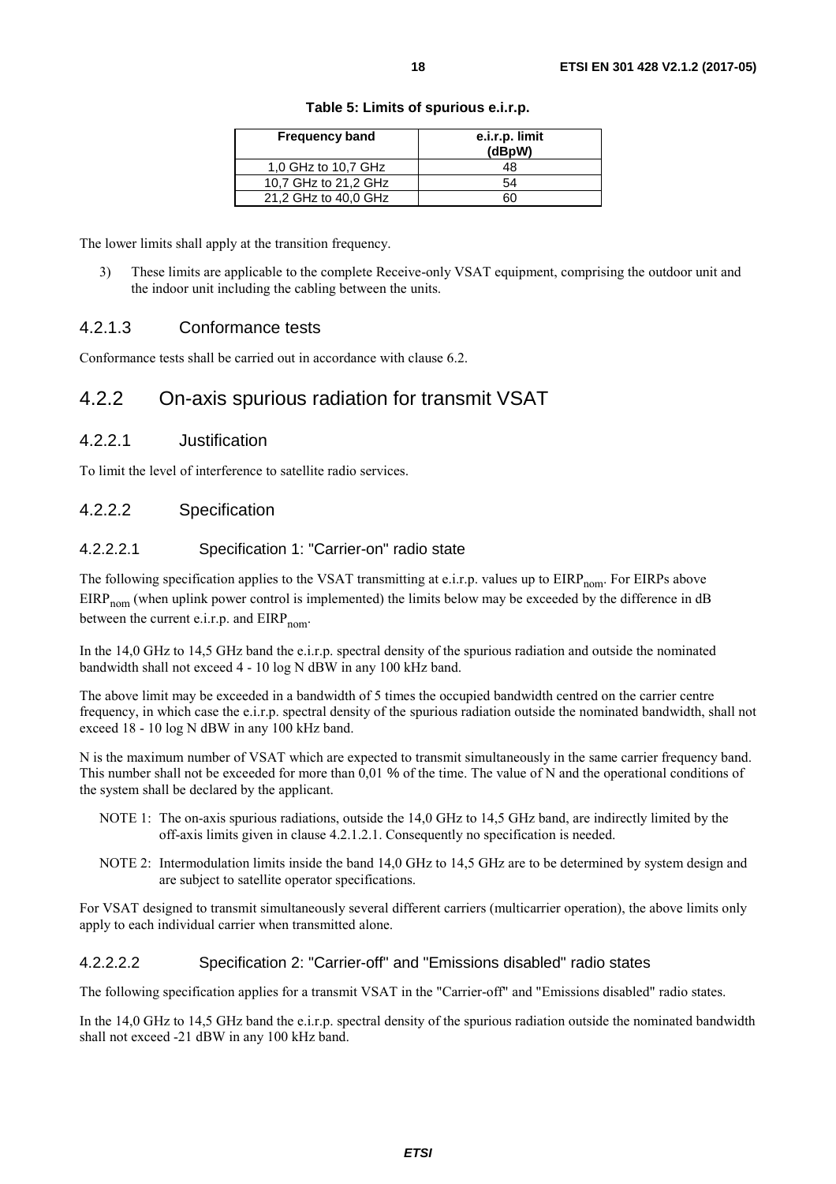**Table 5: Limits of spurious e.i.r.p.**

| Frequency band | e.i.r.p. limit (dBpW) |
|---|---|
| 1,0 GHz to 10,7 GHz | 48 |
| 10,7 GHz to 21,2 GHz | 54 |
| 21,2 GHz to 40,0 GHz | 60 |

The lower limits shall apply at the transition frequency.

3) These limits are applicable to the complete Receive-only VSAT equipment, comprising the outdoor unit and the indoor unit including the cabling between the units.

#### 4.2.1.3 Conformance tests

Conformance tests shall be carried out in accordance with clause 6.2.

### 4.2.2 On-axis spurious radiation for transmit VSAT

#### 4.2.2.1 Justification

To limit the level of interference to satellite radio services.

#### 4.2.2.2 Specification

##### 4.2.2.2.1 Specification 1: "Carrier-on" radio state

The following specification applies to the VSAT transmitting at e.i.r.p. values up to $EIRP_{nom}$. For EIRPs above $EIRP_{nom}$ (when uplink power control is implemented) the limits below may be exceeded by the difference in dB between the current e.i.r.p. and $EIRP_{nom}$.

In the 14,0 GHz to 14,5 GHz band the e.i.r.p. spectral density of the spurious radiation and outside the nominated bandwidth shall not exceed 4 - 10 log N dBW in any 100 kHz band.

The above limit may be exceeded in a bandwidth of 5 times the occupied bandwidth centred on the carrier centre frequency, in which case the e.i.r.p. spectral density of the spurious radiation outside the nominated bandwidth, shall not exceed 18 - 10 log N dBW in any 100 kHz band.

N is the maximum number of VSAT which are expected to transmit simultaneously in the same carrier frequency band. This number shall not be exceeded for more than 0,01 % of the time. The value of N and the operational conditions of the system shall be declared by the applicant.

NOTE 1: The on-axis spurious radiations, outside the 14,0 GHz to 14,5 GHz band, are indirectly limited by the off-axis limits given in clause 4.2.1.2.1. Consequently no specification is needed.

NOTE 2: Intermodulation limits inside the band 14,0 GHz to 14,5 GHz are to be determined by system design and are subject to satellite operator specifications.

For VSAT designed to transmit simultaneously several different carriers (multicarrier operation), the above limits only apply to each individual carrier when transmitted alone.

##### 4.2.2.2.2 Specification 2: "Carrier-off" and "Emissions disabled" radio states

The following specification applies for a transmit VSAT in the "Carrier-off" and "Emissions disabled" radio states.

In the 14,0 GHz to 14,5 GHz band the e.i.r.p. spectral density of the spurious radiation outside the nominated bandwidth shall not exceed -21 dBW in any 100 kHz band.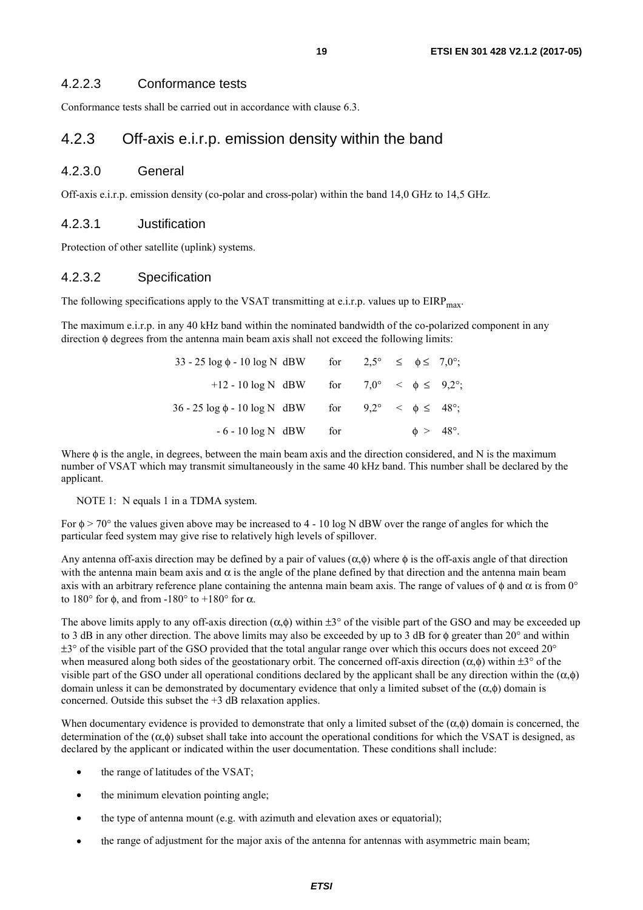### 4.2.2.3 Conformance tests

Conformance tests shall be carried out in accordance with clause 6.3.

## 4.2.3 Off-axis e.i.r.p. emission density within the band

### 4.2.3.0 General

Off-axis e.i.r.p. emission density (co-polar and cross-polar) within the band 14,0 GHz to 14,5 GHz.

### 4.2.3.1 Justification

Protection of other satellite (uplink) systems.

### 4.2.3.2 Specification

The following specifications apply to the VSAT transmitting at e.i.r.p. values up to $EIRP_{max}$.

The maximum e.i.r.p. in any 40 kHz band within the nominated bandwidth of the co-polarized component in any direction $\phi$ degrees from the antenna main beam axis shall not exceed the following limits:

| | | |
|---|---|---|
| $33 - 25 \log \phi - 10 \log N$ dBW | for | $2{,}5° \leq \phi \leq 7{,}0°$; |
| $+12 - 10 \log N$ dBW | for | $7{,}0° < \phi \leq 9{,}2°$; |
| $36 - 25 \log \phi - 10 \log N$ dBW | for | $9{,}2° < \phi \leq 48°$; |
| $- 6 - 10 \log N$ dBW | for | $\phi > 48°$. |

Where $\phi$ is the angle, in degrees, between the main beam axis and the direction considered, and N is the maximum number of VSAT which may transmit simultaneously in the same 40 kHz band. This number shall be declared by the applicant.

NOTE 1: N equals 1 in a TDMA system.

For $\phi > 70°$ the values given above may be increased to $4 - 10 \log N$ dBW over the range of angles for which the particular feed system may give rise to relatively high levels of spillover.

Any antenna off-axis direction may be defined by a pair of values $(\alpha,\phi)$ where $\phi$ is the off-axis angle of that direction with the antenna main beam axis and $\alpha$ is the angle of the plane defined by that direction and the antenna main beam axis with an arbitrary reference plane containing the antenna main beam axis. The range of values of $\phi$ and $\alpha$ is from 0° to 180° for $\phi$, and from -180° to +180° for $\alpha$.

The above limits apply to any off-axis direction $(\alpha,\phi)$ within ±3° of the visible part of the GSO and may be exceeded up to 3 dB in any other direction. The above limits may also be exceeded by up to 3 dB for $\phi$ greater than 20° and within ±3° of the visible part of the GSO provided that the total angular range over which this occurs does not exceed 20° when measured along both sides of the geostationary orbit. The concerned off-axis direction $(\alpha,\phi)$ within ±3° of the visible part of the GSO under all operational conditions declared by the applicant shall be any direction within the $(\alpha,\phi)$ domain unless it can be demonstrated by documentary evidence that only a limited subset of the $(\alpha,\phi)$ domain is concerned. Outside this subset the +3 dB relaxation applies.

When documentary evidence is provided to demonstrate that only a limited subset of the $(\alpha,\phi)$ domain is concerned, the determination of the $(\alpha,\phi)$ subset shall take into account the operational conditions for which the VSAT is designed, as declared by the applicant or indicated within the user documentation. These conditions shall include:

- the range of latitudes of the VSAT;
- the minimum elevation pointing angle;
- the type of antenna mount (e.g. with azimuth and elevation axes or equatorial);
- the range of adjustment for the major axis of the antenna for antennas with asymmetric main beam;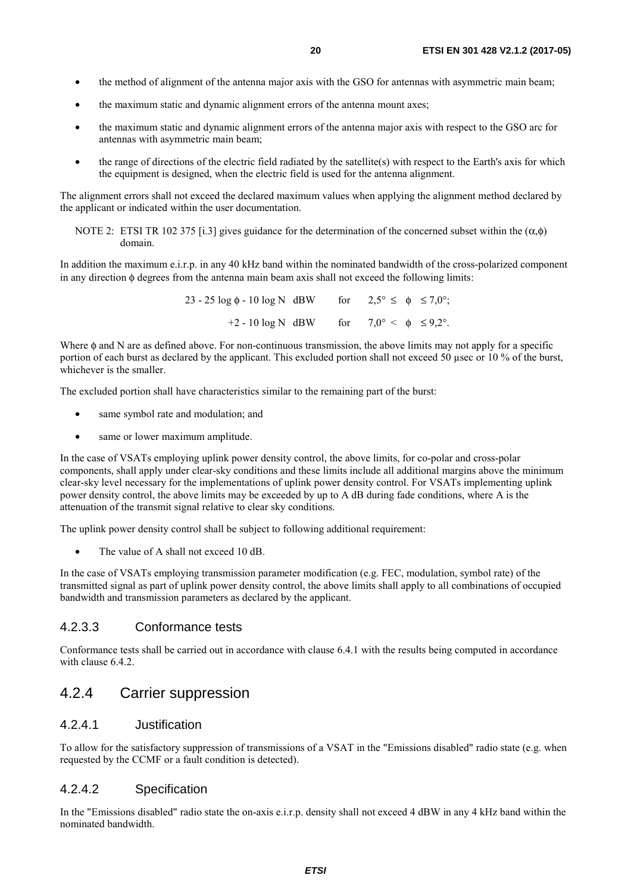- the method of alignment of the antenna major axis with the GSO for antennas with asymmetric main beam;
- the maximum static and dynamic alignment errors of the antenna mount axes;
- the maximum static and dynamic alignment errors of the antenna major axis with respect to the GSO arc for antennas with asymmetric main beam;
- the range of directions of the electric field radiated by the satellite(s) with respect to the Earth's axis for which the equipment is designed, when the electric field is used for the antenna alignment.

The alignment errors shall not exceed the declared maximum values when applying the alignment method declared by the applicant or indicated within the user documentation.

NOTE 2: ETSI TR 102 375 [i.3] gives guidance for the determination of the concerned subset within the $(\alpha,\phi)$ domain.

In addition the maximum e.i.r.p. in any 40 kHz band within the nominated bandwidth of the cross-polarized component in any direction $\phi$ degrees from the antenna main beam axis shall not exceed the following limits:

$$23 - 25 \log \phi - 10 \log N \text{ dBW} \quad \text{for} \quad 2{,}5° \leq \phi \leq 7{,}0°;$$

$$+2 - 10 \log N \text{ dBW} \quad \text{for} \quad 7{,}0° < \phi \leq 9{,}2°.$$

Where $\phi$ and N are as defined above. For non-continuous transmission, the above limits may not apply for a specific portion of each burst as declared by the applicant. This excluded portion shall not exceed 50 µsec or 10 % of the burst, whichever is the smaller.

The excluded portion shall have characteristics similar to the remaining part of the burst:

- same symbol rate and modulation; and
- same or lower maximum amplitude.

In the case of VSATs employing uplink power density control, the above limits, for co-polar and cross-polar components, shall apply under clear-sky conditions and these limits include all additional margins above the minimum clear-sky level necessary for the implementations of uplink power density control. For VSATs implementing uplink power density control, the above limits may be exceeded by up to A dB during fade conditions, where A is the attenuation of the transmit signal relative to clear sky conditions.

The uplink power density control shall be subject to following additional requirement:

- The value of A shall not exceed 10 dB.

In the case of VSATs employing transmission parameter modification (e.g. FEC, modulation, symbol rate) of the transmitted signal as part of uplink power density control, the above limits shall apply to all combinations of occupied bandwidth and transmission parameters as declared by the applicant.

#### 4.2.3.3 Conformance tests

Conformance tests shall be carried out in accordance with clause 6.4.1 with the results being computed in accordance with clause 6.4.2.

### 4.2.4 Carrier suppression

#### 4.2.4.1 Justification

To allow for the satisfactory suppression of transmissions of a VSAT in the "Emissions disabled" radio state (e.g. when requested by the CCMF or a fault condition is detected).

#### 4.2.4.2 Specification

In the "Emissions disabled" radio state the on-axis e.i.r.p. density shall not exceed 4 dBW in any 4 kHz band within the nominated bandwidth.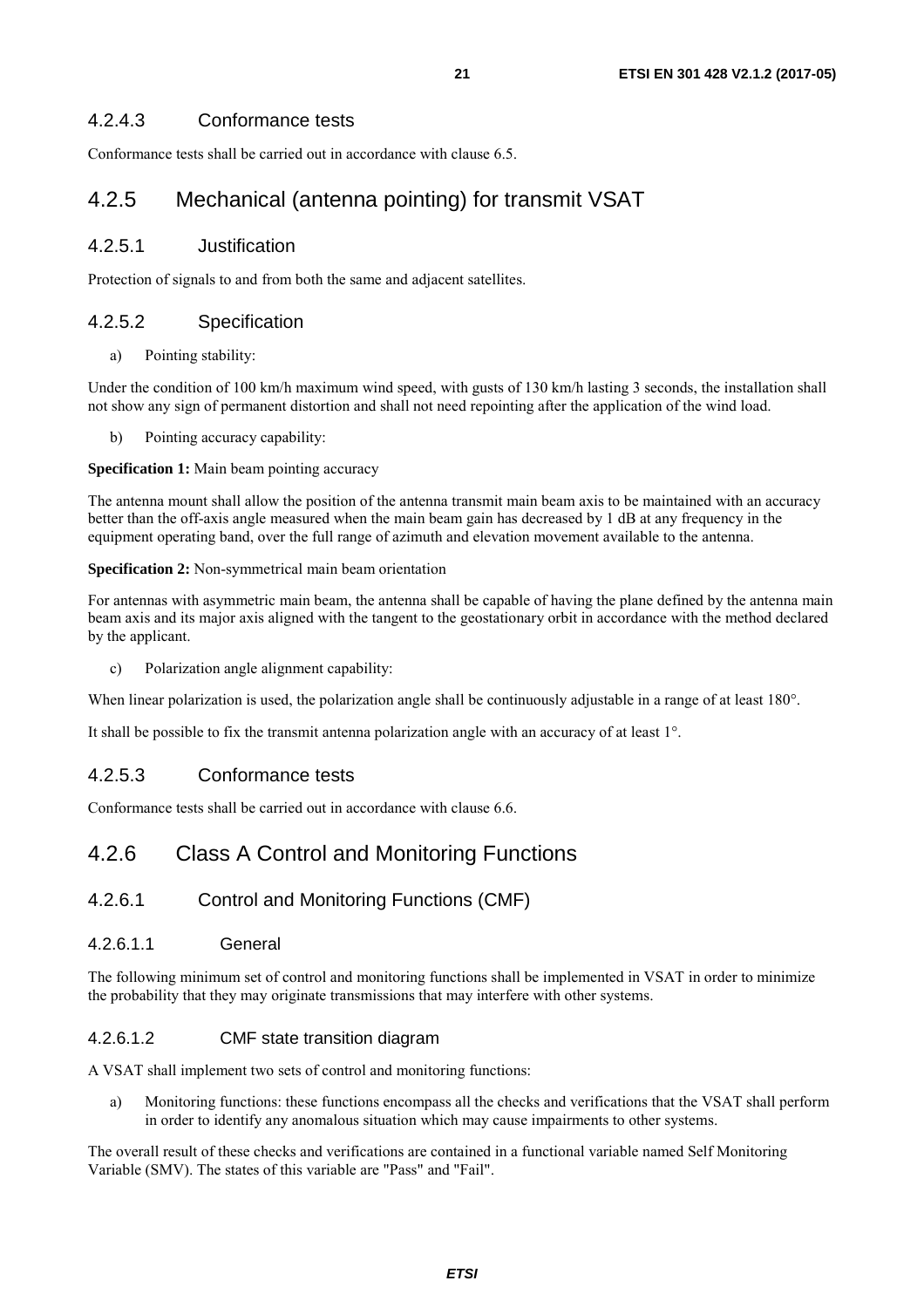### 4.2.4.3 Conformance tests

Conformance tests shall be carried out in accordance with clause 6.5.

## 4.2.5 Mechanical (antenna pointing) for transmit VSAT

### 4.2.5.1 Justification

Protection of signals to and from both the same and adjacent satellites.

### 4.2.5.2 Specification

a) Pointing stability:

Under the condition of 100 km/h maximum wind speed, with gusts of 130 km/h lasting 3 seconds, the installation shall not show any sign of permanent distortion and shall not need repointing after the application of the wind load.

b) Pointing accuracy capability:

**Specification 1:** Main beam pointing accuracy

The antenna mount shall allow the position of the antenna transmit main beam axis to be maintained with an accuracy better than the off-axis angle measured when the main beam gain has decreased by 1 dB at any frequency in the equipment operating band, over the full range of azimuth and elevation movement available to the antenna.

**Specification 2:** Non-symmetrical main beam orientation

For antennas with asymmetric main beam, the antenna shall be capable of having the plane defined by the antenna main beam axis and its major axis aligned with the tangent to the geostationary orbit in accordance with the method declared by the applicant.

c) Polarization angle alignment capability:

When linear polarization is used, the polarization angle shall be continuously adjustable in a range of at least 180°.

It shall be possible to fix the transmit antenna polarization angle with an accuracy of at least 1°.

### 4.2.5.3 Conformance tests

Conformance tests shall be carried out in accordance with clause 6.6.

## 4.2.6 Class A Control and Monitoring Functions

### 4.2.6.1 Control and Monitoring Functions (CMF)

#### 4.2.6.1.1 General

The following minimum set of control and monitoring functions shall be implemented in VSAT in order to minimize the probability that they may originate transmissions that may interfere with other systems.

#### 4.2.6.1.2 CMF state transition diagram

A VSAT shall implement two sets of control and monitoring functions:

a) Monitoring functions: these functions encompass all the checks and verifications that the VSAT shall perform in order to identify any anomalous situation which may cause impairments to other systems.

The overall result of these checks and verifications are contained in a functional variable named Self Monitoring Variable (SMV). The states of this variable are "Pass" and "Fail".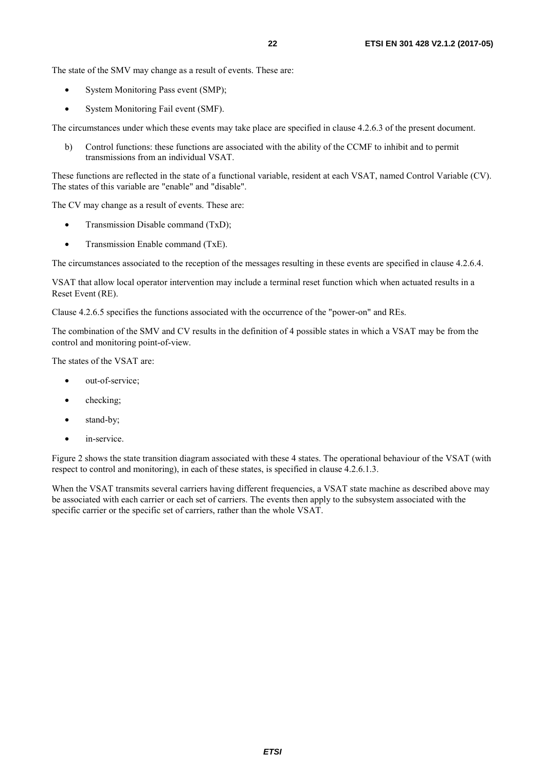The state of the SMV may change as a result of events. These are:

- System Monitoring Pass event (SMP);
- System Monitoring Fail event (SMF).

The circumstances under which these events may take place are specified in clause 4.2.6.3 of the present document.

b) Control functions: these functions are associated with the ability of the CCMF to inhibit and to permit transmissions from an individual VSAT.

These functions are reflected in the state of a functional variable, resident at each VSAT, named Control Variable (CV). The states of this variable are "enable" and "disable".

The CV may change as a result of events. These are:

- Transmission Disable command (TxD);
- Transmission Enable command (TxE).

The circumstances associated to the reception of the messages resulting in these events are specified in clause 4.2.6.4.

VSAT that allow local operator intervention may include a terminal reset function which when actuated results in a Reset Event (RE).

Clause 4.2.6.5 specifies the functions associated with the occurrence of the "power-on" and REs.

The combination of the SMV and CV results in the definition of 4 possible states in which a VSAT may be from the control and monitoring point-of-view.

The states of the VSAT are:

- out-of-service;
- checking;
- stand-by;
- in-service.

Figure 2 shows the state transition diagram associated with these 4 states. The operational behaviour of the VSAT (with respect to control and monitoring), in each of these states, is specified in clause 4.2.6.1.3.

When the VSAT transmits several carriers having different frequencies, a VSAT state machine as described above may be associated with each carrier or each set of carriers. The events then apply to the subsystem associated with the specific carrier or the specific set of carriers, rather than the whole VSAT.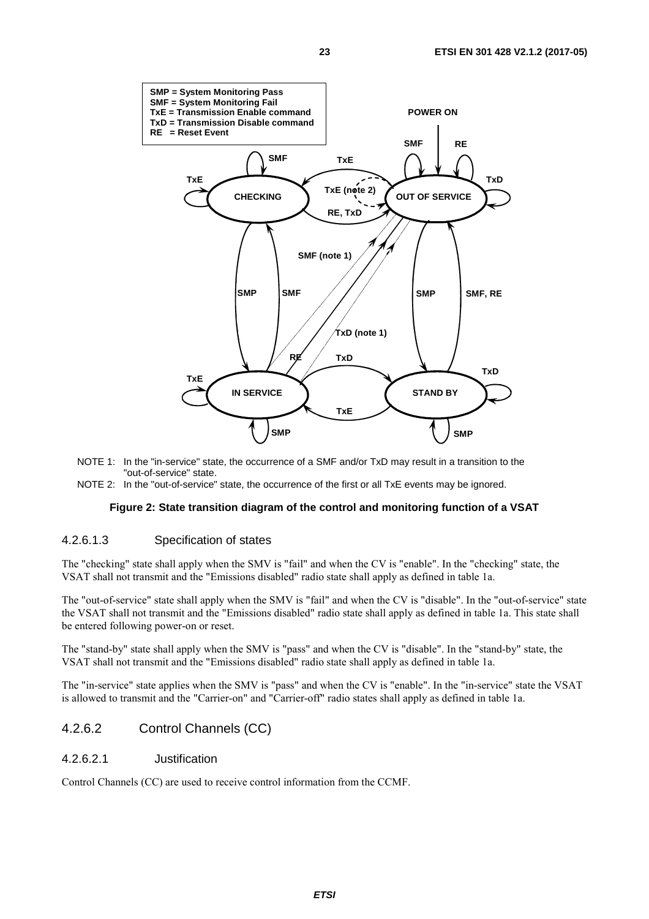NOTE 1: In the "in-service" state, the occurrence of a SMF and/or TxD may result in a transition to the "out-of-service" state.

NOTE 2: In the "out-of-service" state, the occurrence of the first or all TxE events may be ignored.

**Figure 2: State transition diagram of the control and monitoring function of a VSAT**

#### 4.2.6.1.3 Specification of states

The "checking" state shall apply when the SMV is "fail" and when the CV is "enable". In the "checking" state, the VSAT shall not transmit and the "Emissions disabled" radio state shall apply as defined in table 1a.

The "out-of-service" state shall apply when the SMV is "fail" and when the CV is "disable". In the "out-of-service" state the VSAT shall not transmit and the "Emissions disabled" radio state shall apply as defined in table 1a. This state shall be entered following power-on or reset.

The "stand-by" state shall apply when the SMV is "pass" and when the CV is "disable". In the "stand-by" state, the VSAT shall not transmit and the "Emissions disabled" radio state shall apply as defined in table 1a.

The "in-service" state applies when the SMV is "pass" and when the CV is "enable". In the "in-service" state the VSAT is allowed to transmit and the "Carrier-on" and "Carrier-off" radio states shall apply as defined in table 1a.

### 4.2.6.2 Control Channels (CC)

#### 4.2.6.2.1 Justification

Control Channels (CC) are used to receive control information from the CCMF.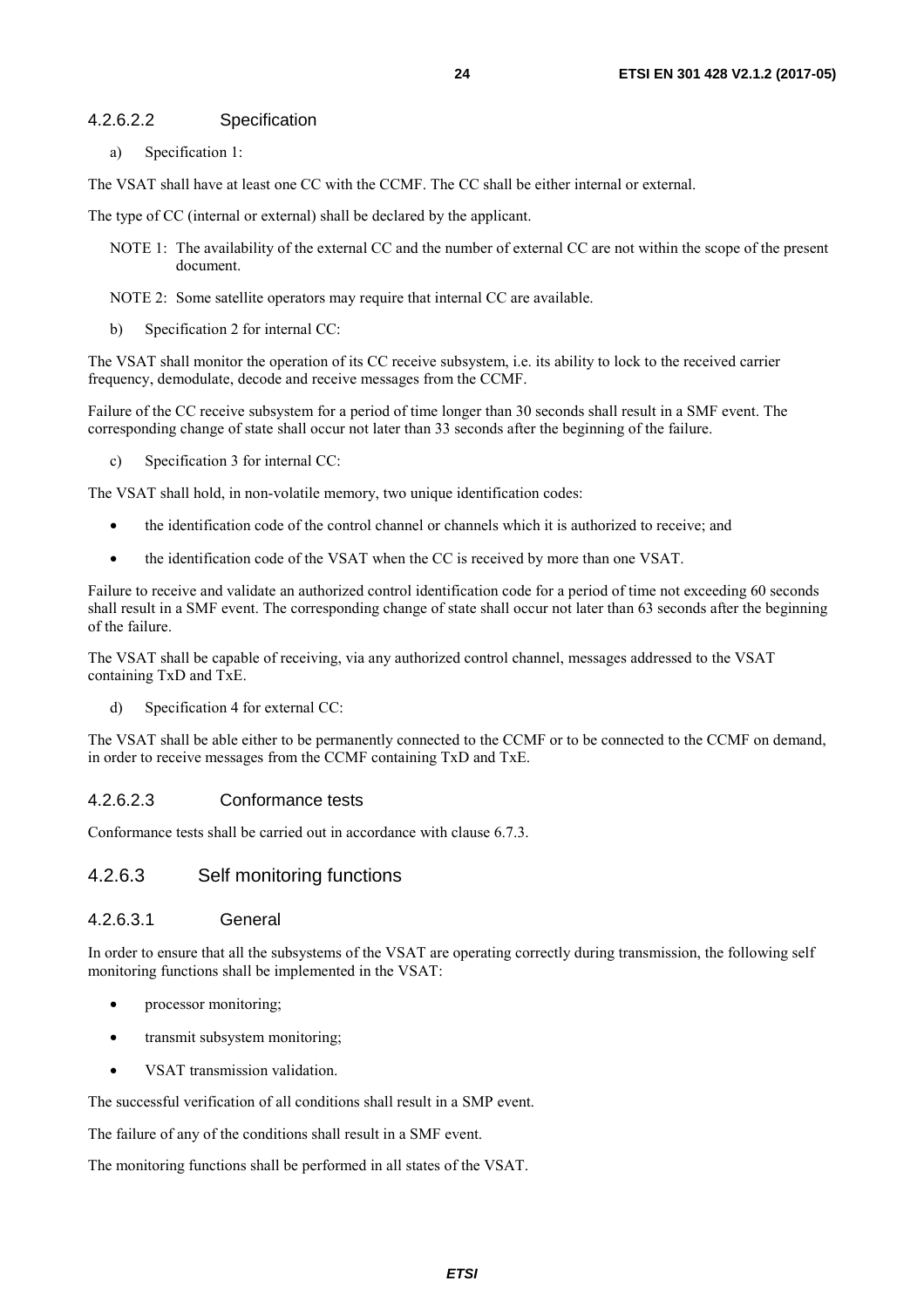#### 4.2.6.2.2 Specification

a) Specification 1:

The VSAT shall have at least one CC with the CCMF. The CC shall be either internal or external.

The type of CC (internal or external) shall be declared by the applicant.

NOTE 1: The availability of the external CC and the number of external CC are not within the scope of the present document.

NOTE 2: Some satellite operators may require that internal CC are available.

b) Specification 2 for internal CC:

The VSAT shall monitor the operation of its CC receive subsystem, i.e. its ability to lock to the received carrier frequency, demodulate, decode and receive messages from the CCMF.

Failure of the CC receive subsystem for a period of time longer than 30 seconds shall result in a SMF event. The corresponding change of state shall occur not later than 33 seconds after the beginning of the failure.

c) Specification 3 for internal CC:

The VSAT shall hold, in non-volatile memory, two unique identification codes:

- the identification code of the control channel or channels which it is authorized to receive; and
- the identification code of the VSAT when the CC is received by more than one VSAT.

Failure to receive and validate an authorized control identification code for a period of time not exceeding 60 seconds shall result in a SMF event. The corresponding change of state shall occur not later than 63 seconds after the beginning of the failure.

The VSAT shall be capable of receiving, via any authorized control channel, messages addressed to the VSAT containing TxD and TxE.

d) Specification 4 for external CC:

The VSAT shall be able either to be permanently connected to the CCMF or to be connected to the CCMF on demand, in order to receive messages from the CCMF containing TxD and TxE.

#### 4.2.6.2.3 Conformance tests

Conformance tests shall be carried out in accordance with clause 6.7.3.

### 4.2.6.3 Self monitoring functions

#### 4.2.6.3.1 General

In order to ensure that all the subsystems of the VSAT are operating correctly during transmission, the following self monitoring functions shall be implemented in the VSAT:

- processor monitoring;
- transmit subsystem monitoring;
- VSAT transmission validation.

The successful verification of all conditions shall result in a SMP event.

The failure of any of the conditions shall result in a SMF event.

The monitoring functions shall be performed in all states of the VSAT.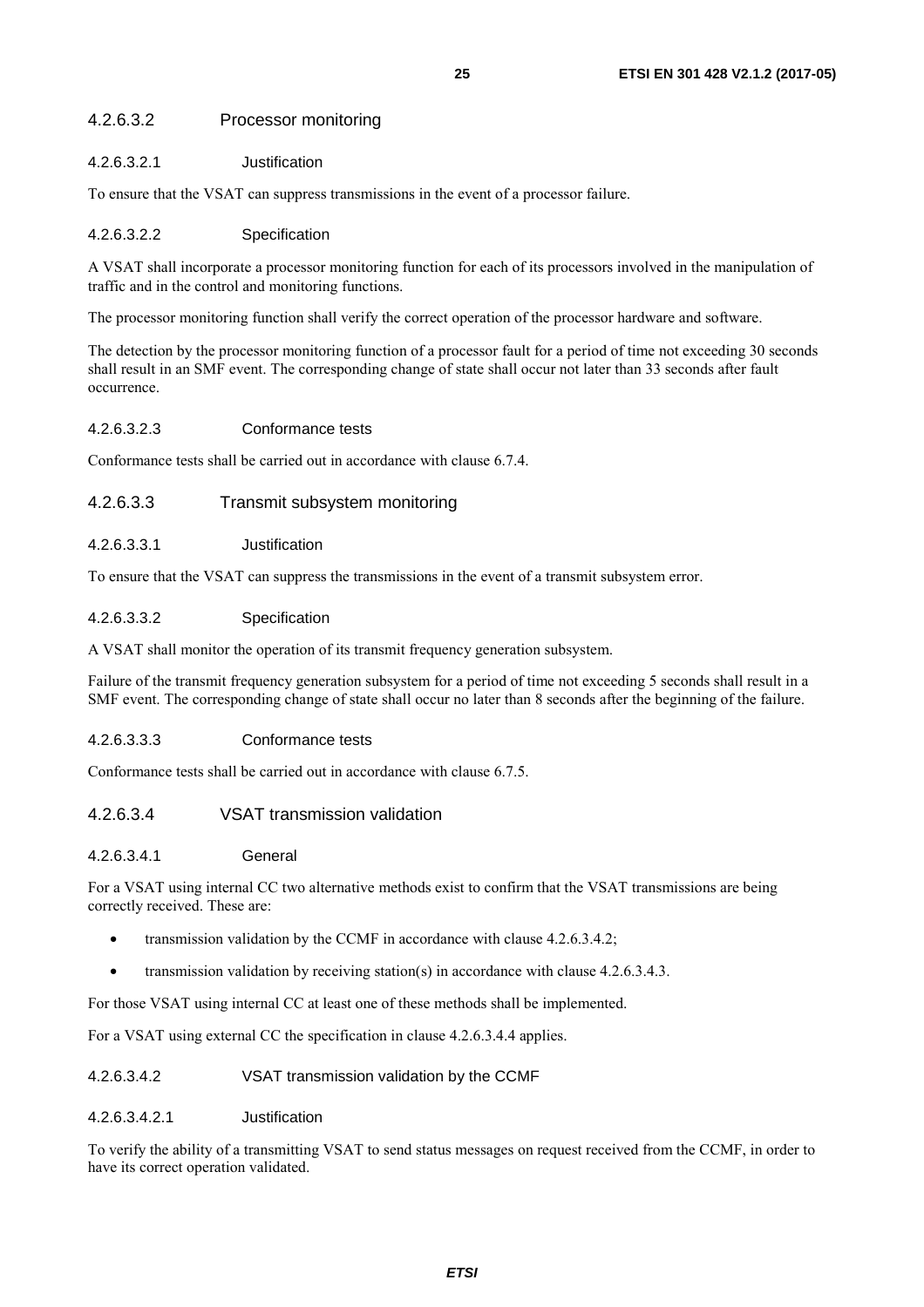#### 4.2.6.3.2 Processor monitoring

##### 4.2.6.3.2.1 Justification

To ensure that the VSAT can suppress transmissions in the event of a processor failure.

##### 4.2.6.3.2.2 Specification

A VSAT shall incorporate a processor monitoring function for each of its processors involved in the manipulation of traffic and in the control and monitoring functions.

The processor monitoring function shall verify the correct operation of the processor hardware and software.

The detection by the processor monitoring function of a processor fault for a period of time not exceeding 30 seconds shall result in an SMF event. The corresponding change of state shall occur not later than 33 seconds after fault occurrence.

##### 4.2.6.3.2.3 Conformance tests

Conformance tests shall be carried out in accordance with clause 6.7.4.

#### 4.2.6.3.3 Transmit subsystem monitoring

##### 4.2.6.3.3.1 Justification

To ensure that the VSAT can suppress the transmissions in the event of a transmit subsystem error.

##### 4.2.6.3.3.2 Specification

A VSAT shall monitor the operation of its transmit frequency generation subsystem.

Failure of the transmit frequency generation subsystem for a period of time not exceeding 5 seconds shall result in a SMF event. The corresponding change of state shall occur no later than 8 seconds after the beginning of the failure.

##### 4.2.6.3.3.3 Conformance tests

Conformance tests shall be carried out in accordance with clause 6.7.5.

#### 4.2.6.3.4 VSAT transmission validation

##### 4.2.6.3.4.1 General

For a VSAT using internal CC two alternative methods exist to confirm that the VSAT transmissions are being correctly received. These are:

- transmission validation by the CCMF in accordance with clause 4.2.6.3.4.2;
- transmission validation by receiving station(s) in accordance with clause 4.2.6.3.4.3.

For those VSAT using internal CC at least one of these methods shall be implemented.

For a VSAT using external CC the specification in clause 4.2.6.3.4.4 applies.

##### 4.2.6.3.4.2 VSAT transmission validation by the CCMF

###### 4.2.6.3.4.2.1 Justification

To verify the ability of a transmitting VSAT to send status messages on request received from the CCMF, in order to have its correct operation validated.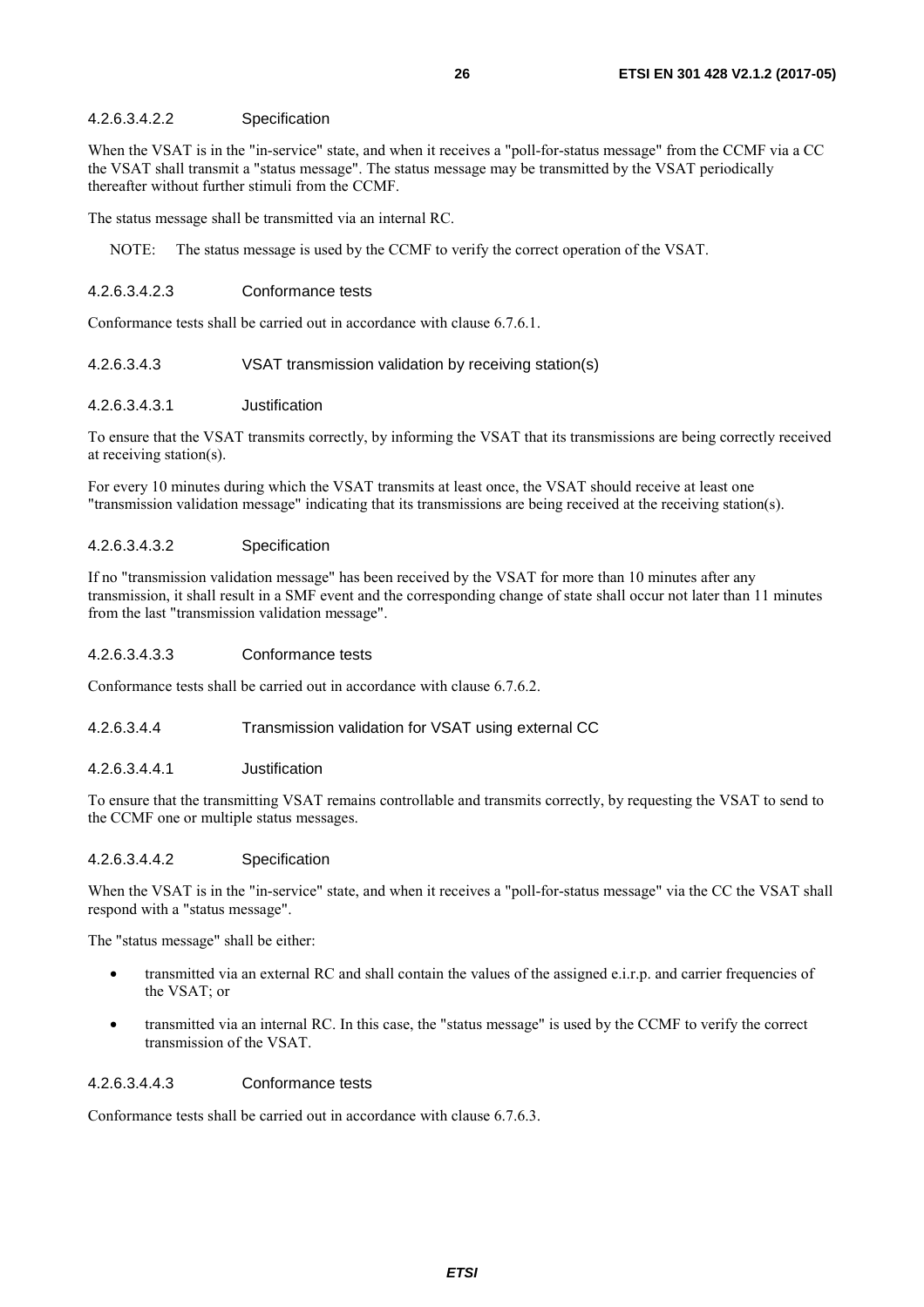##### 4.2.6.3.4.2.2 Specification

When the VSAT is in the "in-service" state, and when it receives a "poll-for-status message" from the CCMF via a CC the VSAT shall transmit a "status message". The status message may be transmitted by the VSAT periodically thereafter without further stimuli from the CCMF.

The status message shall be transmitted via an internal RC.

NOTE: The status message is used by the CCMF to verify the correct operation of the VSAT.

##### 4.2.6.3.4.2.3 Conformance tests

Conformance tests shall be carried out in accordance with clause 6.7.6.1.

##### 4.2.6.3.4.3 VSAT transmission validation by receiving station(s)

##### 4.2.6.3.4.3.1 Justification

To ensure that the VSAT transmits correctly, by informing the VSAT that its transmissions are being correctly received at receiving station(s).

For every 10 minutes during which the VSAT transmits at least once, the VSAT should receive at least one "transmission validation message" indicating that its transmissions are being received at the receiving station(s).

##### 4.2.6.3.4.3.2 Specification

If no "transmission validation message" has been received by the VSAT for more than 10 minutes after any transmission, it shall result in a SMF event and the corresponding change of state shall occur not later than 11 minutes from the last "transmission validation message".

##### 4.2.6.3.4.3.3 Conformance tests

Conformance tests shall be carried out in accordance with clause 6.7.6.2.

##### 4.2.6.3.4.4 Transmission validation for VSAT using external CC

##### 4.2.6.3.4.4.1 Justification

To ensure that the transmitting VSAT remains controllable and transmits correctly, by requesting the VSAT to send to the CCMF one or multiple status messages.

##### 4.2.6.3.4.4.2 Specification

When the VSAT is in the "in-service" state, and when it receives a "poll-for-status message" via the CC the VSAT shall respond with a "status message".

The "status message" shall be either:

- transmitted via an external RC and shall contain the values of the assigned e.i.r.p. and carrier frequencies of the VSAT; or
- transmitted via an internal RC. In this case, the "status message" is used by the CCMF to verify the correct transmission of the VSAT.

##### 4.2.6.3.4.4.3 Conformance tests

Conformance tests shall be carried out in accordance with clause 6.7.6.3.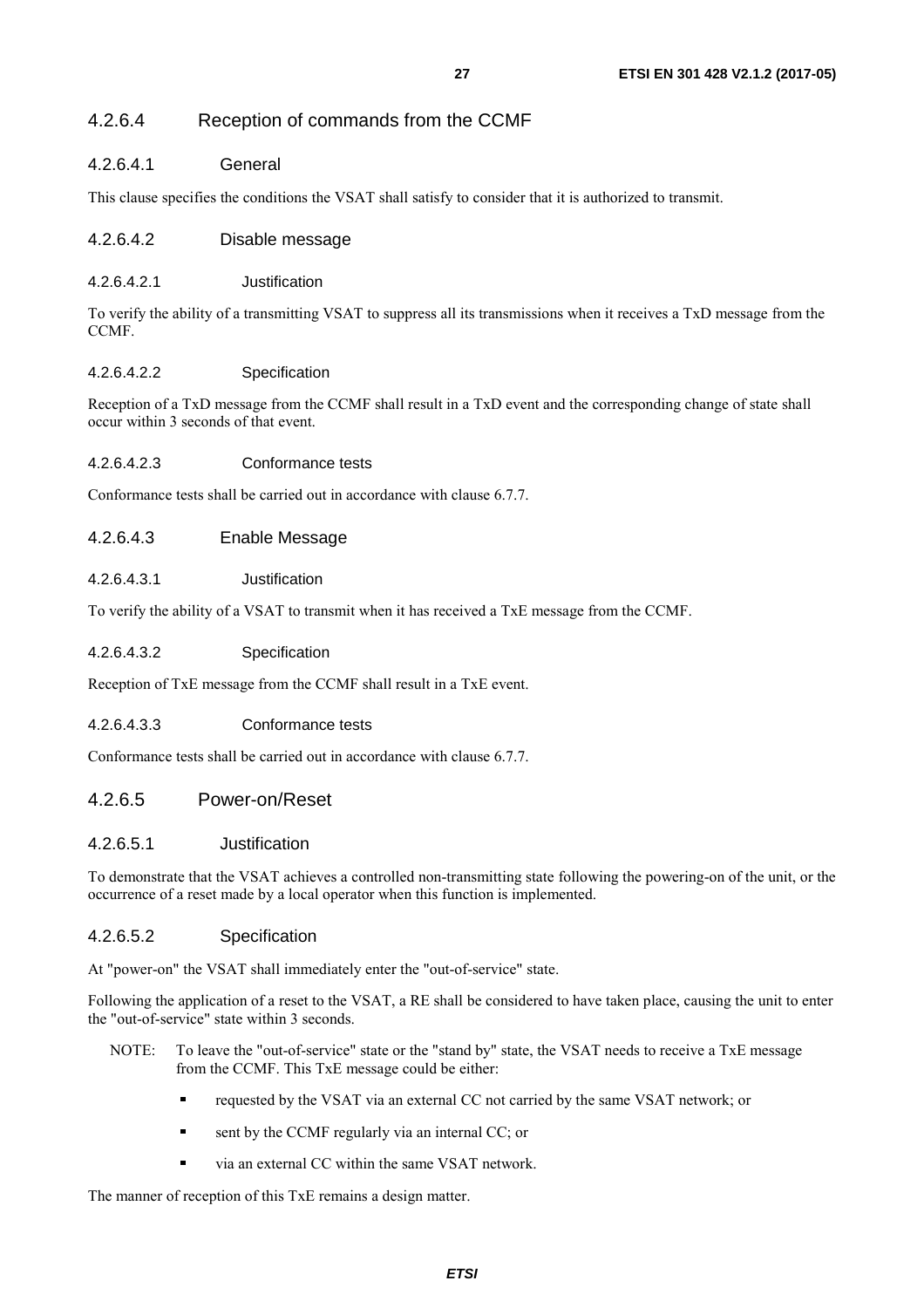#### 4.2.6.4 Reception of commands from the CCMF

##### 4.2.6.4.1 General

This clause specifies the conditions the VSAT shall satisfy to consider that it is authorized to transmit.

##### 4.2.6.4.2 Disable message

###### 4.2.6.4.2.1 Justification

To verify the ability of a transmitting VSAT to suppress all its transmissions when it receives a TxD message from the CCMF.

###### 4.2.6.4.2.2 Specification

Reception of a TxD message from the CCMF shall result in a TxD event and the corresponding change of state shall occur within 3 seconds of that event.

###### 4.2.6.4.2.3 Conformance tests

Conformance tests shall be carried out in accordance with clause 6.7.7.

##### 4.2.6.4.3 Enable Message

###### 4.2.6.4.3.1 Justification

To verify the ability of a VSAT to transmit when it has received a TxE message from the CCMF.

###### 4.2.6.4.3.2 Specification

Reception of TxE message from the CCMF shall result in a TxE event.

###### 4.2.6.4.3.3 Conformance tests

Conformance tests shall be carried out in accordance with clause 6.7.7.

#### 4.2.6.5 Power-on/Reset

##### 4.2.6.5.1 Justification

To demonstrate that the VSAT achieves a controlled non-transmitting state following the powering-on of the unit, or the occurrence of a reset made by a local operator when this function is implemented.

##### 4.2.6.5.2 Specification

At "power-on" the VSAT shall immediately enter the "out-of-service" state.

Following the application of a reset to the VSAT, a RE shall be considered to have taken place, causing the unit to enter the "out-of-service" state within 3 seconds.

NOTE: To leave the "out-of-service" state or the "stand by" state, the VSAT needs to receive a TxE message from the CCMF. This TxE message could be either:

- requested by the VSAT via an external CC not carried by the same VSAT network; or
- sent by the CCMF regularly via an internal CC; or
- via an external CC within the same VSAT network.

The manner of reception of this TxE remains a design matter.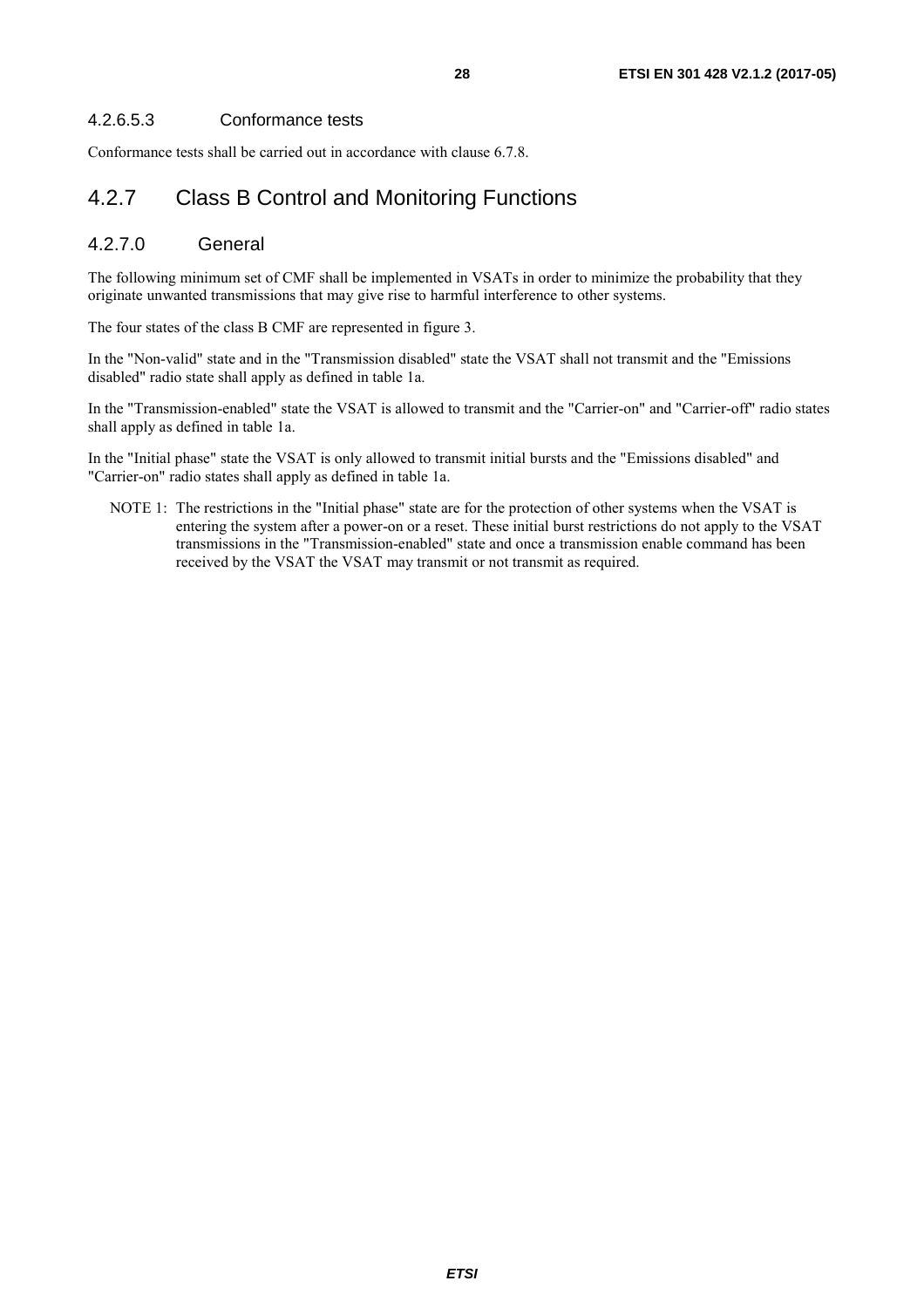#### 4.2.6.5.3 Conformance tests

Conformance tests shall be carried out in accordance with clause 6.7.8.

### 4.2.7 Class B Control and Monitoring Functions

#### 4.2.7.0 General

The following minimum set of CMF shall be implemented in VSATs in order to minimize the probability that they originate unwanted transmissions that may give rise to harmful interference to other systems.

The four states of the class B CMF are represented in figure 3.

In the "Non-valid" state and in the "Transmission disabled" state the VSAT shall not transmit and the "Emissions disabled" radio state shall apply as defined in table 1a.

In the "Transmission-enabled" state the VSAT is allowed to transmit and the "Carrier-on" and "Carrier-off" radio states shall apply as defined in table 1a.

In the "Initial phase" state the VSAT is only allowed to transmit initial bursts and the "Emissions disabled" and "Carrier-on" radio states shall apply as defined in table 1a.

NOTE 1: The restrictions in the "Initial phase" state are for the protection of other systems when the VSAT is entering the system after a power-on or a reset. These initial burst restrictions do not apply to the VSAT transmissions in the "Transmission-enabled" state and once a transmission enable command has been received by the VSAT the VSAT may transmit or not transmit as required.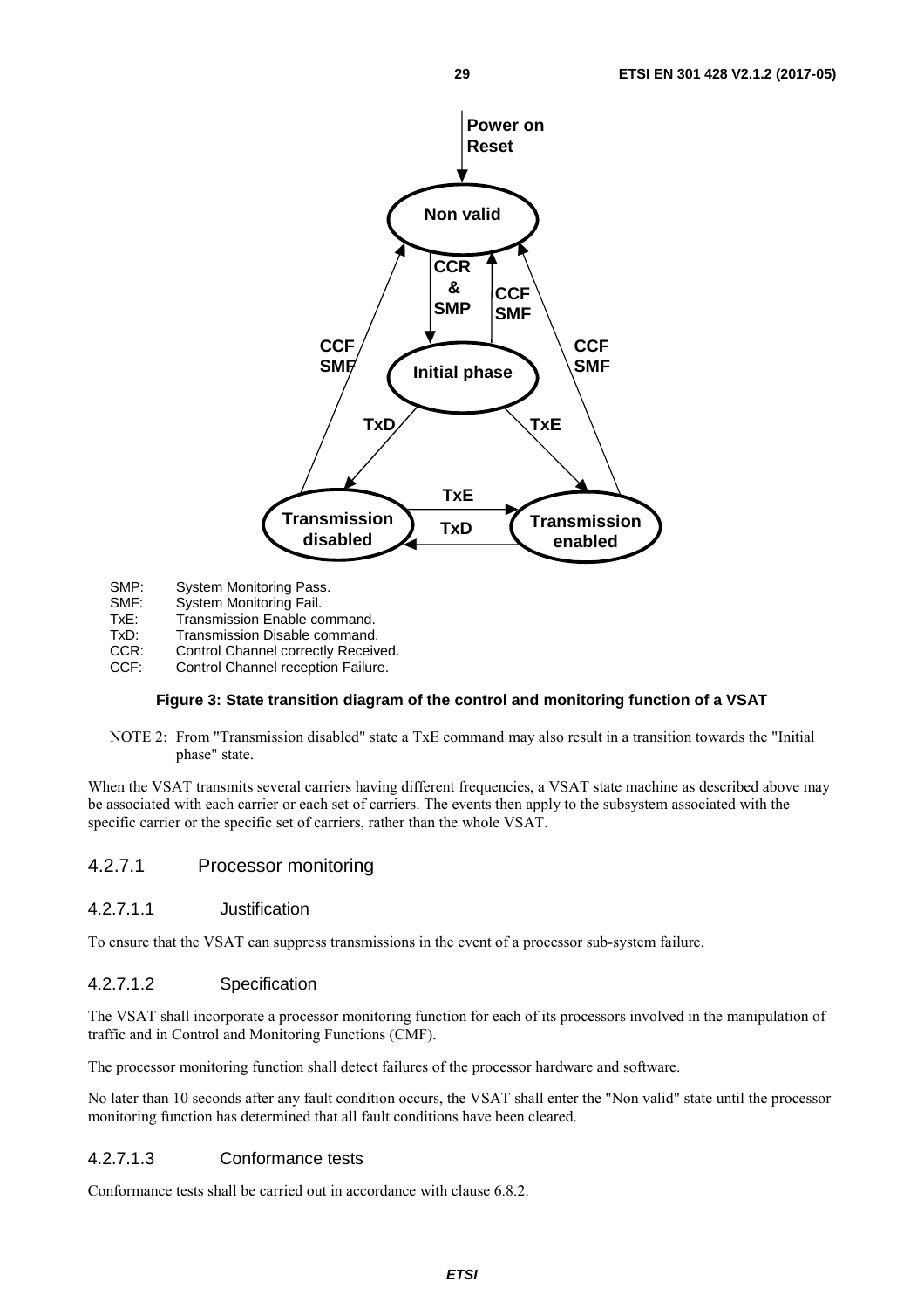SMP: System Monitoring Pass.
SMF: System Monitoring Fail.
TxE: Transmission Enable command.
TxD: Transmission Disable command.
CCR: Control Channel correctly Received.
CCF: Control Channel reception Failure.

**Figure 3: State transition diagram of the control and monitoring function of a VSAT**

NOTE 2: From "Transmission disabled" state a TxE command may also result in a transition towards the "Initial phase" state.

When the VSAT transmits several carriers having different frequencies, a VSAT state machine as described above may be associated with each carrier or each set of carriers. The events then apply to the subsystem associated with the specific carrier or the specific set of carriers, rather than the whole VSAT.

### 4.2.7.1 Processor monitoring

#### 4.2.7.1.1 Justification

To ensure that the VSAT can suppress transmissions in the event of a processor sub-system failure.

#### 4.2.7.1.2 Specification

The VSAT shall incorporate a processor monitoring function for each of its processors involved in the manipulation of traffic and in Control and Monitoring Functions (CMF).

The processor monitoring function shall detect failures of the processor hardware and software.

No later than 10 seconds after any fault condition occurs, the VSAT shall enter the "Non valid" state until the processor monitoring function has determined that all fault conditions have been cleared.

#### 4.2.7.1.3 Conformance tests

Conformance tests shall be carried out in accordance with clause 6.8.2.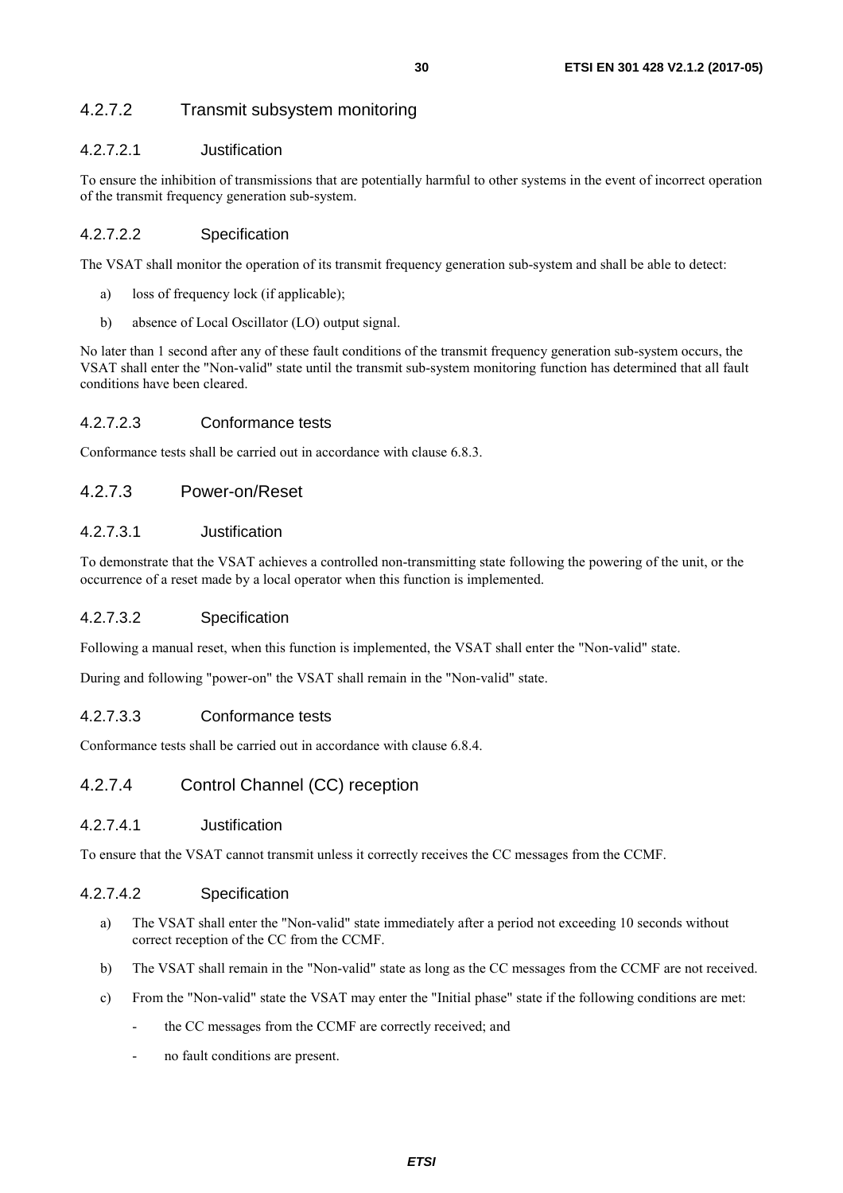#### 4.2.7.2 Transmit subsystem monitoring

##### 4.2.7.2.1 Justification

To ensure the inhibition of transmissions that are potentially harmful to other systems in the event of incorrect operation of the transmit frequency generation sub-system.

##### 4.2.7.2.2 Specification

The VSAT shall monitor the operation of its transmit frequency generation sub-system and shall be able to detect:

a) loss of frequency lock (if applicable);

b) absence of Local Oscillator (LO) output signal.

No later than 1 second after any of these fault conditions of the transmit frequency generation sub-system occurs, the VSAT shall enter the "Non-valid" state until the transmit sub-system monitoring function has determined that all fault conditions have been cleared.

##### 4.2.7.2.3 Conformance tests

Conformance tests shall be carried out in accordance with clause 6.8.3.

#### 4.2.7.3 Power-on/Reset

##### 4.2.7.3.1 Justification

To demonstrate that the VSAT achieves a controlled non-transmitting state following the powering of the unit, or the occurrence of a reset made by a local operator when this function is implemented.

##### 4.2.7.3.2 Specification

Following a manual reset, when this function is implemented, the VSAT shall enter the "Non-valid" state.

During and following "power-on" the VSAT shall remain in the "Non-valid" state.

##### 4.2.7.3.3 Conformance tests

Conformance tests shall be carried out in accordance with clause 6.8.4.

#### 4.2.7.4 Control Channel (CC) reception

##### 4.2.7.4.1 Justification

To ensure that the VSAT cannot transmit unless it correctly receives the CC messages from the CCMF.

##### 4.2.7.4.2 Specification

a) The VSAT shall enter the "Non-valid" state immediately after a period not exceeding 10 seconds without correct reception of the CC from the CCMF.

b) The VSAT shall remain in the "Non-valid" state as long as the CC messages from the CCMF are not received.

c) From the "Non-valid" state the VSAT may enter the "Initial phase" state if the following conditions are met:

   - the CC messages from the CCMF are correctly received; and
   - no fault conditions are present.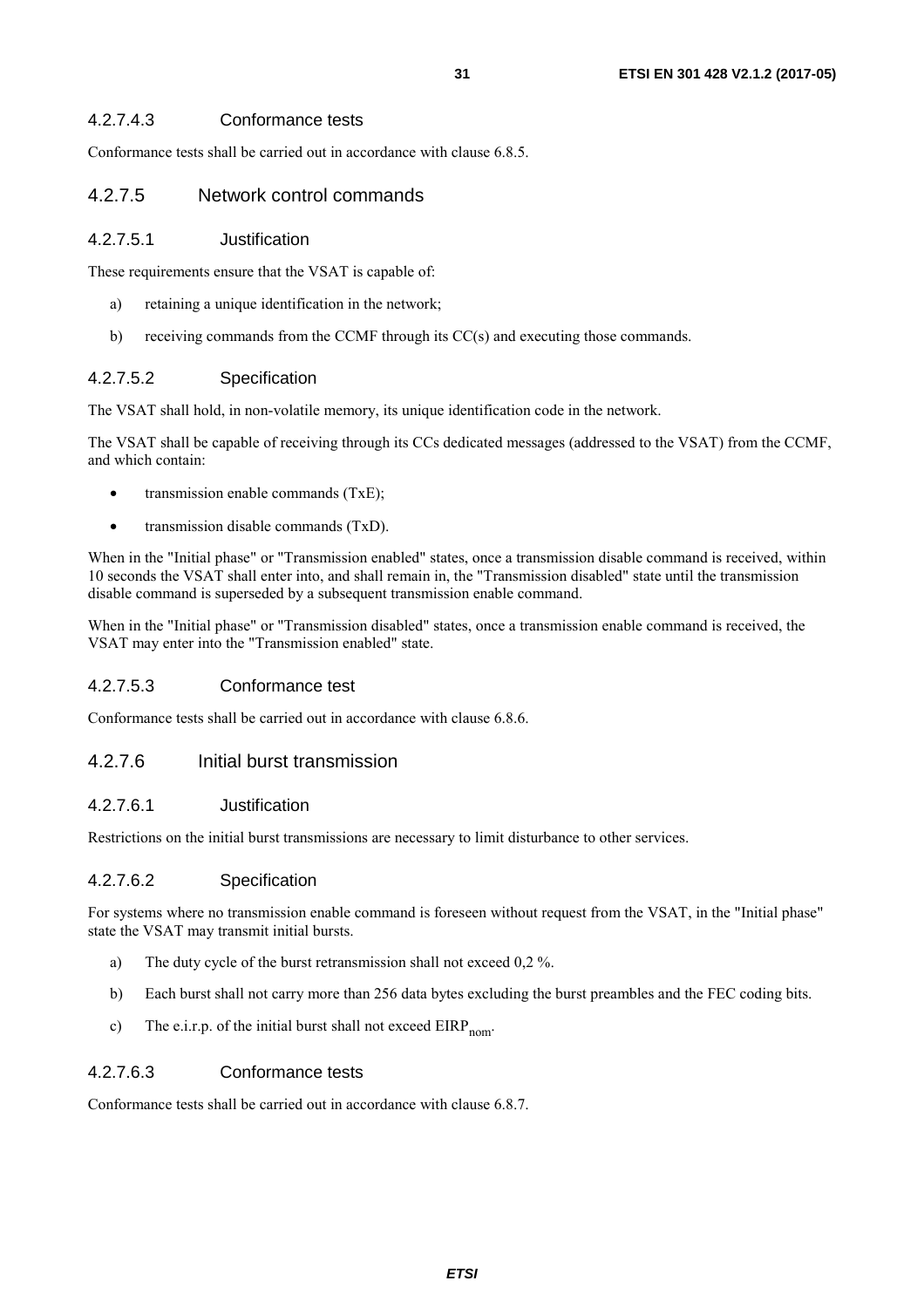#### 4.2.7.4.3 Conformance tests

Conformance tests shall be carried out in accordance with clause 6.8.5.

### 4.2.7.5 Network control commands

#### 4.2.7.5.1 Justification

These requirements ensure that the VSAT is capable of:

a) retaining a unique identification in the network;

b) receiving commands from the CCMF through its CC(s) and executing those commands.

#### 4.2.7.5.2 Specification

The VSAT shall hold, in non-volatile memory, its unique identification code in the network.

The VSAT shall be capable of receiving through its CCs dedicated messages (addressed to the VSAT) from the CCMF, and which contain:

- transmission enable commands (TxE);
- transmission disable commands (TxD).

When in the "Initial phase" or "Transmission enabled" states, once a transmission disable command is received, within 10 seconds the VSAT shall enter into, and shall remain in, the "Transmission disabled" state until the transmission disable command is superseded by a subsequent transmission enable command.

When in the "Initial phase" or "Transmission disabled" states, once a transmission enable command is received, the VSAT may enter into the "Transmission enabled" state.

#### 4.2.7.5.3 Conformance test

Conformance tests shall be carried out in accordance with clause 6.8.6.

### 4.2.7.6 Initial burst transmission

#### 4.2.7.6.1 Justification

Restrictions on the initial burst transmissions are necessary to limit disturbance to other services.

#### 4.2.7.6.2 Specification

For systems where no transmission enable command is foreseen without request from the VSAT, in the "Initial phase" state the VSAT may transmit initial bursts.

a) The duty cycle of the burst retransmission shall not exceed 0,2 %.

b) Each burst shall not carry more than 256 data bytes excluding the burst preambles and the FEC coding bits.

c) The e.i.r.p. of the initial burst shall not exceed $EIRP_{nom}$.

#### 4.2.7.6.3 Conformance tests

Conformance tests shall be carried out in accordance with clause 6.8.7.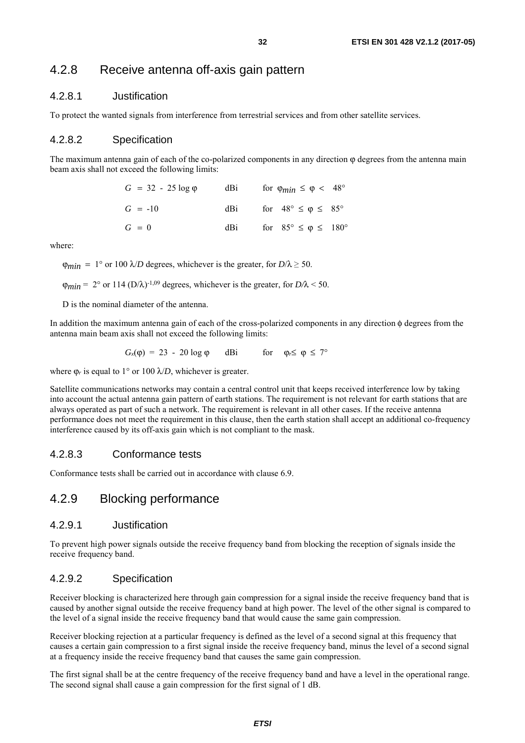## 4.2.8 Receive antenna off-axis gain pattern

### 4.2.8.1 Justification

To protect the wanted signals from interference from terrestrial services and from other satellite services.

### 4.2.8.2 Specification

The maximum antenna gain of each of the co-polarized components in any direction φ degrees from the antenna main beam axis shall not exceed the following limits:

| | | |
|---|---|---|
| $G = 32 - 25 \log \varphi$ | dBi | for $\varphi_{min} \leq \varphi < 48°$ |
| $G = -10$ | dBi | for $48° \leq \varphi \leq 85°$ |
| $G = 0$ | dBi | for $85° \leq \varphi \leq 180°$ |

where:

$\varphi_{min}$ = 1° or 100 $\lambda/D$ degrees, whichever is the greater, for $D/\lambda \geq 50$.

$\varphi_{min}$ = 2° or 114 $(D/\lambda)^{-1,09}$ degrees, whichever is the greater, for $D/\lambda < 50$.

D is the nominal diameter of the antenna.

In addition the maximum antenna gain of each of the cross-polarized components in any direction ϕ degrees from the antenna main beam axis shall not exceed the following limits:

$$G_x(\varphi) = 23 - 20 \log \varphi \quad \text{dBi} \quad \text{for} \quad \varphi_r \leq \varphi \leq 7°$$

where $\varphi_r$ is equal to 1° or 100 $\lambda/D$, whichever is greater.

Satellite communications networks may contain a central control unit that keeps received interference low by taking into account the actual antenna gain pattern of earth stations. The requirement is not relevant for earth stations that are always operated as part of such a network. The requirement is relevant in all other cases. If the receive antenna performance does not meet the requirement in this clause, then the earth station shall accept an additional co-frequency interference caused by its off-axis gain which is not compliant to the mask.

### 4.2.8.3 Conformance tests

Conformance tests shall be carried out in accordance with clause 6.9.

## 4.2.9 Blocking performance

### 4.2.9.1 Justification

To prevent high power signals outside the receive frequency band from blocking the reception of signals inside the receive frequency band.

### 4.2.9.2 Specification

Receiver blocking is characterized here through gain compression for a signal inside the receive frequency band that is caused by another signal outside the receive frequency band at high power. The level of the other signal is compared to the level of a signal inside the receive frequency band that would cause the same gain compression.

Receiver blocking rejection at a particular frequency is defined as the level of a second signal at this frequency that causes a certain gain compression to a first signal inside the receive frequency band, minus the level of a second signal at a frequency inside the receive frequency band that causes the same gain compression.

The first signal shall be at the centre frequency of the receive frequency band and have a level in the operational range. The second signal shall cause a gain compression for the first signal of 1 dB.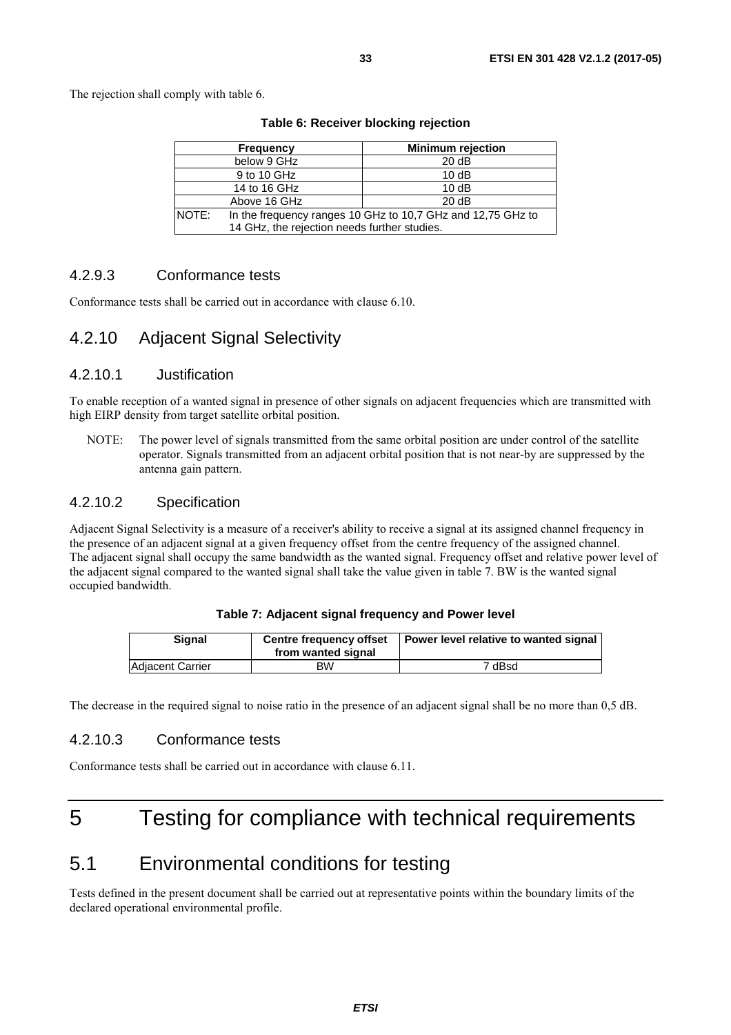The rejection shall comply with table 6.

**Table 6: Receiver blocking rejection**

| Frequency | Minimum rejection |
|---|---|
| below 9 GHz | 20 dB |
| 9 to 10 GHz | 10 dB |
| 14 to 16 GHz | 10 dB |
| Above 16 GHz | 20 dB |
| NOTE: In the frequency ranges 10 GHz to 10,7 GHz and 12,75 GHz to 14 GHz, the rejection needs further studies. | |

### 4.2.9.3 Conformance tests

Conformance tests shall be carried out in accordance with clause 6.10.

## 4.2.10 Adjacent Signal Selectivity

### 4.2.10.1 Justification

To enable reception of a wanted signal in presence of other signals on adjacent frequencies which are transmitted with high EIRP density from target satellite orbital position.

NOTE: The power level of signals transmitted from the same orbital position are under control of the satellite operator. Signals transmitted from an adjacent orbital position that is not near-by are suppressed by the antenna gain pattern.

### 4.2.10.2 Specification

Adjacent Signal Selectivity is a measure of a receiver's ability to receive a signal at its assigned channel frequency in the presence of an adjacent signal at a given frequency offset from the centre frequency of the assigned channel. The adjacent signal shall occupy the same bandwidth as the wanted signal. Frequency offset and relative power level of the adjacent signal compared to the wanted signal shall take the value given in table 7. BW is the wanted signal occupied bandwidth.

**Table 7: Adjacent signal frequency and Power level**

| Signal | Centre frequency offset from wanted signal | Power level relative to wanted signal |
|---|---|---|
| Adjacent Carrier | BW | 7 dBsd |

The decrease in the required signal to noise ratio in the presence of an adjacent signal shall be no more than 0,5 dB.

### 4.2.10.3 Conformance tests

Conformance tests shall be carried out in accordance with clause 6.11.

# 5 Testing for compliance with technical requirements

## 5.1 Environmental conditions for testing

Tests defined in the present document shall be carried out at representative points within the boundary limits of the declared operational environmental profile.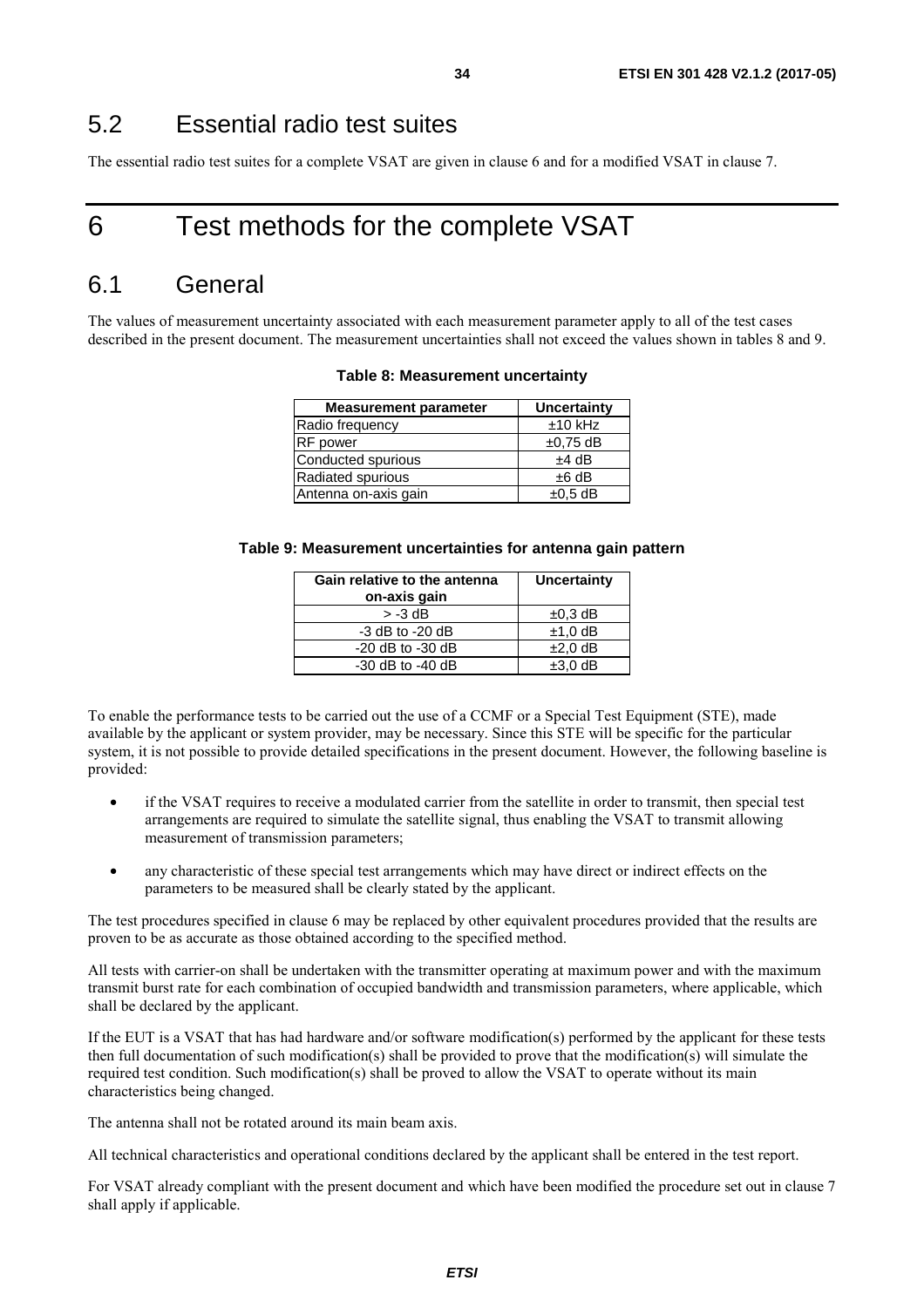## 5.2 Essential radio test suites

The essential radio test suites for a complete VSAT are given in clause 6 and for a modified VSAT in clause 7.

# 6 Test methods for the complete VSAT

## 6.1 General

The values of measurement uncertainty associated with each measurement parameter apply to all of the test cases described in the present document. The measurement uncertainties shall not exceed the values shown in tables 8 and 9.

**Table 8: Measurement uncertainty**

| Measurement parameter | Uncertainty |
|---|---|
| Radio frequency | ±10 kHz |
| RF power | ±0,75 dB |
| Conducted spurious | ±4 dB |
| Radiated spurious | ±6 dB |
| Antenna on-axis gain | ±0,5 dB |

**Table 9: Measurement uncertainties for antenna gain pattern**

| Gain relative to the antenna on-axis gain | Uncertainty |
|---|---|
| > -3 dB | ±0,3 dB |
| -3 dB to -20 dB | ±1,0 dB |
| -20 dB to -30 dB | ±2,0 dB |
| -30 dB to -40 dB | ±3,0 dB |

To enable the performance tests to be carried out the use of a CCMF or a Special Test Equipment (STE), made available by the applicant or system provider, may be necessary. Since this STE will be specific for the particular system, it is not possible to provide detailed specifications in the present document. However, the following baseline is provided:

- if the VSAT requires to receive a modulated carrier from the satellite in order to transmit, then special test arrangements are required to simulate the satellite signal, thus enabling the VSAT to transmit allowing measurement of transmission parameters;
- any characteristic of these special test arrangements which may have direct or indirect effects on the parameters to be measured shall be clearly stated by the applicant.

The test procedures specified in clause 6 may be replaced by other equivalent procedures provided that the results are proven to be as accurate as those obtained according to the specified method.

All tests with carrier-on shall be undertaken with the transmitter operating at maximum power and with the maximum transmit burst rate for each combination of occupied bandwidth and transmission parameters, where applicable, which shall be declared by the applicant.

If the EUT is a VSAT that has had hardware and/or software modification(s) performed by the applicant for these tests then full documentation of such modification(s) shall be provided to prove that the modification(s) will simulate the required test condition. Such modification(s) shall be proved to allow the VSAT to operate without its main characteristics being changed.

The antenna shall not be rotated around its main beam axis.

All technical characteristics and operational conditions declared by the applicant shall be entered in the test report.

For VSAT already compliant with the present document and which have been modified the procedure set out in clause 7 shall apply if applicable.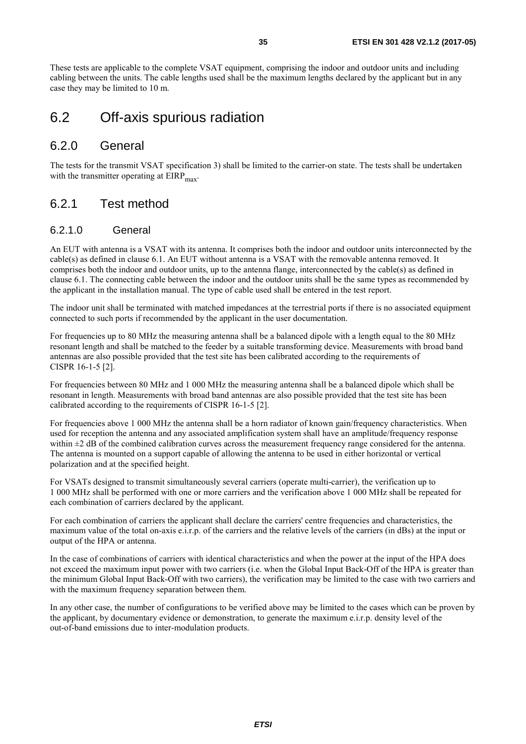These tests are applicable to the complete VSAT equipment, comprising the indoor and outdoor units and including cabling between the units. The cable lengths used shall be the maximum lengths declared by the applicant but in any case they may be limited to 10 m.

## 6.2 Off-axis spurious radiation

### 6.2.0 General

The tests for the transmit VSAT specification 3) shall be limited to the carrier-on state. The tests shall be undertaken with the transmitter operating at $EIRP_{max}$.

### 6.2.1 Test method

#### 6.2.1.0 General

An EUT with antenna is a VSAT with its antenna. It comprises both the indoor and outdoor units interconnected by the cable(s) as defined in clause 6.1. An EUT without antenna is a VSAT with the removable antenna removed. It comprises both the indoor and outdoor units, up to the antenna flange, interconnected by the cable(s) as defined in clause 6.1. The connecting cable between the indoor and the outdoor units shall be the same types as recommended by the applicant in the installation manual. The type of cable used shall be entered in the test report.

The indoor unit shall be terminated with matched impedances at the terrestrial ports if there is no associated equipment connected to such ports if recommended by the applicant in the user documentation.

For frequencies up to 80 MHz the measuring antenna shall be a balanced dipole with a length equal to the 80 MHz resonant length and shall be matched to the feeder by a suitable transforming device. Measurements with broad band antennas are also possible provided that the test site has been calibrated according to the requirements of CISPR 16-1-5 [2].

For frequencies between 80 MHz and 1 000 MHz the measuring antenna shall be a balanced dipole which shall be resonant in length. Measurements with broad band antennas are also possible provided that the test site has been calibrated according to the requirements of CISPR 16-1-5 [2].

For frequencies above 1 000 MHz the antenna shall be a horn radiator of known gain/frequency characteristics. When used for reception the antenna and any associated amplification system shall have an amplitude/frequency response within ±2 dB of the combined calibration curves across the measurement frequency range considered for the antenna. The antenna is mounted on a support capable of allowing the antenna to be used in either horizontal or vertical polarization and at the specified height.

For VSATs designed to transmit simultaneously several carriers (operate multi-carrier), the verification up to 1 000 MHz shall be performed with one or more carriers and the verification above 1 000 MHz shall be repeated for each combination of carriers declared by the applicant.

For each combination of carriers the applicant shall declare the carriers' centre frequencies and characteristics, the maximum value of the total on-axis e.i.r.p. of the carriers and the relative levels of the carriers (in dBs) at the input or output of the HPA or antenna.

In the case of combinations of carriers with identical characteristics and when the power at the input of the HPA does not exceed the maximum input power with two carriers (i.e. when the Global Input Back-Off of the HPA is greater than the minimum Global Input Back-Off with two carriers), the verification may be limited to the case with two carriers and with the maximum frequency separation between them.

In any other case, the number of configurations to be verified above may be limited to the cases which can be proven by the applicant, by documentary evidence or demonstration, to generate the maximum e.i.r.p. density level of the out-of-band emissions due to inter-modulation products.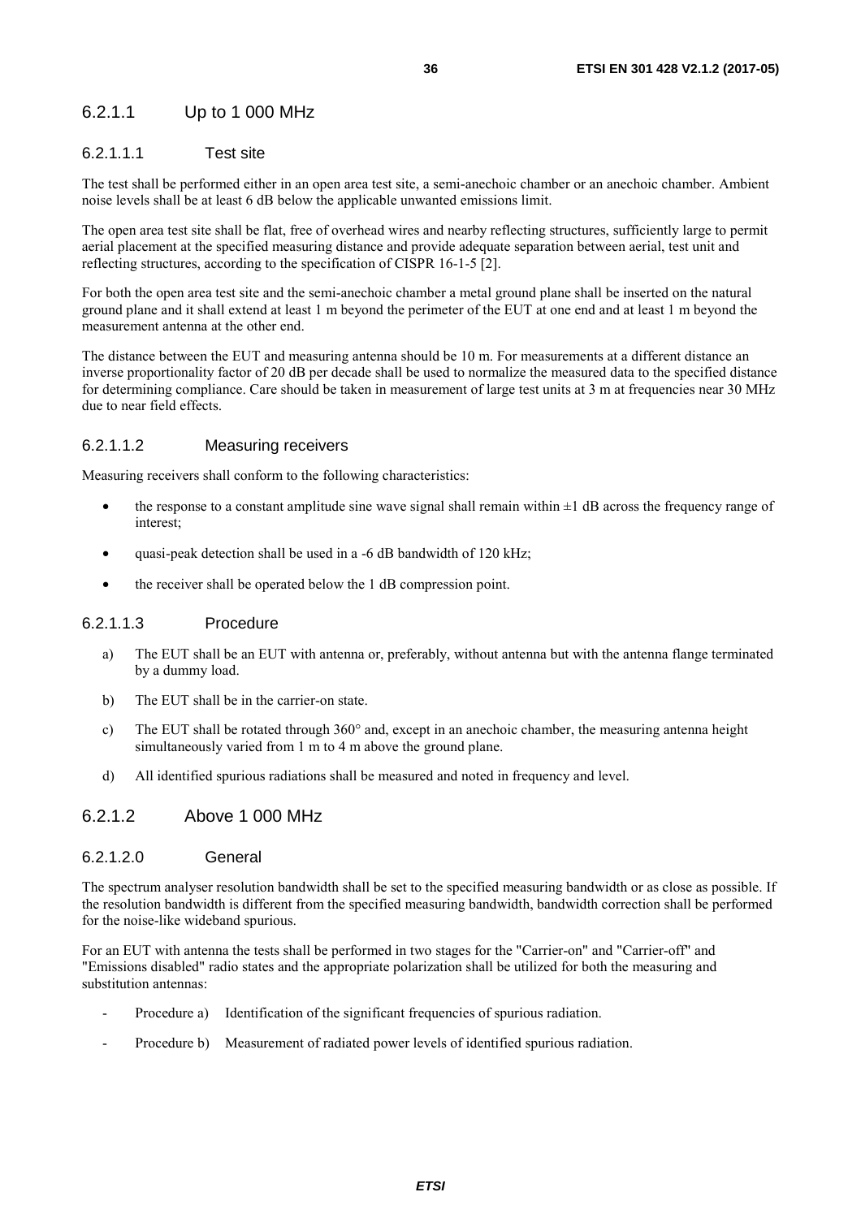#### 6.2.1.1 Up to 1 000 MHz

##### 6.2.1.1.1 Test site

The test shall be performed either in an open area test site, a semi-anechoic chamber or an anechoic chamber. Ambient noise levels shall be at least 6 dB below the applicable unwanted emissions limit.

The open area test site shall be flat, free of overhead wires and nearby reflecting structures, sufficiently large to permit aerial placement at the specified measuring distance and provide adequate separation between aerial, test unit and reflecting structures, according to the specification of CISPR 16-1-5 [2].

For both the open area test site and the semi-anechoic chamber a metal ground plane shall be inserted on the natural ground plane and it shall extend at least 1 m beyond the perimeter of the EUT at one end and at least 1 m beyond the measurement antenna at the other end.

The distance between the EUT and measuring antenna should be 10 m. For measurements at a different distance an inverse proportionality factor of 20 dB per decade shall be used to normalize the measured data to the specified distance for determining compliance. Care should be taken in measurement of large test units at 3 m at frequencies near 30 MHz due to near field effects.

##### 6.2.1.1.2 Measuring receivers

Measuring receivers shall conform to the following characteristics:

- the response to a constant amplitude sine wave signal shall remain within ±1 dB across the frequency range of interest;
- quasi-peak detection shall be used in a -6 dB bandwidth of 120 kHz;
- the receiver shall be operated below the 1 dB compression point.

##### 6.2.1.1.3 Procedure

a) The EUT shall be an EUT with antenna or, preferably, without antenna but with the antenna flange terminated by a dummy load.

b) The EUT shall be in the carrier-on state.

c) The EUT shall be rotated through 360° and, except in an anechoic chamber, the measuring antenna height simultaneously varied from 1 m to 4 m above the ground plane.

d) All identified spurious radiations shall be measured and noted in frequency and level.

#### 6.2.1.2 Above 1 000 MHz

##### 6.2.1.2.0 General

The spectrum analyser resolution bandwidth shall be set to the specified measuring bandwidth or as close as possible. If the resolution bandwidth is different from the specified measuring bandwidth, bandwidth correction shall be performed for the noise-like wideband spurious.

For an EUT with antenna the tests shall be performed in two stages for the "Carrier-on" and "Carrier-off" and "Emissions disabled" radio states and the appropriate polarization shall be utilized for both the measuring and substitution antennas:

- Procedure a) Identification of the significant frequencies of spurious radiation.
- Procedure b) Measurement of radiated power levels of identified spurious radiation.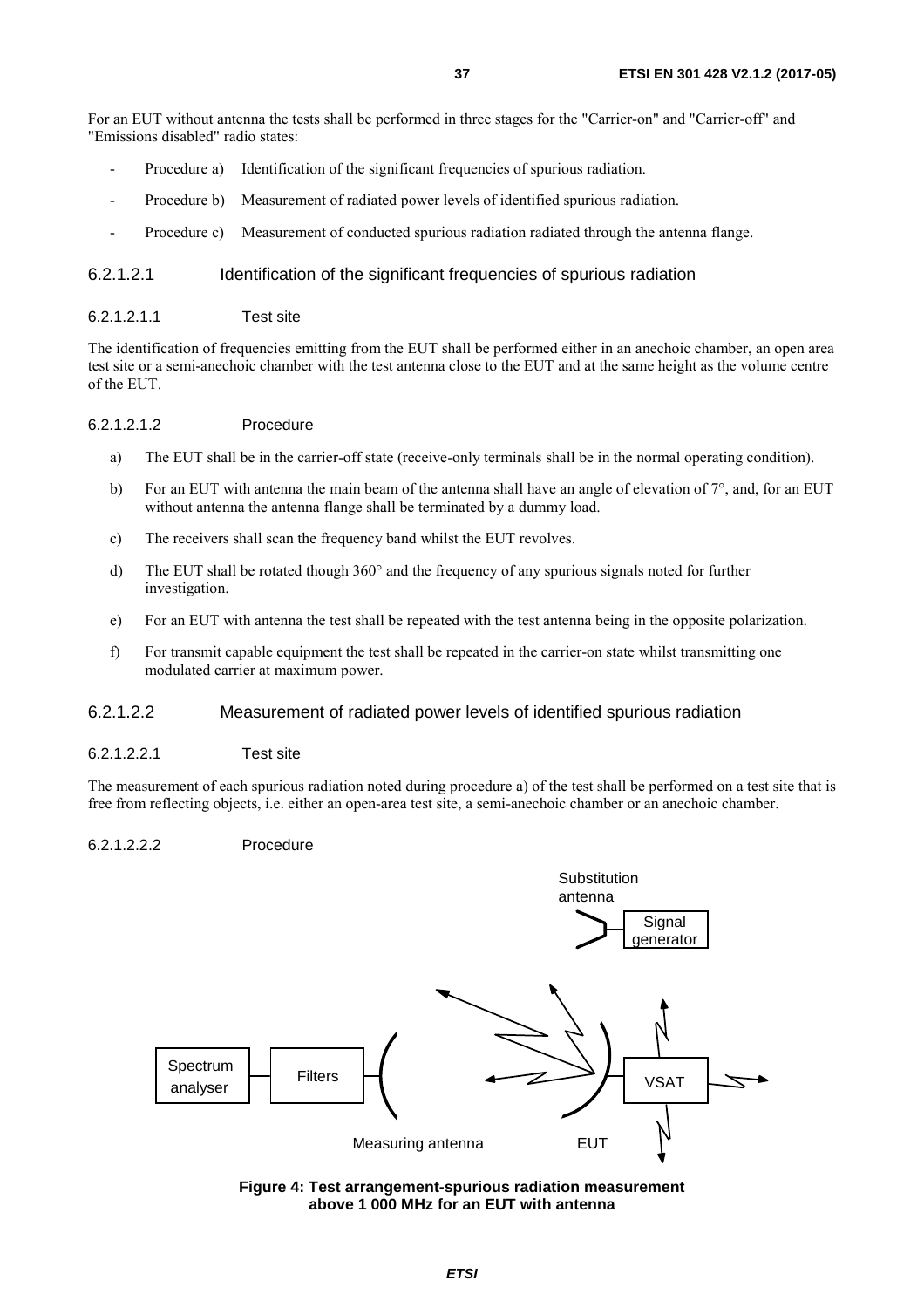For an EUT without antenna the tests shall be performed in three stages for the "Carrier-on" and "Carrier-off" and "Emissions disabled" radio states:

- Procedure a) Identification of the significant frequencies of spurious radiation.
- Procedure b) Measurement of radiated power levels of identified spurious radiation.
- Procedure c) Measurement of conducted spurious radiation radiated through the antenna flange.

#### 6.2.1.2.1 Identification of the significant frequencies of spurious radiation

##### 6.2.1.2.1.1 Test site

The identification of frequencies emitting from the EUT shall be performed either in an anechoic chamber, an open area test site or a semi-anechoic chamber with the test antenna close to the EUT and at the same height as the volume centre of the EUT.

##### 6.2.1.2.1.2 Procedure

a) The EUT shall be in the carrier-off state (receive-only terminals shall be in the normal operating condition).

b) For an EUT with antenna the main beam of the antenna shall have an angle of elevation of 7°, and, for an EUT without antenna the antenna flange shall be terminated by a dummy load.

c) The receivers shall scan the frequency band whilst the EUT revolves.

d) The EUT shall be rotated though 360° and the frequency of any spurious signals noted for further investigation.

e) For an EUT with antenna the test shall be repeated with the test antenna being in the opposite polarization.

f) For transmit capable equipment the test shall be repeated in the carrier-on state whilst transmitting one modulated carrier at maximum power.

#### 6.2.1.2.2 Measurement of radiated power levels of identified spurious radiation

##### 6.2.1.2.2.1 Test site

The measurement of each spurious radiation noted during procedure a) of the test shall be performed on a test site that is free from reflecting objects, i.e. either an open-area test site, a semi-anechoic chamber or an anechoic chamber.

##### 6.2.1.2.2.2 Procedure

Substitution antenna

Signal generator

Spectrum analyser — Filters — Measuring antenna — EUT — VSAT

**Figure 4: Test arrangement-spurious radiation measurement above 1 000 MHz for an EUT with antenna**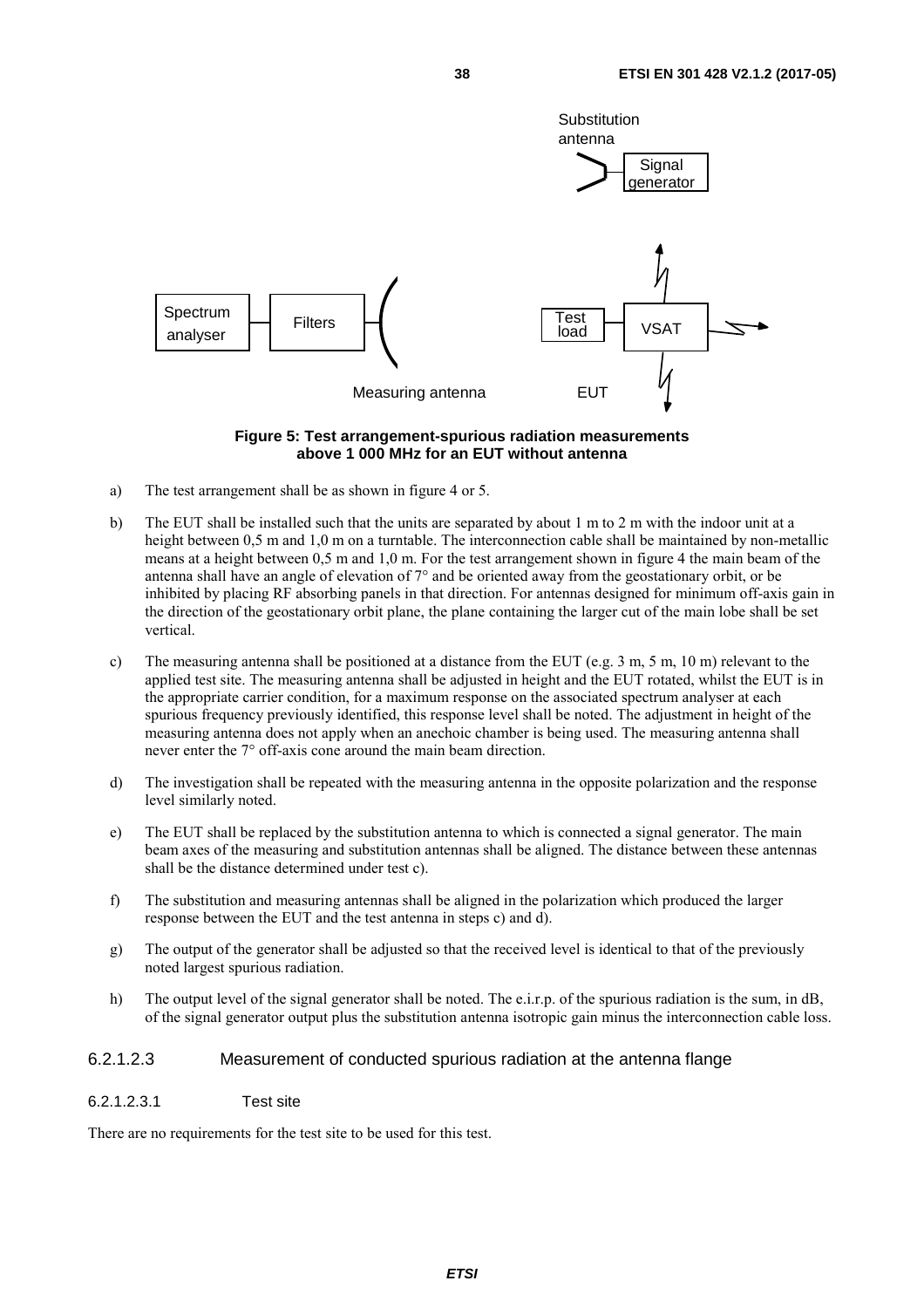**Figure 5: Test arrangement-spurious radiation measurements above 1 000 MHz for an EUT without antenna**

a) The test arrangement shall be as shown in figure 4 or 5.

b) The EUT shall be installed such that the units are separated by about 1 m to 2 m with the indoor unit at a height between 0,5 m and 1,0 m on a turntable. The interconnection cable shall be maintained by non-metallic means at a height between 0,5 m and 1,0 m. For the test arrangement shown in figure 4 the main beam of the antenna shall have an angle of elevation of 7° and be oriented away from the geostationary orbit, or be inhibited by placing RF absorbing panels in that direction. For antennas designed for minimum off-axis gain in the direction of the geostationary orbit plane, the plane containing the larger cut of the main lobe shall be set vertical.

c) The measuring antenna shall be positioned at a distance from the EUT (e.g. 3 m, 5 m, 10 m) relevant to the applied test site. The measuring antenna shall be adjusted in height and the EUT rotated, whilst the EUT is in the appropriate carrier condition, for a maximum response on the associated spectrum analyser at each spurious frequency previously identified, this response level shall be noted. The adjustment in height of the measuring antenna does not apply when an anechoic chamber is being used. The measuring antenna shall never enter the 7° off-axis cone around the main beam direction.

d) The investigation shall be repeated with the measuring antenna in the opposite polarization and the response level similarly noted.

e) The EUT shall be replaced by the substitution antenna to which is connected a signal generator. The main beam axes of the measuring and substitution antennas shall be aligned. The distance between these antennas shall be the distance determined under test c).

f) The substitution and measuring antennas shall be aligned in the polarization which produced the larger response between the EUT and the test antenna in steps c) and d).

g) The output of the generator shall be adjusted so that the received level is identical to that of the previously noted largest spurious radiation.

h) The output level of the signal generator shall be noted. The e.i.r.p. of the spurious radiation is the sum, in dB, of the signal generator output plus the substitution antenna isotropic gain minus the interconnection cable loss.

#### 6.2.1.2.3 Measurement of conducted spurious radiation at the antenna flange

##### 6.2.1.2.3.1 Test site

There are no requirements for the test site to be used for this test.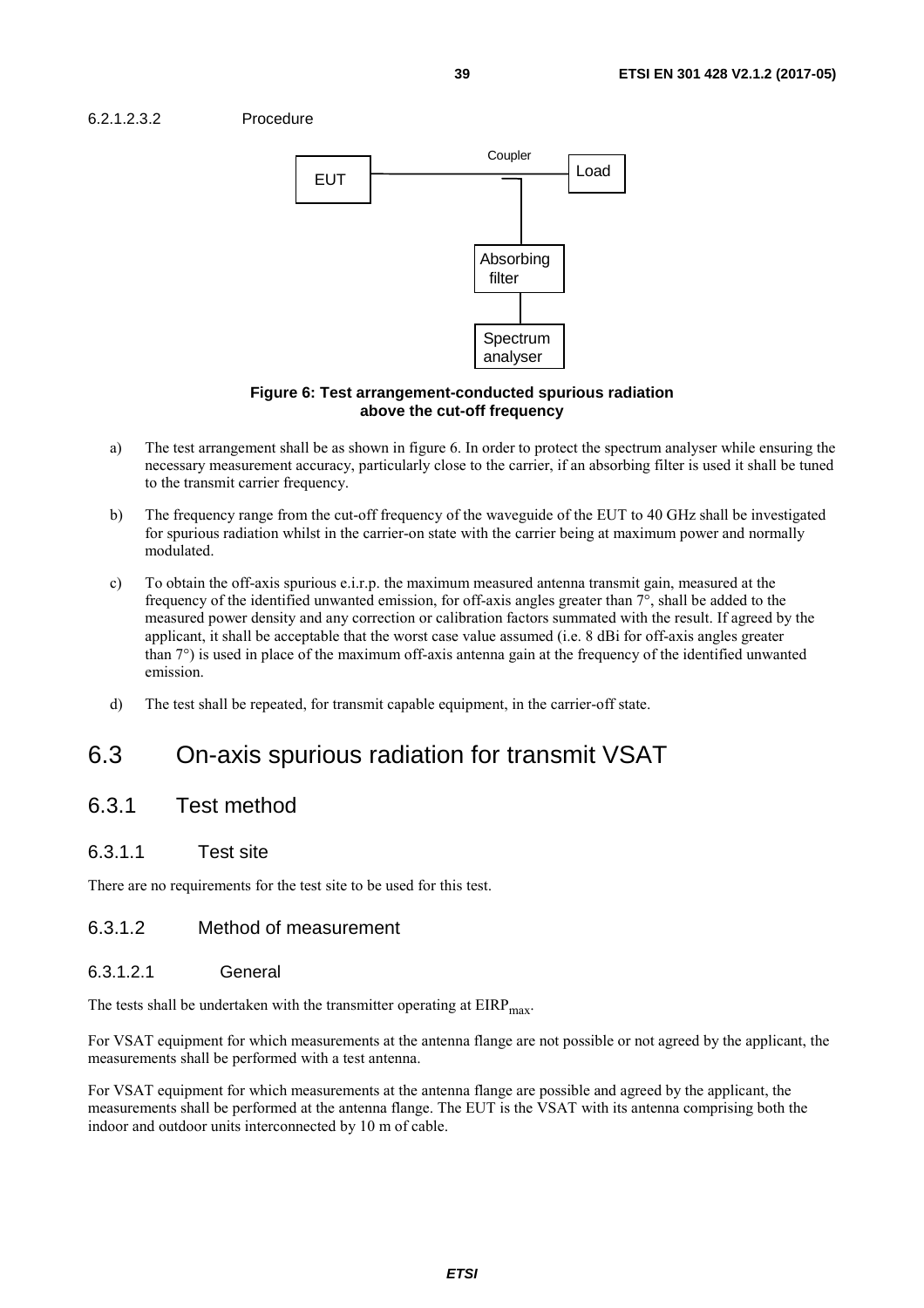6.2.1.2.3.2 Procedure

**Figure 6: Test arrangement-conducted spurious radiation above the cut-off frequency**

a) The test arrangement shall be as shown in figure 6. In order to protect the spectrum analyser while ensuring the necessary measurement accuracy, particularly close to the carrier, if an absorbing filter is used it shall be tuned to the transmit carrier frequency.

b) The frequency range from the cut-off frequency of the waveguide of the EUT to 40 GHz shall be investigated for spurious radiation whilst in the carrier-on state with the carrier being at maximum power and normally modulated.

c) To obtain the off-axis spurious e.i.r.p. the maximum measured antenna transmit gain, measured at the frequency of the identified unwanted emission, for off-axis angles greater than 7°, shall be added to the measured power density and any correction or calibration factors summated with the result. If agreed by the applicant, it shall be acceptable that the worst case value assumed (i.e. 8 dBi for off-axis angles greater than 7°) is used in place of the maximum off-axis antenna gain at the frequency of the identified unwanted emission.

d) The test shall be repeated, for transmit capable equipment, in the carrier-off state.

# 6.3 On-axis spurious radiation for transmit VSAT

## 6.3.1 Test method

### 6.3.1.1 Test site

There are no requirements for the test site to be used for this test.

### 6.3.1.2 Method of measurement

#### 6.3.1.2.1 General

The tests shall be undertaken with the transmitter operating at $EIRP_{max}$.

For VSAT equipment for which measurements at the antenna flange are not possible or not agreed by the applicant, the measurements shall be performed with a test antenna.

For VSAT equipment for which measurements at the antenna flange are possible and agreed by the applicant, the measurements shall be performed at the antenna flange. The EUT is the VSAT with its antenna comprising both the indoor and outdoor units interconnected by 10 m of cable.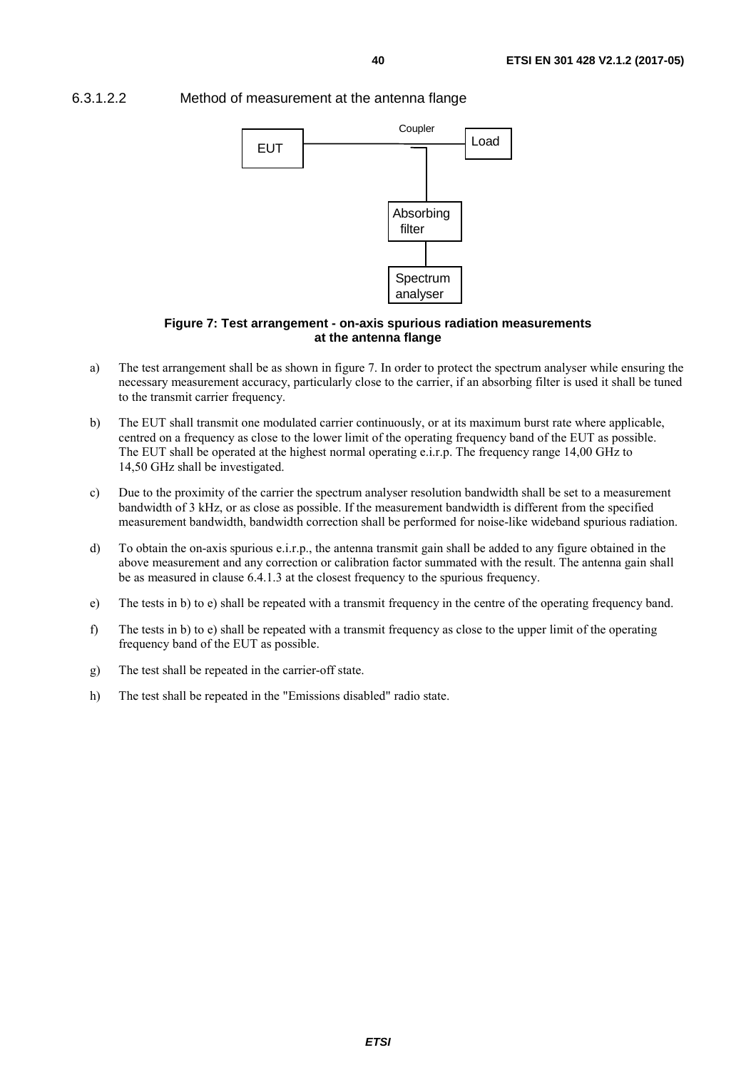#### 6.3.1.2.2 Method of measurement at the antenna flange

**Figure 7: Test arrangement - on-axis spurious radiation measurements at the antenna flange**

a) The test arrangement shall be as shown in figure 7. In order to protect the spectrum analyser while ensuring the necessary measurement accuracy, particularly close to the carrier, if an absorbing filter is used it shall be tuned to the transmit carrier frequency.

b) The EUT shall transmit one modulated carrier continuously, or at its maximum burst rate where applicable, centred on a frequency as close to the lower limit of the operating frequency band of the EUT as possible. The EUT shall be operated at the highest normal operating e.i.r.p. The frequency range 14,00 GHz to 14,50 GHz shall be investigated.

c) Due to the proximity of the carrier the spectrum analyser resolution bandwidth shall be set to a measurement bandwidth of 3 kHz, or as close as possible. If the measurement bandwidth is different from the specified measurement bandwidth, bandwidth correction shall be performed for noise-like wideband spurious radiation.

d) To obtain the on-axis spurious e.i.r.p., the antenna transmit gain shall be added to any figure obtained in the above measurement and any correction or calibration factor summated with the result. The antenna gain shall be as measured in clause 6.4.1.3 at the closest frequency to the spurious frequency.

e) The tests in b) to e) shall be repeated with a transmit frequency in the centre of the operating frequency band.

f) The tests in b) to e) shall be repeated with a transmit frequency as close to the upper limit of the operating frequency band of the EUT as possible.

g) The test shall be repeated in the carrier-off state.

h) The test shall be repeated in the "Emissions disabled" radio state.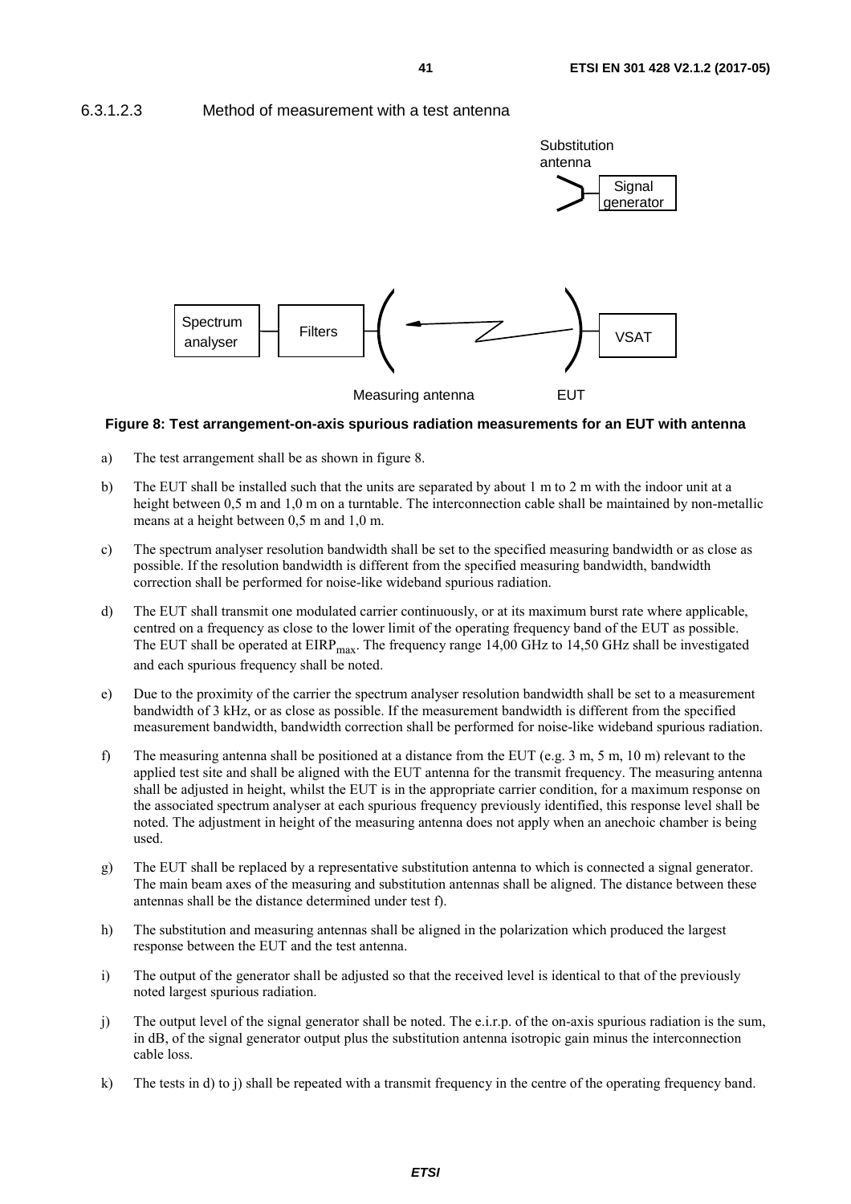#### 6.3.1.2.3 Method of measurement with a test antenna

**Figure 8: Test arrangement-on-axis spurious radiation measurements for an EUT with antenna**

a) The test arrangement shall be as shown in figure 8.

b) The EUT shall be installed such that the units are separated by about 1 m to 2 m with the indoor unit at a height between 0,5 m and 1,0 m on a turntable. The interconnection cable shall be maintained by non-metallic means at a height between 0,5 m and 1,0 m.

c) The spectrum analyser resolution bandwidth shall be set to the specified measuring bandwidth or as close as possible. If the resolution bandwidth is different from the specified measuring bandwidth, bandwidth correction shall be performed for noise-like wideband spurious radiation.

d) The EUT shall transmit one modulated carrier continuously, or at its maximum burst rate where applicable, centred on a frequency as close to the lower limit of the operating frequency band of the EUT as possible. The EUT shall be operated at $EIRP_{max}$. The frequency range 14,00 GHz to 14,50 GHz shall be investigated and each spurious frequency shall be noted.

e) Due to the proximity of the carrier the spectrum analyser resolution bandwidth shall be set to a measurement bandwidth of 3 kHz, or as close as possible. If the measurement bandwidth is different from the specified measurement bandwidth, bandwidth correction shall be performed for noise-like wideband spurious radiation.

f) The measuring antenna shall be positioned at a distance from the EUT (e.g. 3 m, 5 m, 10 m) relevant to the applied test site and shall be aligned with the EUT antenna for the transmit frequency. The measuring antenna shall be adjusted in height, whilst the EUT is in the appropriate carrier condition, for a maximum response on the associated spectrum analyser at each spurious frequency previously identified, this response level shall be noted. The adjustment in height of the measuring antenna does not apply when an anechoic chamber is being used.

g) The EUT shall be replaced by a representative substitution antenna to which is connected a signal generator. The main beam axes of the measuring and substitution antennas shall be aligned. The distance between these antennas shall be the distance determined under test f).

h) The substitution and measuring antennas shall be aligned in the polarization which produced the largest response between the EUT and the test antenna.

i) The output of the generator shall be adjusted so that the received level is identical to that of the previously noted largest spurious radiation.

j) The output level of the signal generator shall be noted. The e.i.r.p. of the on-axis spurious radiation is the sum, in dB, of the signal generator output plus the substitution antenna isotropic gain minus the interconnection cable loss.

k) The tests in d) to j) shall be repeated with a transmit frequency in the centre of the operating frequency band.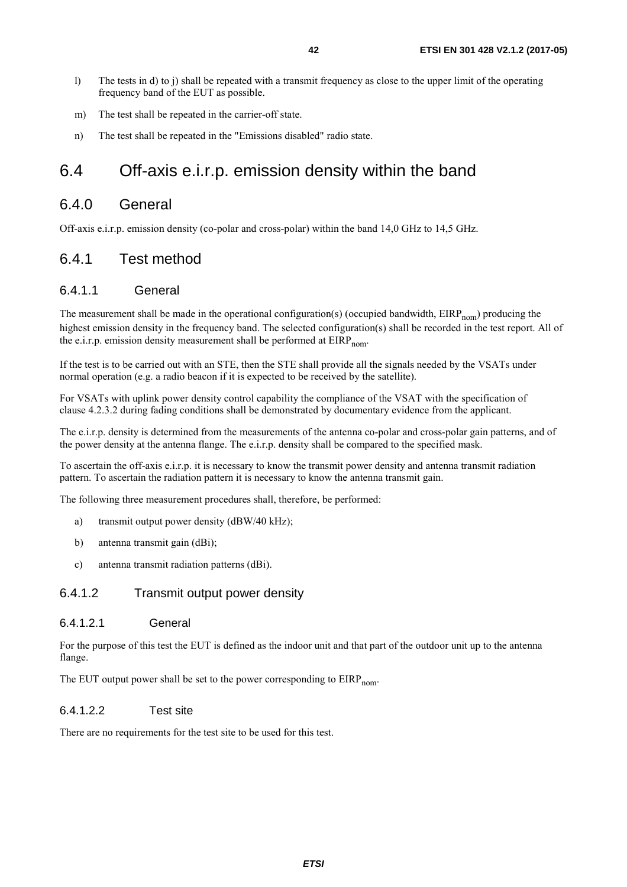l) The tests in d) to j) shall be repeated with a transmit frequency as close to the upper limit of the operating frequency band of the EUT as possible.

m) The test shall be repeated in the carrier-off state.

n) The test shall be repeated in the "Emissions disabled" radio state.

# 6.4 Off-axis e.i.r.p. emission density within the band

## 6.4.0 General

Off-axis e.i.r.p. emission density (co-polar and cross-polar) within the band 14,0 GHz to 14,5 GHz.

## 6.4.1 Test method

### 6.4.1.1 General

The measurement shall be made in the operational configuration(s) (occupied bandwidth, $EIRP_{nom}$) producing the highest emission density in the frequency band. The selected configuration(s) shall be recorded in the test report. All of the e.i.r.p. emission density measurement shall be performed at $EIRP_{nom}$.

If the test is to be carried out with an STE, then the STE shall provide all the signals needed by the VSATs under normal operation (e.g. a radio beacon if it is expected to be received by the satellite).

For VSATs with uplink power density control capability the compliance of the VSAT with the specification of clause 4.2.3.2 during fading conditions shall be demonstrated by documentary evidence from the applicant.

The e.i.r.p. density is determined from the measurements of the antenna co-polar and cross-polar gain patterns, and of the power density at the antenna flange. The e.i.r.p. density shall be compared to the specified mask.

To ascertain the off-axis e.i.r.p. it is necessary to know the transmit power density and antenna transmit radiation pattern. To ascertain the radiation pattern it is necessary to know the antenna transmit gain.

The following three measurement procedures shall, therefore, be performed:

a) transmit output power density (dBW/40 kHz);

b) antenna transmit gain (dBi);

c) antenna transmit radiation patterns (dBi).

### 6.4.1.2 Transmit output power density

#### 6.4.1.2.1 General

For the purpose of this test the EUT is defined as the indoor unit and that part of the outdoor unit up to the antenna flange.

The EUT output power shall be set to the power corresponding to $EIRP_{nom}$.

#### 6.4.1.2.2 Test site

There are no requirements for the test site to be used for this test.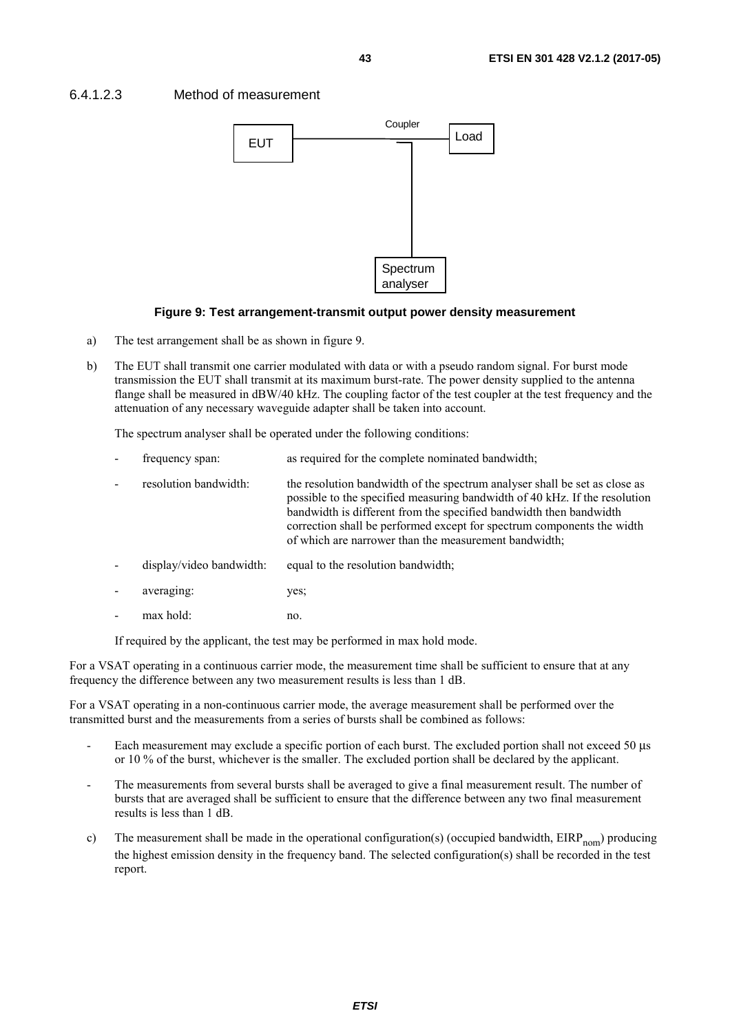#### 6.4.1.2.3 Method of measurement

Figure 9: Test arrangement-transmit output power density measurement

a) The test arrangement shall be as shown in figure 9.

b) The EUT shall transmit one carrier modulated with data or with a pseudo random signal. For burst mode transmission the EUT shall transmit at its maximum burst-rate. The power density supplied to the antenna flange shall be measured in dBW/40 kHz. The coupling factor of the test coupler at the test frequency and the attenuation of any necessary waveguide adapter shall be taken into account.

   The spectrum analyser shall be operated under the following conditions:

   - frequency span: as required for the complete nominated bandwidth;
   - resolution bandwidth: the resolution bandwidth of the spectrum analyser shall be set as close as possible to the specified measuring bandwidth of 40 kHz. If the resolution bandwidth is different from the specified bandwidth then bandwidth correction shall be performed except for spectrum components the width of which are narrower than the measurement bandwidth;
   - display/video bandwidth: equal to the resolution bandwidth;
   - averaging: yes;
   - max hold: no.

   If required by the applicant, the test may be performed in max hold mode.

For a VSAT operating in a continuous carrier mode, the measurement time shall be sufficient to ensure that at any frequency the difference between any two measurement results is less than 1 dB.

For a VSAT operating in a non-continuous carrier mode, the average measurement shall be performed over the transmitted burst and the measurements from a series of bursts shall be combined as follows:

- Each measurement may exclude a specific portion of each burst. The excluded portion shall not exceed 50 µs or 10 % of the burst, whichever is the smaller. The excluded portion shall be declared by the applicant.
- The measurements from several bursts shall be averaged to give a final measurement result. The number of bursts that are averaged shall be sufficient to ensure that the difference between any two final measurement results is less than 1 dB.

c) The measurement shall be made in the operational configuration(s) (occupied bandwidth, $EIRP_{nom}$) producing the highest emission density in the frequency band. The selected configuration(s) shall be recorded in the test report.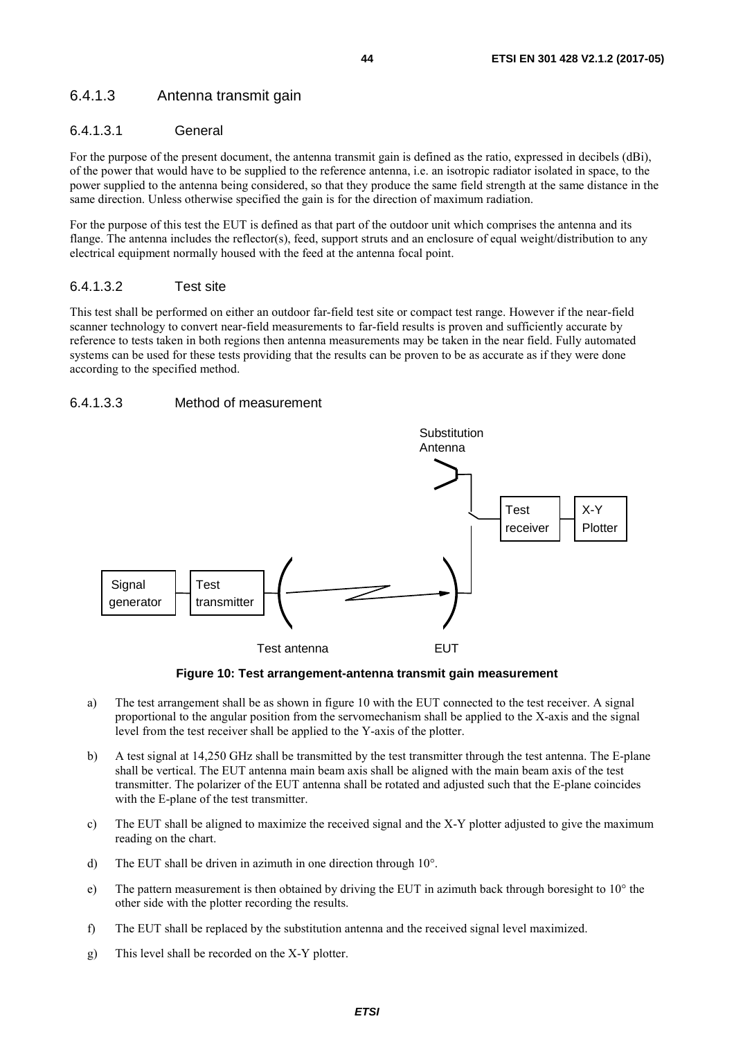### 6.4.1.3 Antenna transmit gain

#### 6.4.1.3.1 General

For the purpose of the present document, the antenna transmit gain is defined as the ratio, expressed in decibels (dBi), of the power that would have to be supplied to the reference antenna, i.e. an isotropic radiator isolated in space, to the power supplied to the antenna being considered, so that they produce the same field strength at the same distance in the same direction. Unless otherwise specified the gain is for the direction of maximum radiation.

For the purpose of this test the EUT is defined as that part of the outdoor unit which comprises the antenna and its flange. The antenna includes the reflector(s), feed, support struts and an enclosure of equal weight/distribution to any electrical equipment normally housed with the feed at the antenna focal point.

#### 6.4.1.3.2 Test site

This test shall be performed on either an outdoor far-field test site or compact test range. However if the near-field scanner technology to convert near-field measurements to far-field results is proven and sufficiently accurate by reference to tests taken in both regions then antenna measurements may be taken in the near field. Fully automated systems can be used for these tests providing that the results can be proven to be as accurate as if they were done according to the specified method.

#### 6.4.1.3.3 Method of measurement

Substitution Antenna

Test receiver

X-Y Plotter

Signal generator

Test transmitter

Test antenna

EUT

**Figure 10: Test arrangement-antenna transmit gain measurement**

a) The test arrangement shall be as shown in figure 10 with the EUT connected to the test receiver. A signal proportional to the angular position from the servomechanism shall be applied to the X-axis and the signal level from the test receiver shall be applied to the Y-axis of the plotter.

b) A test signal at 14,250 GHz shall be transmitted by the test transmitter through the test antenna. The E-plane shall be vertical. The EUT antenna main beam axis shall be aligned with the main beam axis of the test transmitter. The polarizer of the EUT antenna shall be rotated and adjusted such that the E-plane coincides with the E-plane of the test transmitter.

c) The EUT shall be aligned to maximize the received signal and the X-Y plotter adjusted to give the maximum reading on the chart.

d) The EUT shall be driven in azimuth in one direction through 10°.

e) The pattern measurement is then obtained by driving the EUT in azimuth back through boresight to 10° the other side with the plotter recording the results.

f) The EUT shall be replaced by the substitution antenna and the received signal level maximized.

g) This level shall be recorded on the X-Y plotter.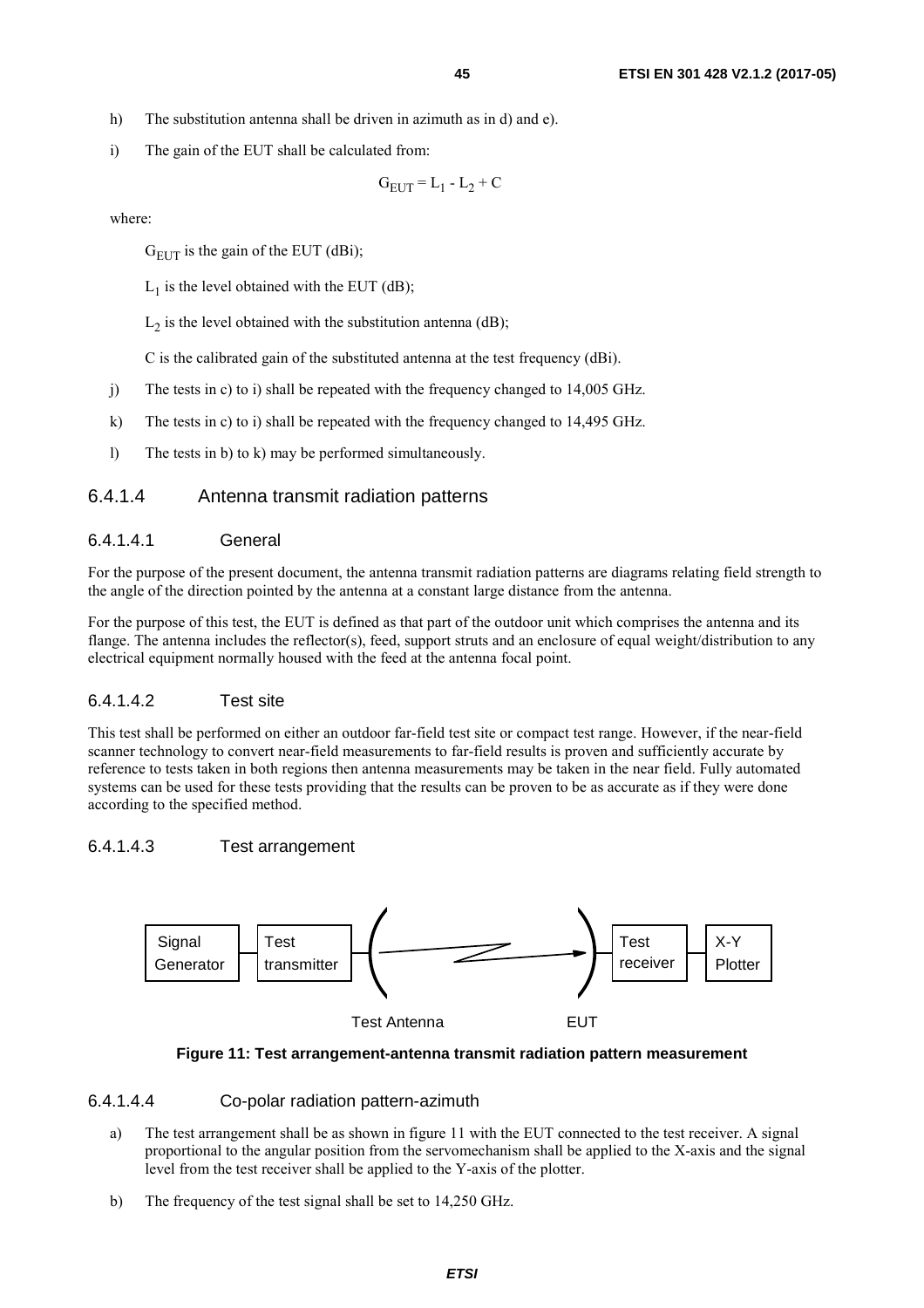h) The substitution antenna shall be driven in azimuth as in d) and e).

i) The gain of the EUT shall be calculated from:

$$G_{EUT} = L_1 - L_2 + C$$

where:

$G_{EUT}$ is the gain of the EUT (dBi);

$L_1$ is the level obtained with the EUT (dB);

$L_2$ is the level obtained with the substitution antenna (dB);

C is the calibrated gain of the substituted antenna at the test frequency (dBi).

j) The tests in c) to i) shall be repeated with the frequency changed to 14,005 GHz.

k) The tests in c) to i) shall be repeated with the frequency changed to 14,495 GHz.

l) The tests in b) to k) may be performed simultaneously.

### 6.4.1.4 Antenna transmit radiation patterns

#### 6.4.1.4.1 General

For the purpose of the present document, the antenna transmit radiation patterns are diagrams relating field strength to the angle of the direction pointed by the antenna at a constant large distance from the antenna.

For the purpose of this test, the EUT is defined as that part of the outdoor unit which comprises the antenna and its flange. The antenna includes the reflector(s), feed, support struts and an enclosure of equal weight/distribution to any electrical equipment normally housed with the feed at the antenna focal point.

#### 6.4.1.4.2 Test site

This test shall be performed on either an outdoor far-field test site or compact test range. However, if the near-field scanner technology to convert near-field measurements to far-field results is proven and sufficiently accurate by reference to tests taken in both regions then antenna measurements may be taken in the near field. Fully automated systems can be used for these tests providing that the results can be proven to be as accurate as if they were done according to the specified method.

#### 6.4.1.4.3 Test arrangement

Signal Generator — Test transmitter — Test Antenna — EUT — Test receiver — X-Y Plotter

**Figure 11: Test arrangement-antenna transmit radiation pattern measurement**

#### 6.4.1.4.4 Co-polar radiation pattern-azimuth

a) The test arrangement shall be as shown in figure 11 with the EUT connected to the test receiver. A signal proportional to the angular position from the servomechanism shall be applied to the X-axis and the signal level from the test receiver shall be applied to the Y-axis of the plotter.

b) The frequency of the test signal shall be set to 14,250 GHz.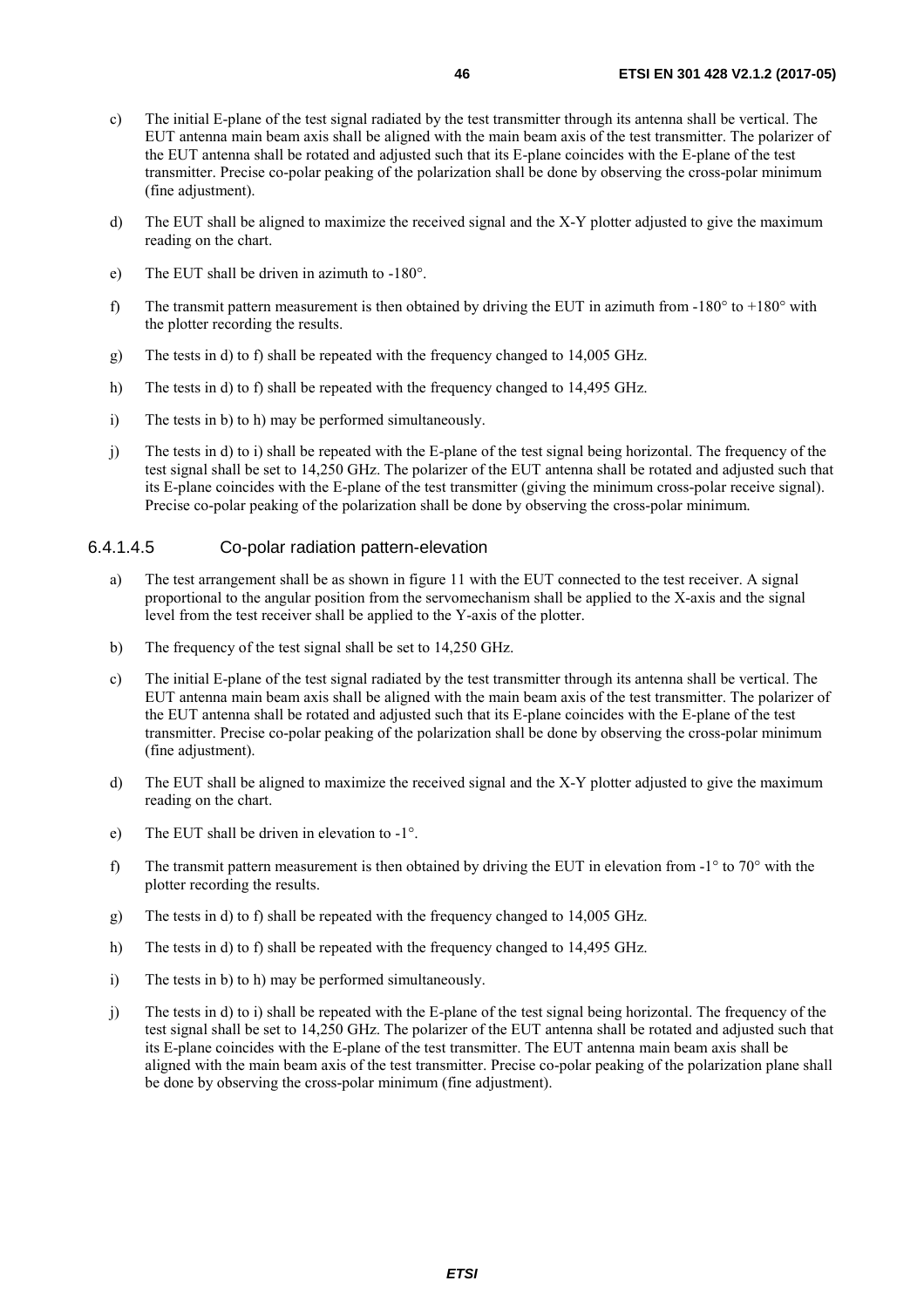c) The initial E-plane of the test signal radiated by the test transmitter through its antenna shall be vertical. The EUT antenna main beam axis shall be aligned with the main beam axis of the test transmitter. The polarizer of the EUT antenna shall be rotated and adjusted such that its E-plane coincides with the E-plane of the test transmitter. Precise co-polar peaking of the polarization shall be done by observing the cross-polar minimum (fine adjustment).

d) The EUT shall be aligned to maximize the received signal and the X-Y plotter adjusted to give the maximum reading on the chart.

e) The EUT shall be driven in azimuth to -180°.

f) The transmit pattern measurement is then obtained by driving the EUT in azimuth from -180° to +180° with the plotter recording the results.

g) The tests in d) to f) shall be repeated with the frequency changed to 14,005 GHz.

h) The tests in d) to f) shall be repeated with the frequency changed to 14,495 GHz.

i) The tests in b) to h) may be performed simultaneously.

j) The tests in d) to i) shall be repeated with the E-plane of the test signal being horizontal. The frequency of the test signal shall be set to 14,250 GHz. The polarizer of the EUT antenna shall be rotated and adjusted such that its E-plane coincides with the E-plane of the test transmitter (giving the minimum cross-polar receive signal). Precise co-polar peaking of the polarization shall be done by observing the cross-polar minimum.

#### 6.4.1.4.5 Co-polar radiation pattern-elevation

a) The test arrangement shall be as shown in figure 11 with the EUT connected to the test receiver. A signal proportional to the angular position from the servomechanism shall be applied to the X-axis and the signal level from the test receiver shall be applied to the Y-axis of the plotter.

b) The frequency of the test signal shall be set to 14,250 GHz.

c) The initial E-plane of the test signal radiated by the test transmitter through its antenna shall be vertical. The EUT antenna main beam axis shall be aligned with the main beam axis of the test transmitter. The polarizer of the EUT antenna shall be rotated and adjusted such that its E-plane coincides with the E-plane of the test transmitter. Precise co-polar peaking of the polarization shall be done by observing the cross-polar minimum (fine adjustment).

d) The EUT shall be aligned to maximize the received signal and the X-Y plotter adjusted to give the maximum reading on the chart.

e) The EUT shall be driven in elevation to -1°.

f) The transmit pattern measurement is then obtained by driving the EUT in elevation from -1° to 70° with the plotter recording the results.

g) The tests in d) to f) shall be repeated with the frequency changed to 14,005 GHz.

h) The tests in d) to f) shall be repeated with the frequency changed to 14,495 GHz.

i) The tests in b) to h) may be performed simultaneously.

j) The tests in d) to i) shall be repeated with the E-plane of the test signal being horizontal. The frequency of the test signal shall be set to 14,250 GHz. The polarizer of the EUT antenna shall be rotated and adjusted such that its E-plane coincides with the E-plane of the test transmitter. The EUT antenna main beam axis shall be aligned with the main beam axis of the test transmitter. Precise co-polar peaking of the polarization plane shall be done by observing the cross-polar minimum (fine adjustment).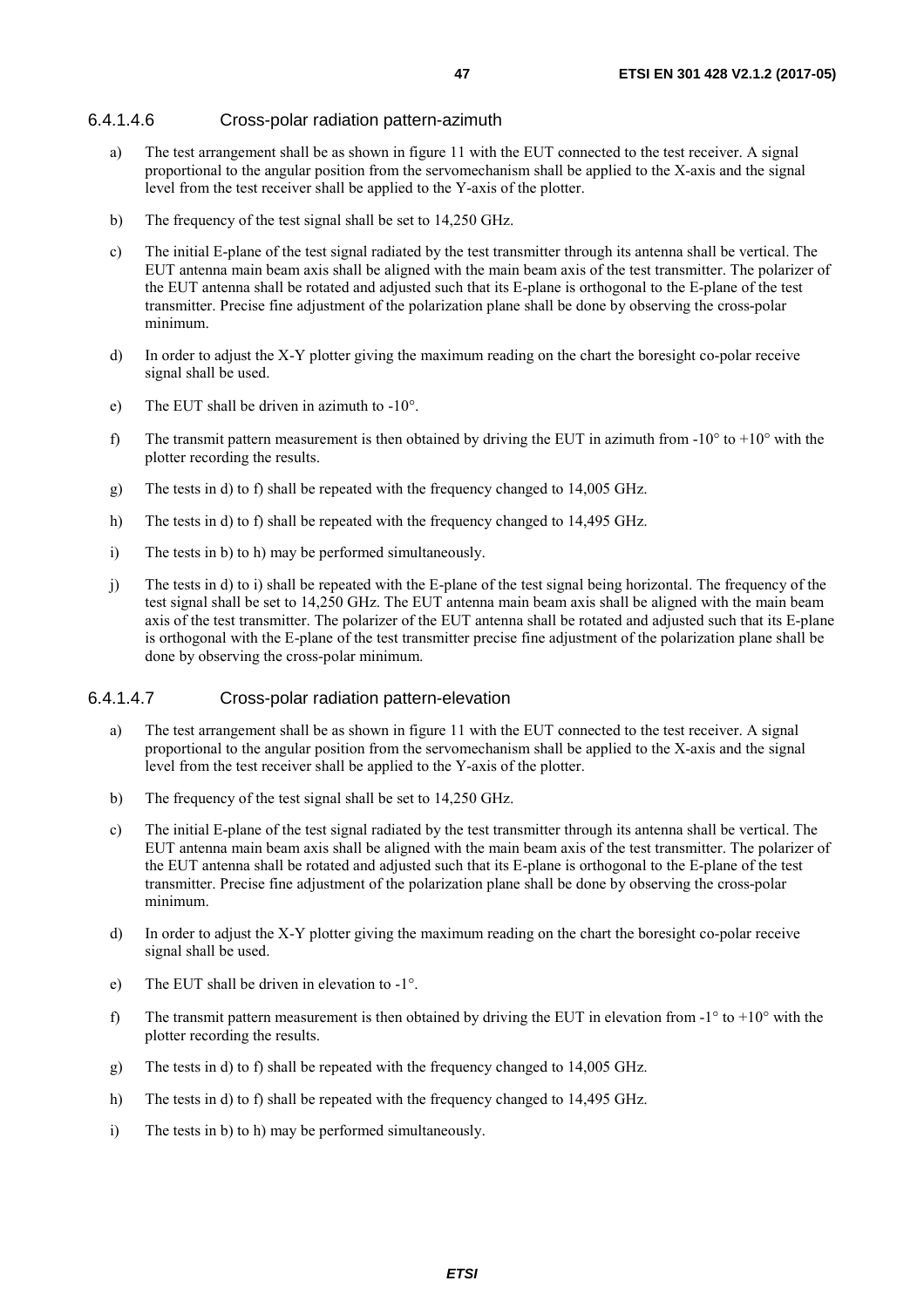#### 6.4.1.4.6 Cross-polar radiation pattern-azimuth

a) The test arrangement shall be as shown in figure 11 with the EUT connected to the test receiver. A signal proportional to the angular position from the servomechanism shall be applied to the X-axis and the signal level from the test receiver shall be applied to the Y-axis of the plotter.

b) The frequency of the test signal shall be set to 14,250 GHz.

c) The initial E-plane of the test signal radiated by the test transmitter through its antenna shall be vertical. The EUT antenna main beam axis shall be aligned with the main beam axis of the test transmitter. The polarizer of the EUT antenna shall be rotated and adjusted such that its E-plane is orthogonal to the E-plane of the test transmitter. Precise fine adjustment of the polarization plane shall be done by observing the cross-polar minimum.

d) In order to adjust the X-Y plotter giving the maximum reading on the chart the boresight co-polar receive signal shall be used.

e) The EUT shall be driven in azimuth to -10°.

f) The transmit pattern measurement is then obtained by driving the EUT in azimuth from -10° to +10° with the plotter recording the results.

g) The tests in d) to f) shall be repeated with the frequency changed to 14,005 GHz.

h) The tests in d) to f) shall be repeated with the frequency changed to 14,495 GHz.

i) The tests in b) to h) may be performed simultaneously.

j) The tests in d) to i) shall be repeated with the E-plane of the test signal being horizontal. The frequency of the test signal shall be set to 14,250 GHz. The EUT antenna main beam axis shall be aligned with the main beam axis of the test transmitter. The polarizer of the EUT antenna shall be rotated and adjusted such that its E-plane is orthogonal with the E-plane of the test transmitter precise fine adjustment of the polarization plane shall be done by observing the cross-polar minimum.

#### 6.4.1.4.7 Cross-polar radiation pattern-elevation

a) The test arrangement shall be as shown in figure 11 with the EUT connected to the test receiver. A signal proportional to the angular position from the servomechanism shall be applied to the X-axis and the signal level from the test receiver shall be applied to the Y-axis of the plotter.

b) The frequency of the test signal shall be set to 14,250 GHz.

c) The initial E-plane of the test signal radiated by the test transmitter through its antenna shall be vertical. The EUT antenna main beam axis shall be aligned with the main beam axis of the test transmitter. The polarizer of the EUT antenna shall be rotated and adjusted such that its E-plane is orthogonal to the E-plane of the test transmitter. Precise fine adjustment of the polarization plane shall be done by observing the cross-polar minimum.

d) In order to adjust the X-Y plotter giving the maximum reading on the chart the boresight co-polar receive signal shall be used.

e) The EUT shall be driven in elevation to -1°.

f) The transmit pattern measurement is then obtained by driving the EUT in elevation from -1° to +10° with the plotter recording the results.

g) The tests in d) to f) shall be repeated with the frequency changed to 14,005 GHz.

h) The tests in d) to f) shall be repeated with the frequency changed to 14,495 GHz.

i) The tests in b) to h) may be performed simultaneously.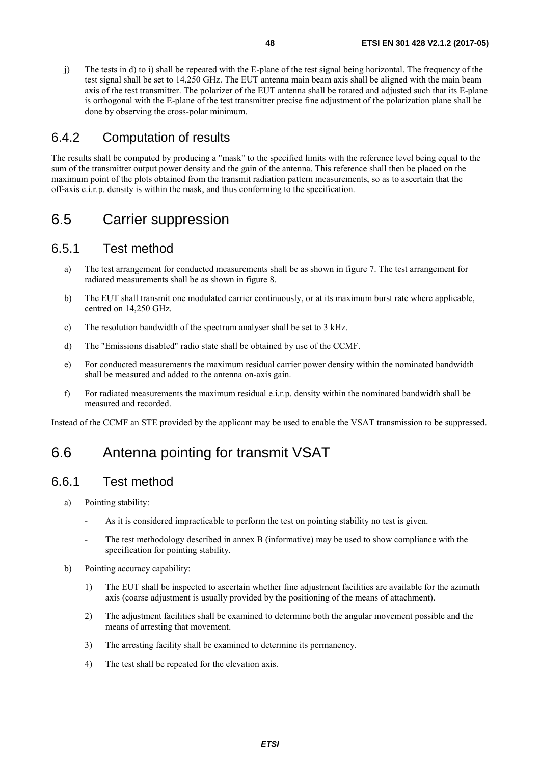j) The tests in d) to i) shall be repeated with the E-plane of the test signal being horizontal. The frequency of the test signal shall be set to 14,250 GHz. The EUT antenna main beam axis shall be aligned with the main beam axis of the test transmitter. The polarizer of the EUT antenna shall be rotated and adjusted such that its E-plane is orthogonal with the E-plane of the test transmitter precise fine adjustment of the polarization plane shall be done by observing the cross-polar minimum.

### 6.4.2 Computation of results

The results shall be computed by producing a "mask" to the specified limits with the reference level being equal to the sum of the transmitter output power density and the gain of the antenna. This reference shall then be placed on the maximum point of the plots obtained from the transmit radiation pattern measurements, so as to ascertain that the off-axis e.i.r.p. density is within the mask, and thus conforming to the specification.

## 6.5 Carrier suppression

### 6.5.1 Test method

a) The test arrangement for conducted measurements shall be as shown in figure 7. The test arrangement for radiated measurements shall be as shown in figure 8.

b) The EUT shall transmit one modulated carrier continuously, or at its maximum burst rate where applicable, centred on 14,250 GHz.

c) The resolution bandwidth of the spectrum analyser shall be set to 3 kHz.

d) The "Emissions disabled" radio state shall be obtained by use of the CCMF.

e) For conducted measurements the maximum residual carrier power density within the nominated bandwidth shall be measured and added to the antenna on-axis gain.

f) For radiated measurements the maximum residual e.i.r.p. density within the nominated bandwidth shall be measured and recorded.

Instead of the CCMF an STE provided by the applicant may be used to enable the VSAT transmission to be suppressed.

## 6.6 Antenna pointing for transmit VSAT

### 6.6.1 Test method

a) Pointing stability:

- As it is considered impracticable to perform the test on pointing stability no test is given.
- The test methodology described in annex B (informative) may be used to show compliance with the specification for pointing stability.

b) Pointing accuracy capability:

1) The EUT shall be inspected to ascertain whether fine adjustment facilities are available for the azimuth axis (coarse adjustment is usually provided by the positioning of the means of attachment).

2) The adjustment facilities shall be examined to determine both the angular movement possible and the means of arresting that movement.

3) The arresting facility shall be examined to determine its permanency.

4) The test shall be repeated for the elevation axis.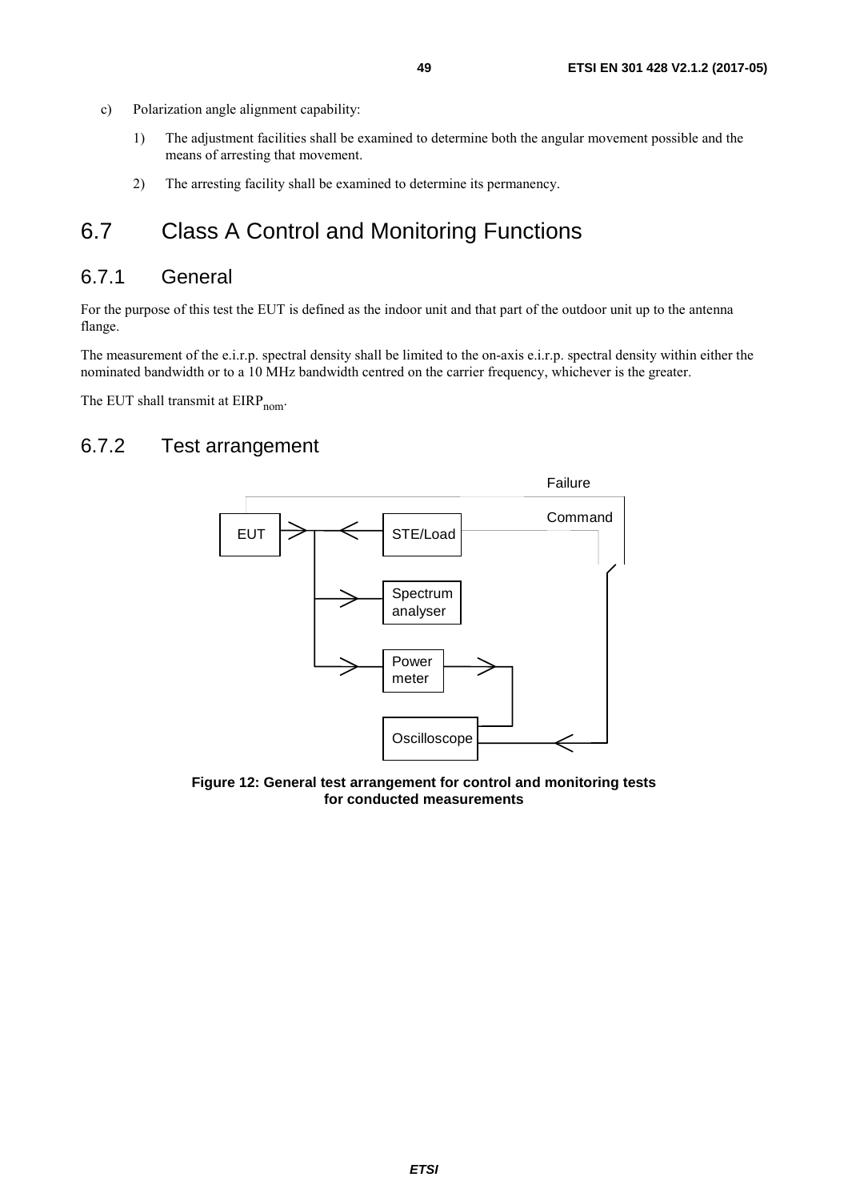c) Polarization angle alignment capability:

   1) The adjustment facilities shall be examined to determine both the angular movement possible and the means of arresting that movement.

   2) The arresting facility shall be examined to determine its permanency.

## 6.7 Class A Control and Monitoring Functions

### 6.7.1 General

For the purpose of this test the EUT is defined as the indoor unit and that part of the outdoor unit up to the antenna flange.

The measurement of the e.i.r.p. spectral density shall be limited to the on-axis e.i.r.p. spectral density within either the nominated bandwidth or to a 10 MHz bandwidth centred on the carrier frequency, whichever is the greater.

The EUT shall transmit at $EIRP_{nom}$.

### 6.7.2 Test arrangement

Failure

Command

EUT

STE/Load

Spectrum analyser

Power meter

Oscilloscope

**Figure 12: General test arrangement for control and monitoring tests for conducted measurements**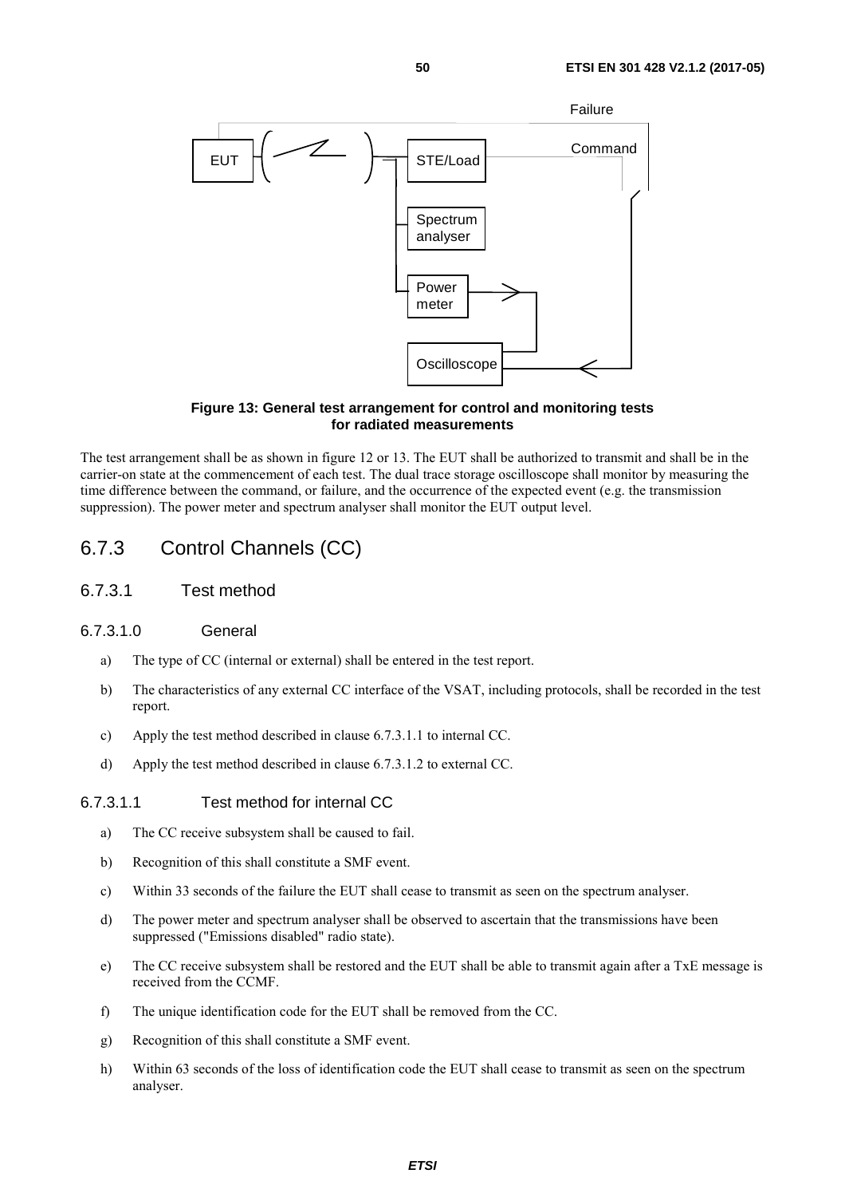**Figure 13: General test arrangement for control and monitoring tests for radiated measurements**

The test arrangement shall be as shown in figure 12 or 13. The EUT shall be authorized to transmit and shall be in the carrier-on state at the commencement of each test. The dual trace storage oscilloscope shall monitor by measuring the time difference between the command, or failure, and the occurrence of the expected event (e.g. the transmission suppression). The power meter and spectrum analyser shall monitor the EUT output level.

## 6.7.3 Control Channels (CC)

### 6.7.3.1 Test method

#### 6.7.3.1.0 General

a) The type of CC (internal or external) shall be entered in the test report.

b) The characteristics of any external CC interface of the VSAT, including protocols, shall be recorded in the test report.

c) Apply the test method described in clause 6.7.3.1.1 to internal CC.

d) Apply the test method described in clause 6.7.3.1.2 to external CC.

#### 6.7.3.1.1 Test method for internal CC

a) The CC receive subsystem shall be caused to fail.

b) Recognition of this shall constitute a SMF event.

c) Within 33 seconds of the failure the EUT shall cease to transmit as seen on the spectrum analyser.

d) The power meter and spectrum analyser shall be observed to ascertain that the transmissions have been suppressed ("Emissions disabled" radio state).

e) The CC receive subsystem shall be restored and the EUT shall be able to transmit again after a TxE message is received from the CCMF.

f) The unique identification code for the EUT shall be removed from the CC.

g) Recognition of this shall constitute a SMF event.

h) Within 63 seconds of the loss of identification code the EUT shall cease to transmit as seen on the spectrum analyser.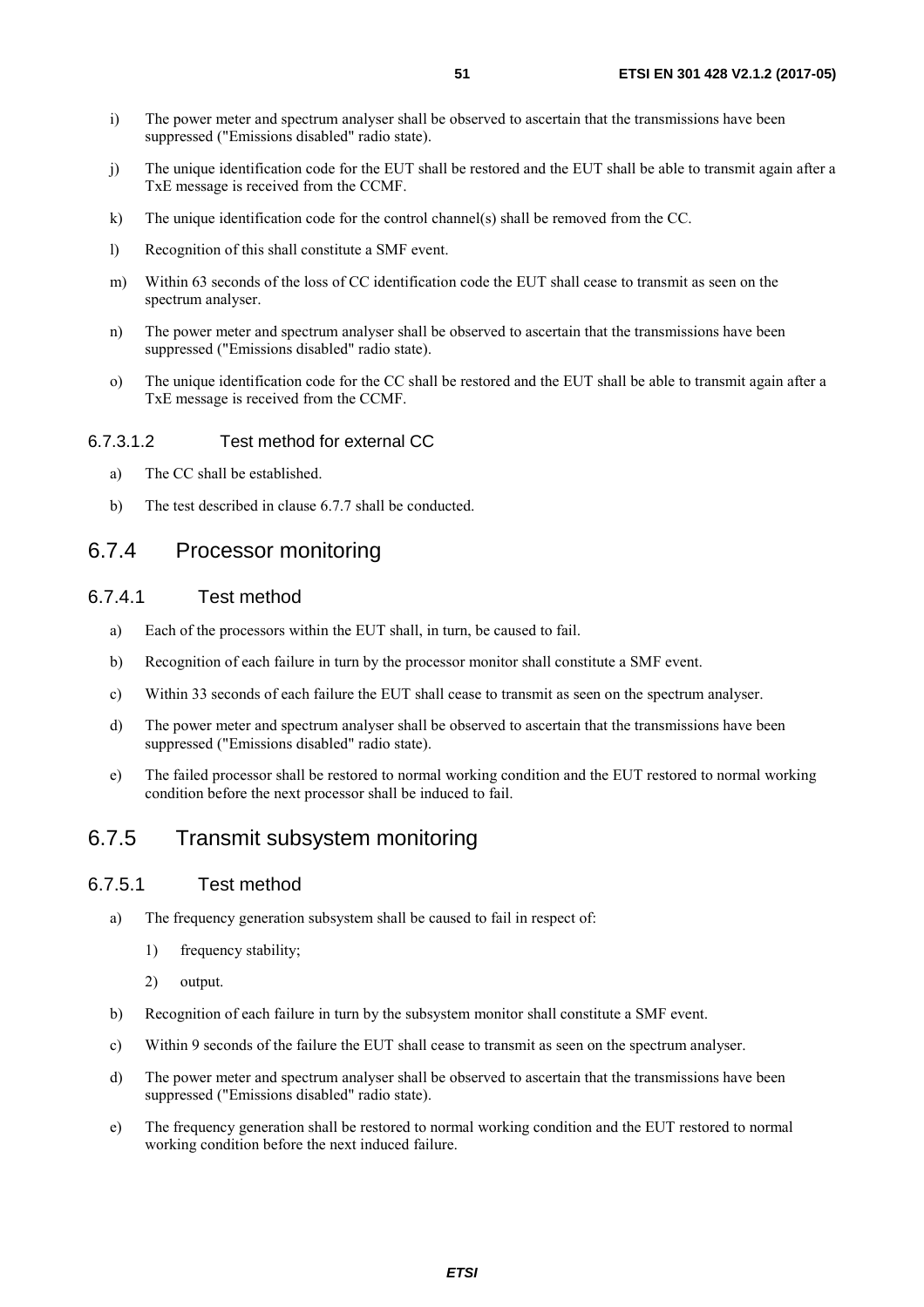i) The power meter and spectrum analyser shall be observed to ascertain that the transmissions have been suppressed ("Emissions disabled" radio state).

j) The unique identification code for the EUT shall be restored and the EUT shall be able to transmit again after a TxE message is received from the CCMF.

k) The unique identification code for the control channel(s) shall be removed from the CC.

l) Recognition of this shall constitute a SMF event.

m) Within 63 seconds of the loss of CC identification code the EUT shall cease to transmit as seen on the spectrum analyser.

n) The power meter and spectrum analyser shall be observed to ascertain that the transmissions have been suppressed ("Emissions disabled" radio state).

o) The unique identification code for the CC shall be restored and the EUT shall be able to transmit again after a TxE message is received from the CCMF.

#### 6.7.3.1.2 Test method for external CC

a) The CC shall be established.

b) The test described in clause 6.7.7 shall be conducted.

## 6.7.4 Processor monitoring

### 6.7.4.1 Test method

a) Each of the processors within the EUT shall, in turn, be caused to fail.

b) Recognition of each failure in turn by the processor monitor shall constitute a SMF event.

c) Within 33 seconds of each failure the EUT shall cease to transmit as seen on the spectrum analyser.

d) The power meter and spectrum analyser shall be observed to ascertain that the transmissions have been suppressed ("Emissions disabled" radio state).

e) The failed processor shall be restored to normal working condition and the EUT restored to normal working condition before the next processor shall be induced to fail.

## 6.7.5 Transmit subsystem monitoring

### 6.7.5.1 Test method

a) The frequency generation subsystem shall be caused to fail in respect of:

   1) frequency stability;

   2) output.

b) Recognition of each failure in turn by the subsystem monitor shall constitute a SMF event.

c) Within 9 seconds of the failure the EUT shall cease to transmit as seen on the spectrum analyser.

d) The power meter and spectrum analyser shall be observed to ascertain that the transmissions have been suppressed ("Emissions disabled" radio state).

e) The frequency generation shall be restored to normal working condition and the EUT restored to normal working condition before the next induced failure.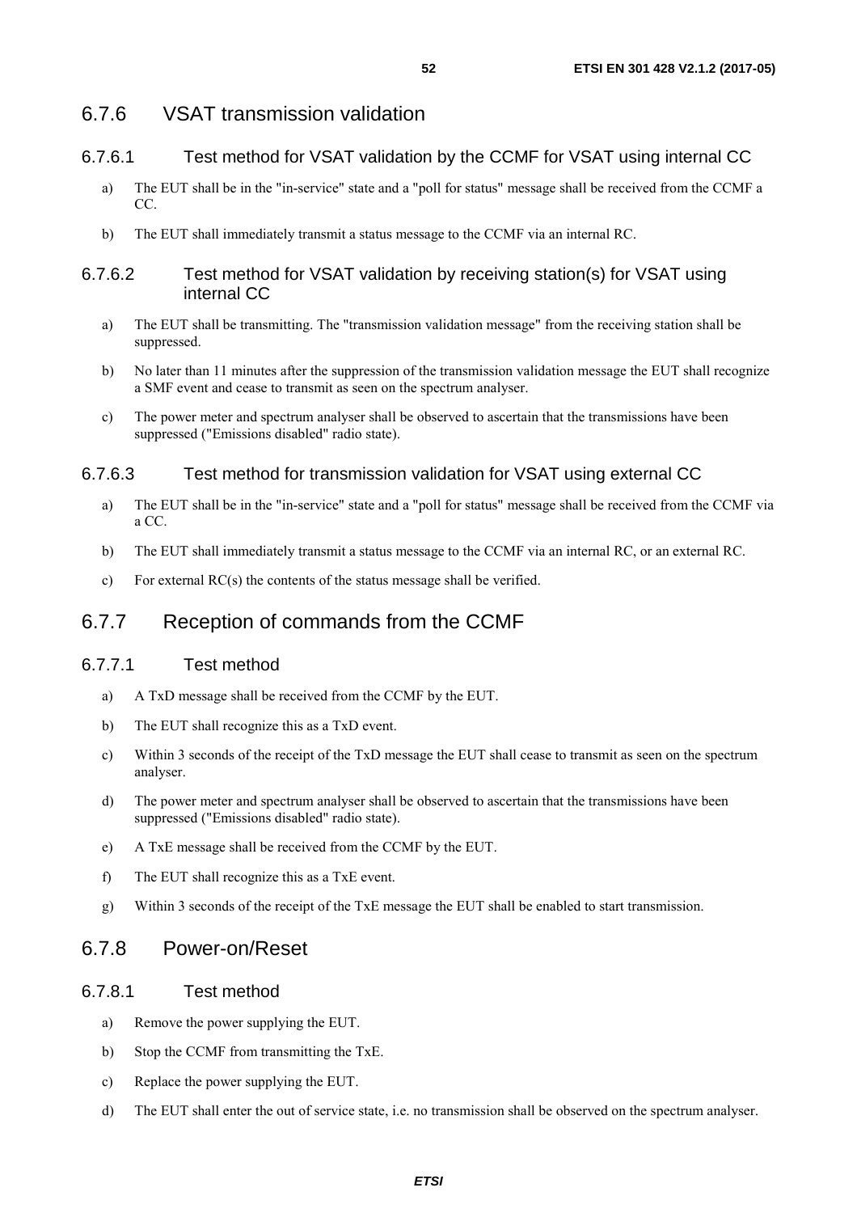### 6.7.6 VSAT transmission validation

#### 6.7.6.1 Test method for VSAT validation by the CCMF for VSAT using internal CC

a) The EUT shall be in the "in-service" state and a "poll for status" message shall be received from the CCMF a CC.

b) The EUT shall immediately transmit a status message to the CCMF via an internal RC.

#### 6.7.6.2 Test method for VSAT validation by receiving station(s) for VSAT using internal CC

a) The EUT shall be transmitting. The "transmission validation message" from the receiving station shall be suppressed.

b) No later than 11 minutes after the suppression of the transmission validation message the EUT shall recognize a SMF event and cease to transmit as seen on the spectrum analyser.

c) The power meter and spectrum analyser shall be observed to ascertain that the transmissions have been suppressed ("Emissions disabled" radio state).

#### 6.7.6.3 Test method for transmission validation for VSAT using external CC

a) The EUT shall be in the "in-service" state and a "poll for status" message shall be received from the CCMF via a CC.

b) The EUT shall immediately transmit a status message to the CCMF via an internal RC, or an external RC.

c) For external RC(s) the contents of the status message shall be verified.

### 6.7.7 Reception of commands from the CCMF

#### 6.7.7.1 Test method

a) A TxD message shall be received from the CCMF by the EUT.

b) The EUT shall recognize this as a TxD event.

c) Within 3 seconds of the receipt of the TxD message the EUT shall cease to transmit as seen on the spectrum analyser.

d) The power meter and spectrum analyser shall be observed to ascertain that the transmissions have been suppressed ("Emissions disabled" radio state).

e) A TxE message shall be received from the CCMF by the EUT.

f) The EUT shall recognize this as a TxE event.

g) Within 3 seconds of the receipt of the TxE message the EUT shall be enabled to start transmission.

### 6.7.8 Power-on/Reset

#### 6.7.8.1 Test method

a) Remove the power supplying the EUT.

b) Stop the CCMF from transmitting the TxE.

c) Replace the power supplying the EUT.

d) The EUT shall enter the out of service state, i.e. no transmission shall be observed on the spectrum analyser.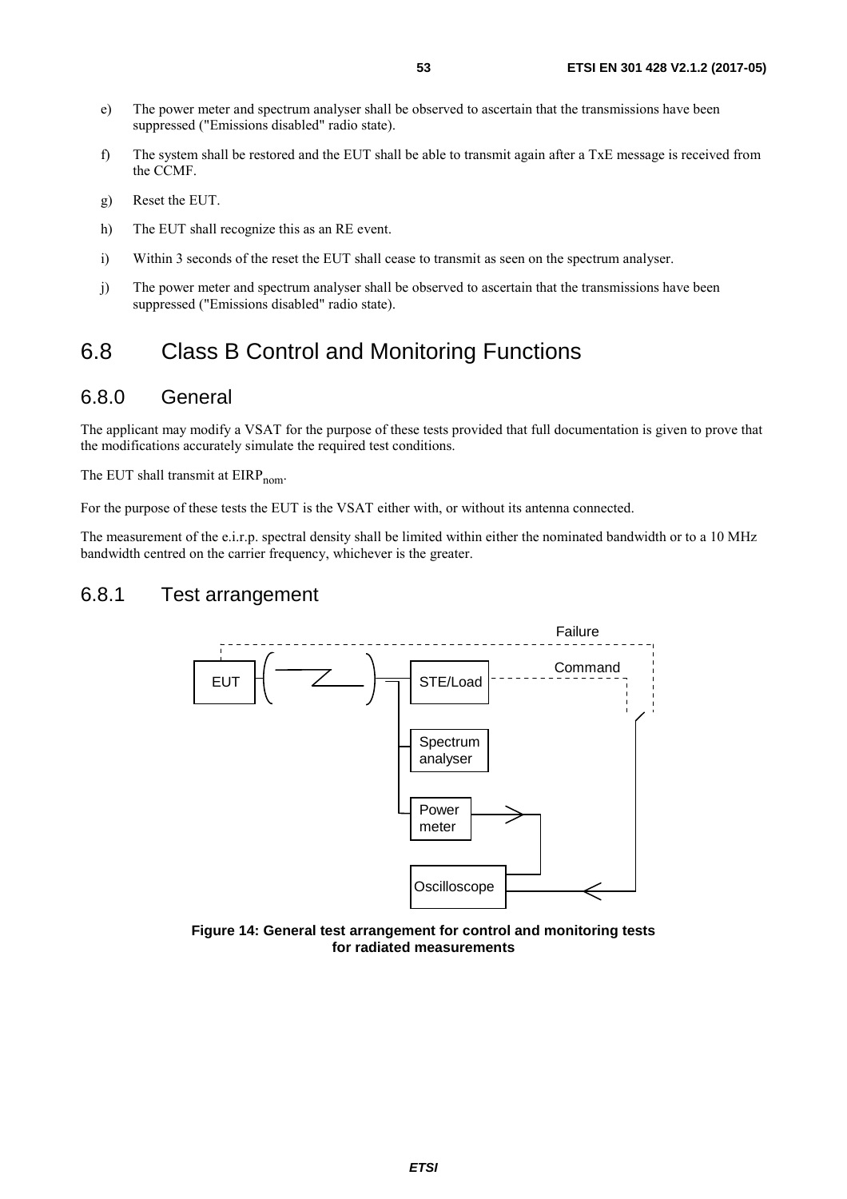e) The power meter and spectrum analyser shall be observed to ascertain that the transmissions have been suppressed ("Emissions disabled" radio state).

f) The system shall be restored and the EUT shall be able to transmit again after a TxE message is received from the CCMF.

g) Reset the EUT.

h) The EUT shall recognize this as an RE event.

i) Within 3 seconds of the reset the EUT shall cease to transmit as seen on the spectrum analyser.

j) The power meter and spectrum analyser shall be observed to ascertain that the transmissions have been suppressed ("Emissions disabled" radio state).

# 6.8 Class B Control and Monitoring Functions

## 6.8.0 General

The applicant may modify a VSAT for the purpose of these tests provided that full documentation is given to prove that the modifications accurately simulate the required test conditions.

The EUT shall transmit at $EIRP_{nom}$.

For the purpose of these tests the EUT is the VSAT either with, or without its antenna connected.

The measurement of the e.i.r.p. spectral density shall be limited within either the nominated bandwidth or to a 10 MHz bandwidth centred on the carrier frequency, whichever is the greater.

## 6.8.1 Test arrangement

**Figure 14: General test arrangement for control and monitoring tests for radiated measurements**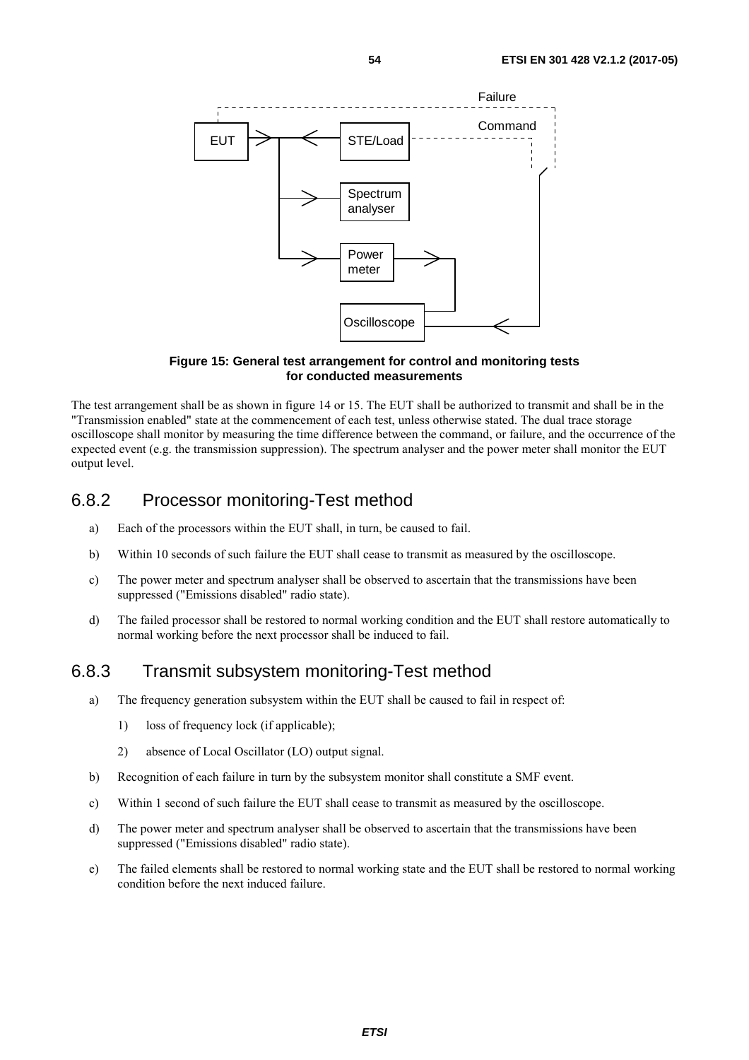**Figure 15: General test arrangement for control and monitoring tests for conducted measurements**

The test arrangement shall be as shown in figure 14 or 15. The EUT shall be authorized to transmit and shall be in the "Transmission enabled" state at the commencement of each test, unless otherwise stated. The dual trace storage oscilloscope shall monitor by measuring the time difference between the command, or failure, and the occurrence of the expected event (e.g. the transmission suppression). The spectrum analyser and the power meter shall monitor the EUT output level.

### 6.8.2 Processor monitoring-Test method

a) Each of the processors within the EUT shall, in turn, be caused to fail.

b) Within 10 seconds of such failure the EUT shall cease to transmit as measured by the oscilloscope.

c) The power meter and spectrum analyser shall be observed to ascertain that the transmissions have been suppressed ("Emissions disabled" radio state).

d) The failed processor shall be restored to normal working condition and the EUT shall restore automatically to normal working before the next processor shall be induced to fail.

### 6.8.3 Transmit subsystem monitoring-Test method

a) The frequency generation subsystem within the EUT shall be caused to fail in respect of:

   1) loss of frequency lock (if applicable);

   2) absence of Local Oscillator (LO) output signal.

b) Recognition of each failure in turn by the subsystem monitor shall constitute a SMF event.

c) Within 1 second of such failure the EUT shall cease to transmit as measured by the oscilloscope.

d) The power meter and spectrum analyser shall be observed to ascertain that the transmissions have been suppressed ("Emissions disabled" radio state).

e) The failed elements shall be restored to normal working state and the EUT shall be restored to normal working condition before the next induced failure.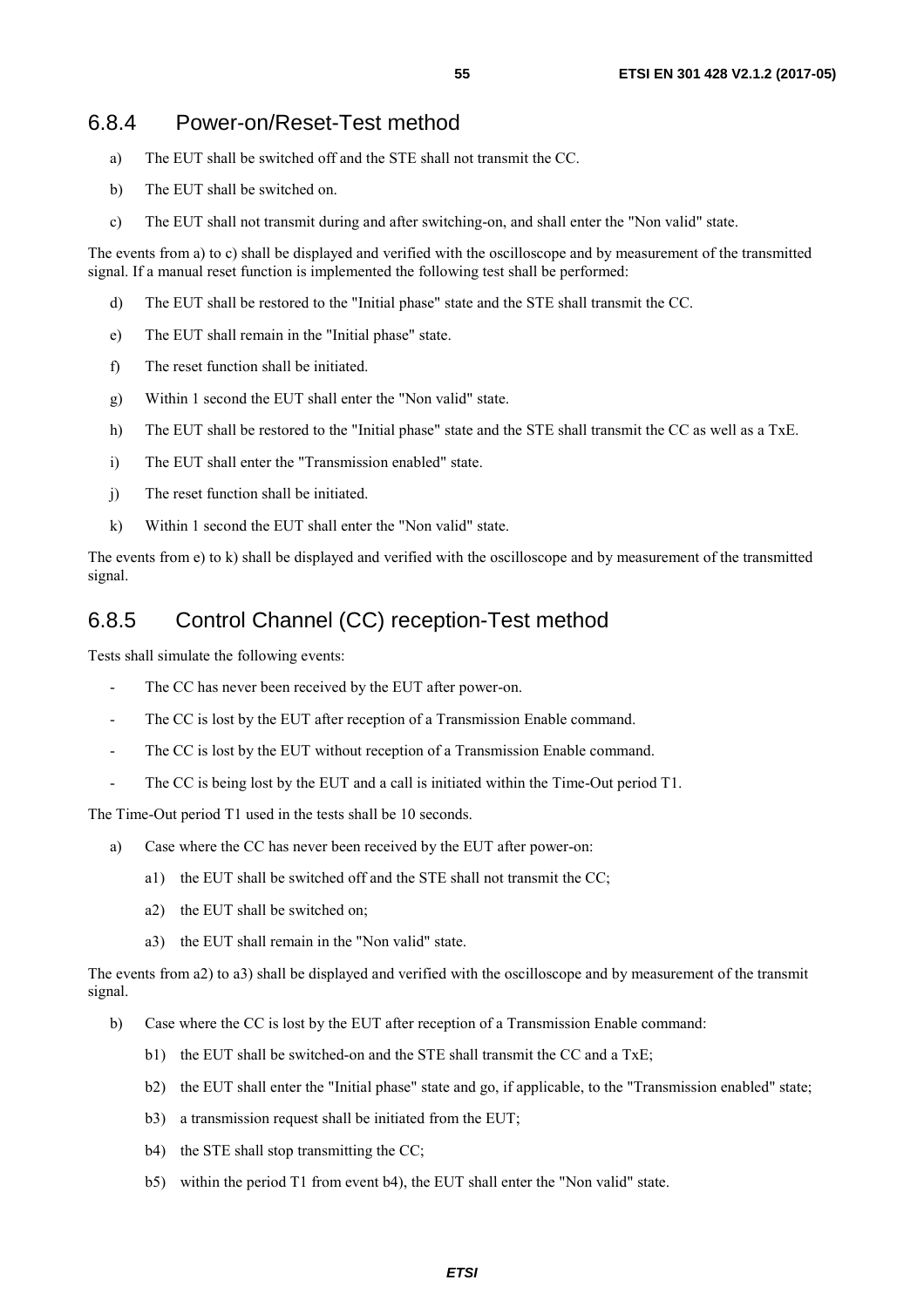### 6.8.4 Power-on/Reset-Test method

a) The EUT shall be switched off and the STE shall not transmit the CC.

b) The EUT shall be switched on.

c) The EUT shall not transmit during and after switching-on, and shall enter the "Non valid" state.

The events from a) to c) shall be displayed and verified with the oscilloscope and by measurement of the transmitted signal. If a manual reset function is implemented the following test shall be performed:

d) The EUT shall be restored to the "Initial phase" state and the STE shall transmit the CC.

e) The EUT shall remain in the "Initial phase" state.

f) The reset function shall be initiated.

g) Within 1 second the EUT shall enter the "Non valid" state.

h) The EUT shall be restored to the "Initial phase" state and the STE shall transmit the CC as well as a TxE.

i) The EUT shall enter the "Transmission enabled" state.

j) The reset function shall be initiated.

k) Within 1 second the EUT shall enter the "Non valid" state.

The events from e) to k) shall be displayed and verified with the oscilloscope and by measurement of the transmitted signal.

### 6.8.5 Control Channel (CC) reception-Test method

Tests shall simulate the following events:

- The CC has never been received by the EUT after power-on.
- The CC is lost by the EUT after reception of a Transmission Enable command.
- The CC is lost by the EUT without reception of a Transmission Enable command.
- The CC is being lost by the EUT and a call is initiated within the Time-Out period T1.

The Time-Out period T1 used in the tests shall be 10 seconds.

a) Case where the CC has never been received by the EUT after power-on:

  a1) the EUT shall be switched off and the STE shall not transmit the CC;

  a2) the EUT shall be switched on;

  a3) the EUT shall remain in the "Non valid" state.

The events from a2) to a3) shall be displayed and verified with the oscilloscope and by measurement of the transmit signal.

b) Case where the CC is lost by the EUT after reception of a Transmission Enable command:

  b1) the EUT shall be switched-on and the STE shall transmit the CC and a TxE;

  b2) the EUT shall enter the "Initial phase" state and go, if applicable, to the "Transmission enabled" state;

  b3) a transmission request shall be initiated from the EUT;

  b4) the STE shall stop transmitting the CC;

  b5) within the period T1 from event b4), the EUT shall enter the "Non valid" state.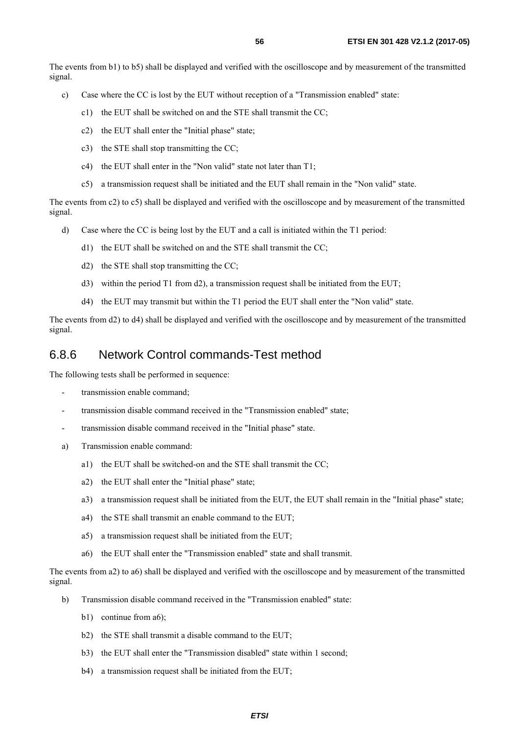The events from b1) to b5) shall be displayed and verified with the oscilloscope and by measurement of the transmitted signal.

c) Case where the CC is lost by the EUT without reception of a "Transmission enabled" state:

   c1) the EUT shall be switched on and the STE shall transmit the CC;

   c2) the EUT shall enter the "Initial phase" state;

   c3) the STE shall stop transmitting the CC;

   c4) the EUT shall enter in the "Non valid" state not later than T1;

   c5) a transmission request shall be initiated and the EUT shall remain in the "Non valid" state.

The events from c2) to c5) shall be displayed and verified with the oscilloscope and by measurement of the transmitted signal.

d) Case where the CC is being lost by the EUT and a call is initiated within the T1 period:

   d1) the EUT shall be switched on and the STE shall transmit the CC;

   d2) the STE shall stop transmitting the CC;

   d3) within the period T1 from d2), a transmission request shall be initiated from the EUT;

   d4) the EUT may transmit but within the T1 period the EUT shall enter the "Non valid" state.

The events from d2) to d4) shall be displayed and verified with the oscilloscope and by measurement of the transmitted signal.

### 6.8.6 Network Control commands-Test method

The following tests shall be performed in sequence:

- transmission enable command;
- transmission disable command received in the "Transmission enabled" state;
- transmission disable command received in the "Initial phase" state.

a) Transmission enable command:

   a1) the EUT shall be switched-on and the STE shall transmit the CC;

   a2) the EUT shall enter the "Initial phase" state;

   a3) a transmission request shall be initiated from the EUT, the EUT shall remain in the "Initial phase" state;

   a4) the STE shall transmit an enable command to the EUT;

   a5) a transmission request shall be initiated from the EUT;

   a6) the EUT shall enter the "Transmission enabled" state and shall transmit.

The events from a2) to a6) shall be displayed and verified with the oscilloscope and by measurement of the transmitted signal.

b) Transmission disable command received in the "Transmission enabled" state:

   b1) continue from a6);

   b2) the STE shall transmit a disable command to the EUT;

   b3) the EUT shall enter the "Transmission disabled" state within 1 second;

   b4) a transmission request shall be initiated from the EUT;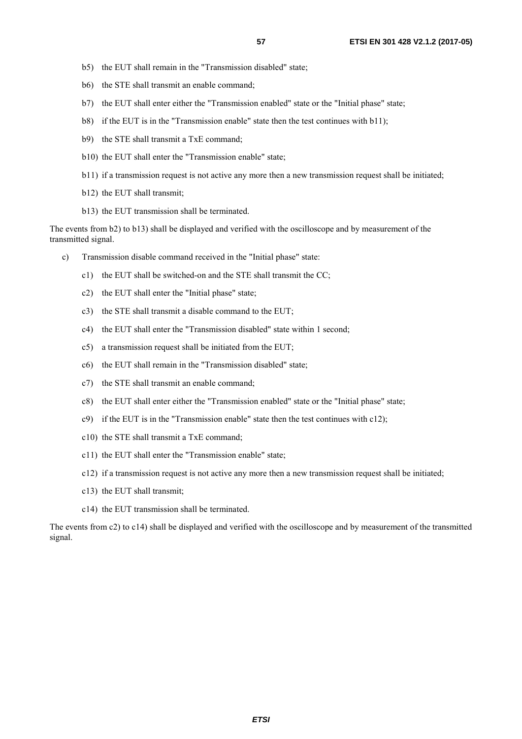b5) the EUT shall remain in the "Transmission disabled" state;

b6) the STE shall transmit an enable command;

b7) the EUT shall enter either the "Transmission enabled" state or the "Initial phase" state;

b8) if the EUT is in the "Transmission enable" state then the test continues with b11);

b9) the STE shall transmit a TxE command;

b10) the EUT shall enter the "Transmission enable" state;

b11) if a transmission request is not active any more then a new transmission request shall be initiated;

b12) the EUT shall transmit;

b13) the EUT transmission shall be terminated.

The events from b2) to b13) shall be displayed and verified with the oscilloscope and by measurement of the transmitted signal.

c) Transmission disable command received in the "Initial phase" state:

c1) the EUT shall be switched-on and the STE shall transmit the CC;

c2) the EUT shall enter the "Initial phase" state;

c3) the STE shall transmit a disable command to the EUT;

c4) the EUT shall enter the "Transmission disabled" state within 1 second;

c5) a transmission request shall be initiated from the EUT;

c6) the EUT shall remain in the "Transmission disabled" state;

c7) the STE shall transmit an enable command;

c8) the EUT shall enter either the "Transmission enabled" state or the "Initial phase" state;

c9) if the EUT is in the "Transmission enable" state then the test continues with c12);

c10) the STE shall transmit a TxE command;

c11) the EUT shall enter the "Transmission enable" state;

c12) if a transmission request is not active any more then a new transmission request shall be initiated;

c13) the EUT shall transmit;

c14) the EUT transmission shall be terminated.

The events from c2) to c14) shall be displayed and verified with the oscilloscope and by measurement of the transmitted signal.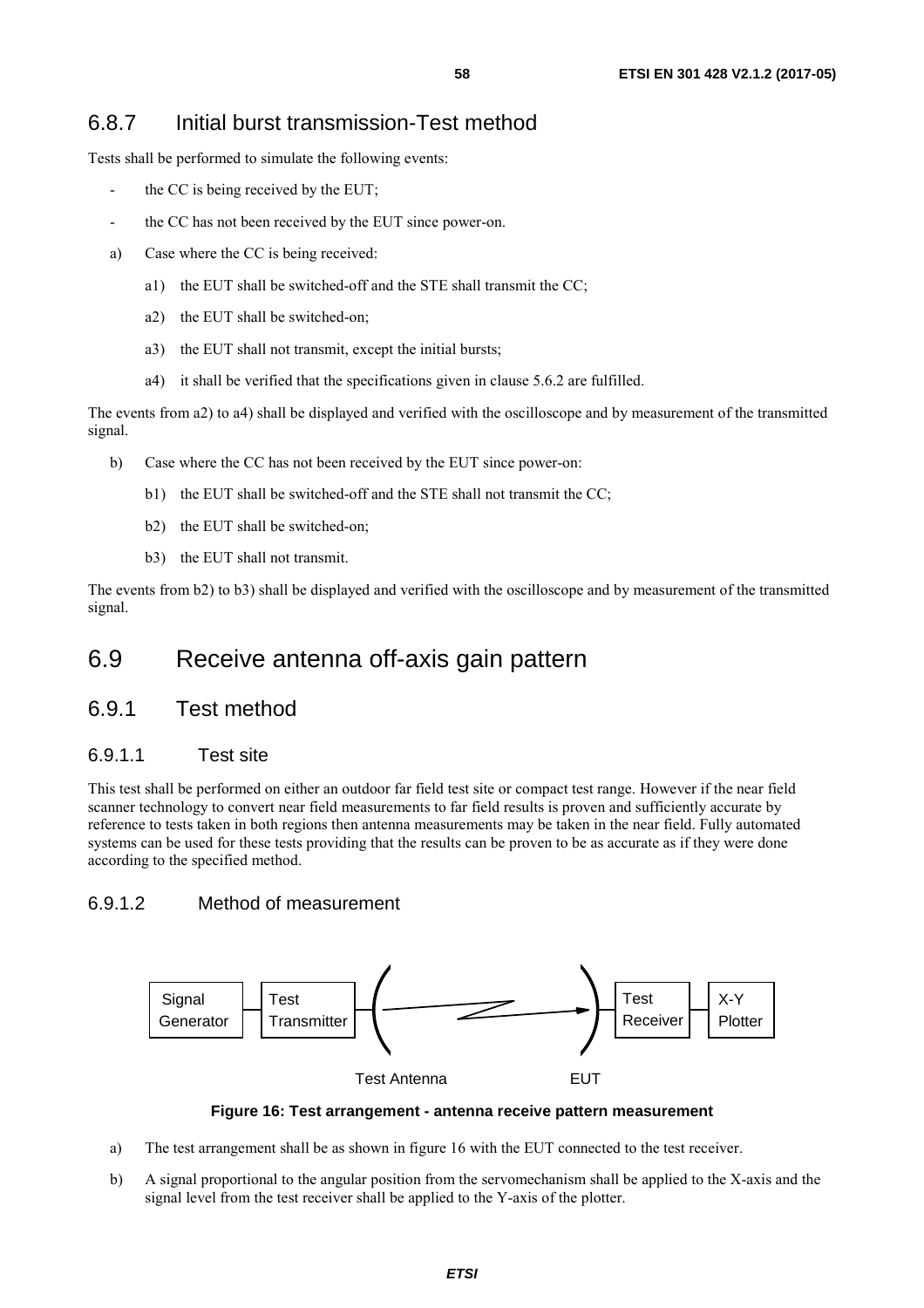### 6.8.7 Initial burst transmission-Test method

Tests shall be performed to simulate the following events:

- the CC is being received by the EUT;
- the CC has not been received by the EUT since power-on.

a) Case where the CC is being received:

   a1) the EUT shall be switched-off and the STE shall transmit the CC;

   a2) the EUT shall be switched-on;

   a3) the EUT shall not transmit, except the initial bursts;

   a4) it shall be verified that the specifications given in clause 5.6.2 are fulfilled.

The events from a2) to a4) shall be displayed and verified with the oscilloscope and by measurement of the transmitted signal.

b) Case where the CC has not been received by the EUT since power-on:

   b1) the EUT shall be switched-off and the STE shall not transmit the CC;

   b2) the EUT shall be switched-on;

   b3) the EUT shall not transmit.

The events from b2) to b3) shall be displayed and verified with the oscilloscope and by measurement of the transmitted signal.

## 6.9 Receive antenna off-axis gain pattern

### 6.9.1 Test method

#### 6.9.1.1 Test site

This test shall be performed on either an outdoor far field test site or compact test range. However if the near field scanner technology to convert near field measurements to far field results is proven and sufficiently accurate by reference to tests taken in both regions then antenna measurements may be taken in the near field. Fully automated systems can be used for these tests providing that the results can be proven to be as accurate as if they were done according to the specified method.

#### 6.9.1.2 Method of measurement

Signal Generator — Test Transmitter — Test Antenna — EUT — Test Receiver — X-Y Plotter

**Figure 16: Test arrangement - antenna receive pattern measurement**

a) The test arrangement shall be as shown in figure 16 with the EUT connected to the test receiver.

b) A signal proportional to the angular position from the servomechanism shall be applied to the X-axis and the signal level from the test receiver shall be applied to the Y-axis of the plotter.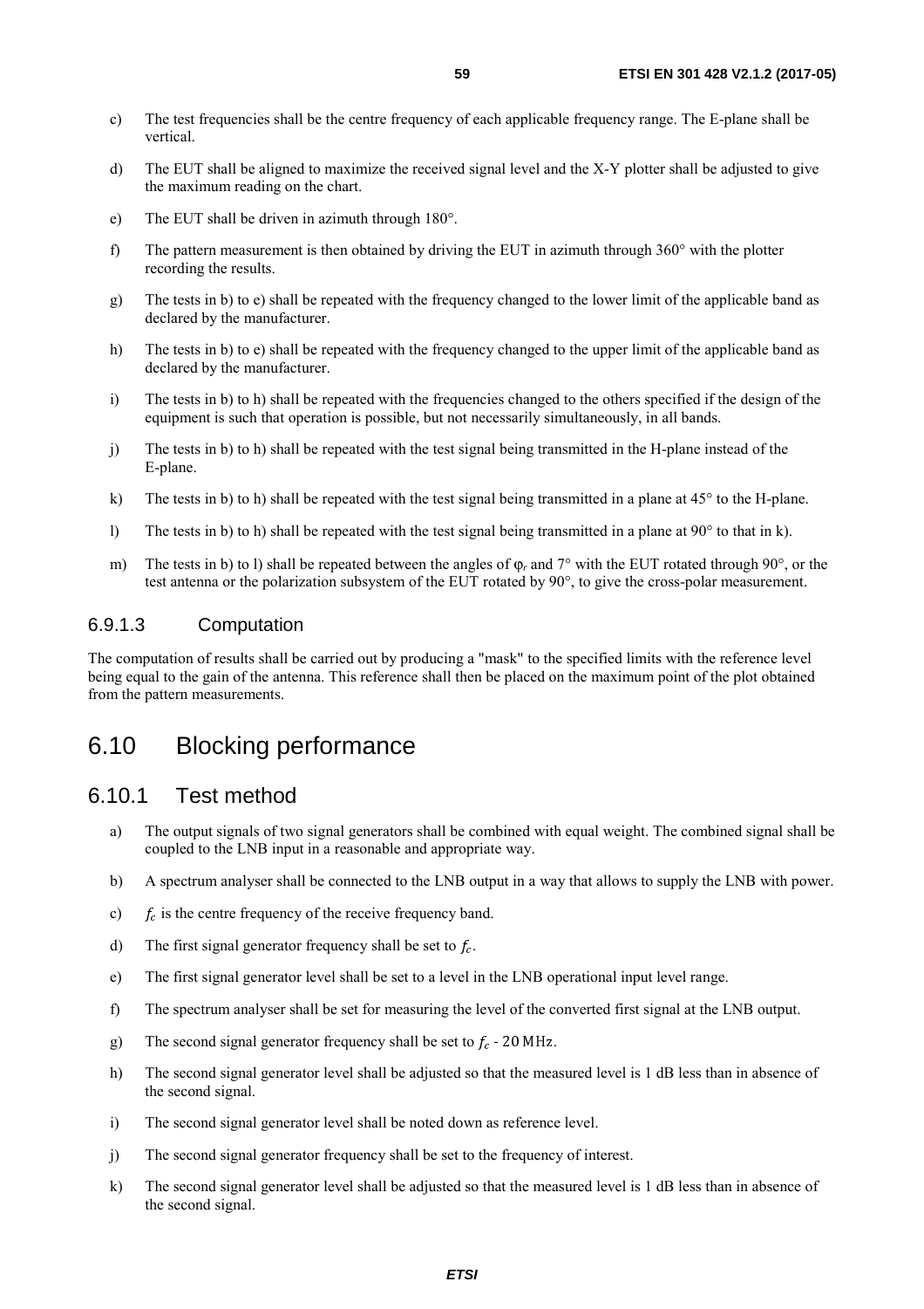c) The test frequencies shall be the centre frequency of each applicable frequency range. The E-plane shall be vertical.

d) The EUT shall be aligned to maximize the received signal level and the X-Y plotter shall be adjusted to give the maximum reading on the chart.

e) The EUT shall be driven in azimuth through 180°.

f) The pattern measurement is then obtained by driving the EUT in azimuth through 360° with the plotter recording the results.

g) The tests in b) to e) shall be repeated with the frequency changed to the lower limit of the applicable band as declared by the manufacturer.

h) The tests in b) to e) shall be repeated with the frequency changed to the upper limit of the applicable band as declared by the manufacturer.

i) The tests in b) to h) shall be repeated with the frequencies changed to the others specified if the design of the equipment is such that operation is possible, but not necessarily simultaneously, in all bands.

j) The tests in b) to h) shall be repeated with the test signal being transmitted in the H-plane instead of the E-plane.

k) The tests in b) to h) shall be repeated with the test signal being transmitted in a plane at 45° to the H-plane.

l) The tests in b) to h) shall be repeated with the test signal being transmitted in a plane at 90° to that in k).

m) The tests in b) to l) shall be repeated between the angles of $\varphi_r$ and 7° with the EUT rotated through 90°, or the test antenna or the polarization subsystem of the EUT rotated by 90°, to give the cross-polar measurement.

#### 6.9.1.3 Computation

The computation of results shall be carried out by producing a "mask" to the specified limits with the reference level being equal to the gain of the antenna. This reference shall then be placed on the maximum point of the plot obtained from the pattern measurements.

## 6.10 Blocking performance

### 6.10.1 Test method

a) The output signals of two signal generators shall be combined with equal weight. The combined signal shall be coupled to the LNB input in a reasonable and appropriate way.

b) A spectrum analyser shall be connected to the LNB output in a way that allows to supply the LNB with power.

c) $f_c$ is the centre frequency of the receive frequency band.

d) The first signal generator frequency shall be set to $f_c$.

e) The first signal generator level shall be set to a level in the LNB operational input level range.

f) The spectrum analyser shall be set for measuring the level of the converted first signal at the LNB output.

g) The second signal generator frequency shall be set to $f_c$ - 20 MHz.

h) The second signal generator level shall be adjusted so that the measured level is 1 dB less than in absence of the second signal.

i) The second signal generator level shall be noted down as reference level.

j) The second signal generator frequency shall be set to the frequency of interest.

k) The second signal generator level shall be adjusted so that the measured level is 1 dB less than in absence of the second signal.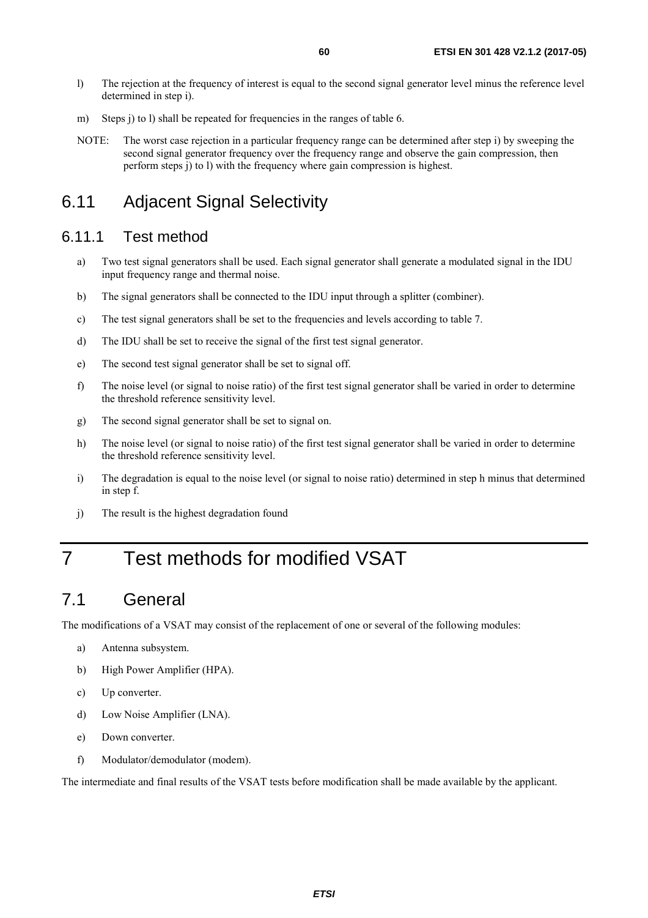l) The rejection at the frequency of interest is equal to the second signal generator level minus the reference level determined in step i).

m) Steps j) to l) shall be repeated for frequencies in the ranges of table 6.

NOTE: The worst case rejection in a particular frequency range can be determined after step i) by sweeping the second signal generator frequency over the frequency range and observe the gain compression, then perform steps j) to l) with the frequency where gain compression is highest.

## 6.11 Adjacent Signal Selectivity

### 6.11.1 Test method

a) Two test signal generators shall be used. Each signal generator shall generate a modulated signal in the IDU input frequency range and thermal noise.

b) The signal generators shall be connected to the IDU input through a splitter (combiner).

c) The test signal generators shall be set to the frequencies and levels according to table 7.

d) The IDU shall be set to receive the signal of the first test signal generator.

e) The second test signal generator shall be set to signal off.

f) The noise level (or signal to noise ratio) of the first test signal generator shall be varied in order to determine the threshold reference sensitivity level.

g) The second signal generator shall be set to signal on.

h) The noise level (or signal to noise ratio) of the first test signal generator shall be varied in order to determine the threshold reference sensitivity level.

i) The degradation is equal to the noise level (or signal to noise ratio) determined in step h minus that determined in step f.

j) The result is the highest degradation found

# 7 Test methods for modified VSAT

## 7.1 General

The modifications of a VSAT may consist of the replacement of one or several of the following modules:

a) Antenna subsystem.

b) High Power Amplifier (HPA).

c) Up converter.

d) Low Noise Amplifier (LNA).

e) Down converter.

f) Modulator/demodulator (modem).

The intermediate and final results of the VSAT tests before modification shall be made available by the applicant.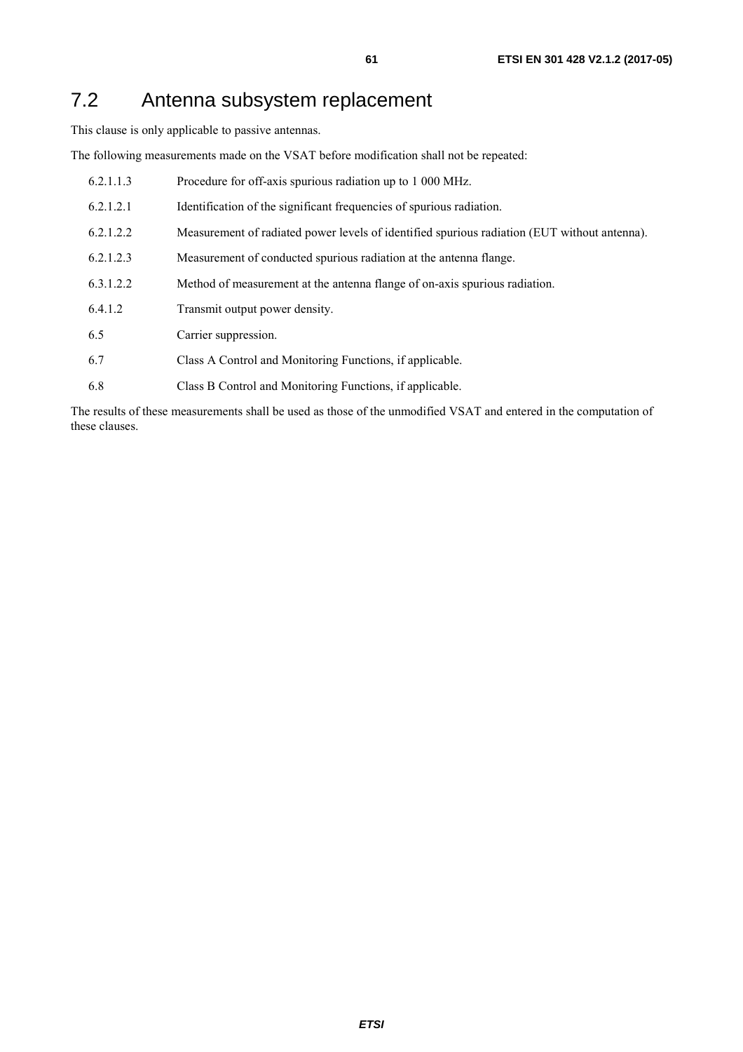## 7.2 Antenna subsystem replacement

This clause is only applicable to passive antennas.

The following measurements made on the VSAT before modification shall not be repeated:

| | |
|---|---|
| 6.2.1.1.3 | Procedure for off-axis spurious radiation up to 1 000 MHz. |
| 6.2.1.2.1 | Identification of the significant frequencies of spurious radiation. |
| 6.2.1.2.2 | Measurement of radiated power levels of identified spurious radiation (EUT without antenna). |
| 6.2.1.2.3 | Measurement of conducted spurious radiation at the antenna flange. |
| 6.3.1.2.2 | Method of measurement at the antenna flange of on-axis spurious radiation. |
| 6.4.1.2 | Transmit output power density. |
| 6.5 | Carrier suppression. |
| 6.7 | Class A Control and Monitoring Functions, if applicable. |
| 6.8 | Class B Control and Monitoring Functions, if applicable. |

The results of these measurements shall be used as those of the unmodified VSAT and entered in the computation of these clauses.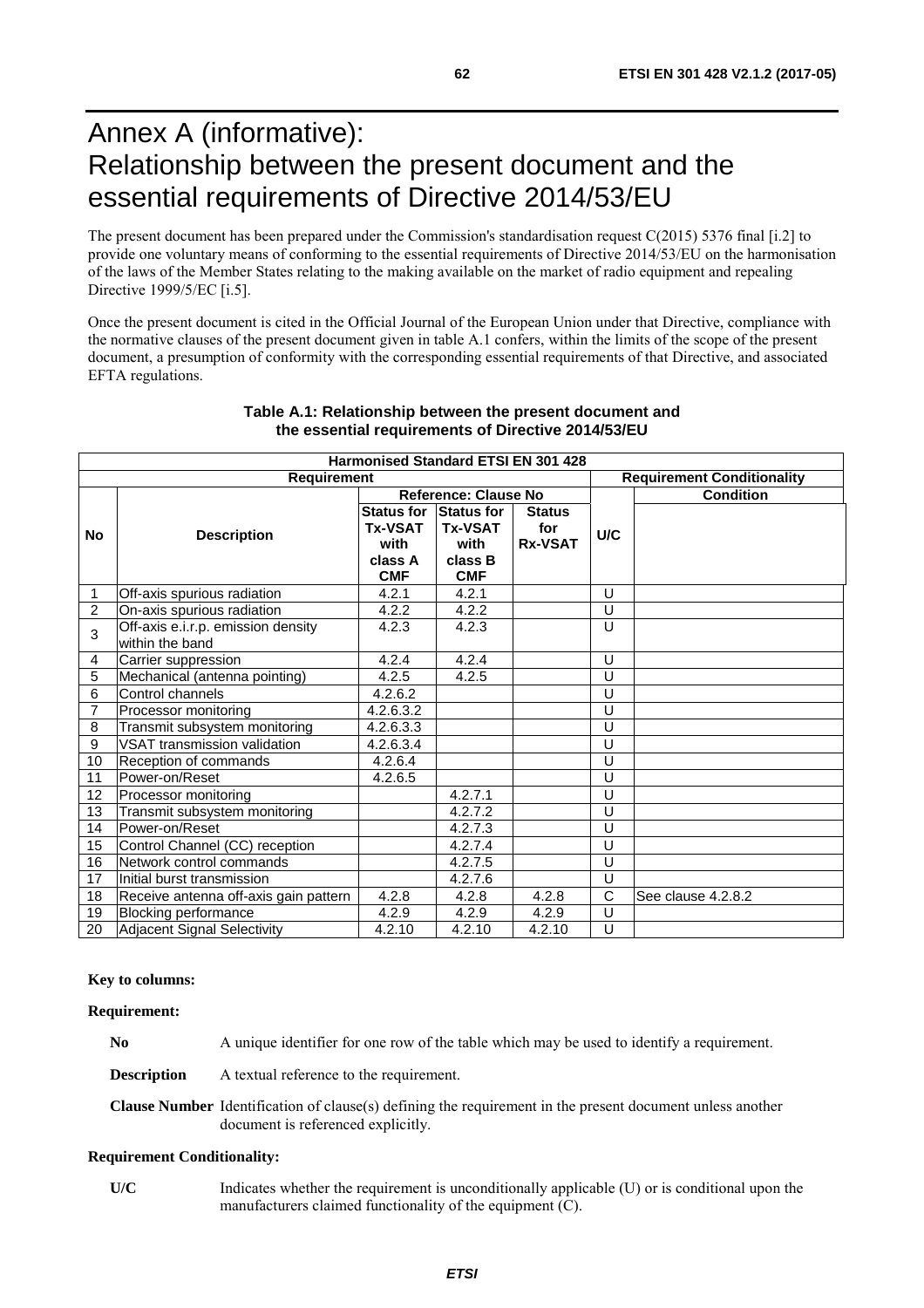# Annex A (informative): Relationship between the present document and the essential requirements of Directive 2014/53/EU

The present document has been prepared under the Commission's standardisation request C(2015) 5376 final [i.2] to provide one voluntary means of conforming to the essential requirements of Directive 2014/53/EU on the harmonisation of the laws of the Member States relating to the making available on the market of radio equipment and repealing Directive 1999/5/EC [i.5].

Once the present document is cited in the Official Journal of the European Union under that Directive, compliance with the normative clauses of the present document given in table A.1 confers, within the limits of the scope of the present document, a presumption of conformity with the corresponding essential requirements of that Directive, and associated EFTA regulations.

**Table A.1: Relationship between the present document and the essential requirements of Directive 2014/53/EU**

| Harmonised Standard ETSI EN 301 428 | | | | | | |
|---|---|---|---|---|---|---|
| **Requirement** | | | | | **Requirement Conditionality** | |
| | | **Reference: Clause No** | | | | **Condition** |
| **No** | **Description** | **Status for Tx-VSAT with class A CMF** | **Status for Tx-VSAT with class B CMF** | **Status for Rx-VSAT** | **U/C** | |
| 1 | Off-axis spurious radiation | 4.2.1 | 4.2.1 | | U | |
| 2 | On-axis spurious radiation | 4.2.2 | 4.2.2 | | U | |
| 3 | Off-axis e.i.r.p. emission density within the band | 4.2.3 | 4.2.3 | | U | |
| 4 | Carrier suppression | 4.2.4 | 4.2.4 | | U | |
| 5 | Mechanical (antenna pointing) | 4.2.5 | 4.2.5 | | U | |
| 6 | Control channels | 4.2.6.2 | | | U | |
| 7 | Processor monitoring | 4.2.6.3.2 | | | U | |
| 8 | Transmit subsystem monitoring | 4.2.6.3.3 | | | U | |
| 9 | VSAT transmission validation | 4.2.6.3.4 | | | U | |
| 10 | Reception of commands | 4.2.6.4 | | | U | |
| 11 | Power-on/Reset | 4.2.6.5 | | | U | |
| 12 | Processor monitoring | | 4.2.7.1 | | U | |
| 13 | Transmit subsystem monitoring | | 4.2.7.2 | | U | |
| 14 | Power-on/Reset | | 4.2.7.3 | | U | |
| 15 | Control Channel (CC) reception | | 4.2.7.4 | | U | |
| 16 | Network control commands | | 4.2.7.5 | | U | |
| 17 | Initial burst transmission | | 4.2.7.6 | | U | |
| 18 | Receive antenna off-axis gain pattern | 4.2.8 | 4.2.8 | 4.2.8 | C | See clause 4.2.8.2 |
| 19 | Blocking performance | 4.2.9 | 4.2.9 | 4.2.9 | U | |
| 20 | Adjacent Signal Selectivity | 4.2.10 | 4.2.10 | 4.2.10 | U | |

**Key to columns:**

**Requirement:**

**No** A unique identifier for one row of the table which may be used to identify a requirement.

**Description** A textual reference to the requirement.

**Clause Number** Identification of clause(s) defining the requirement in the present document unless another document is referenced explicitly.

**Requirement Conditionality:**

**U/C** Indicates whether the requirement is unconditionally applicable (U) or is conditional upon the manufacturers claimed functionality of the equipment (C).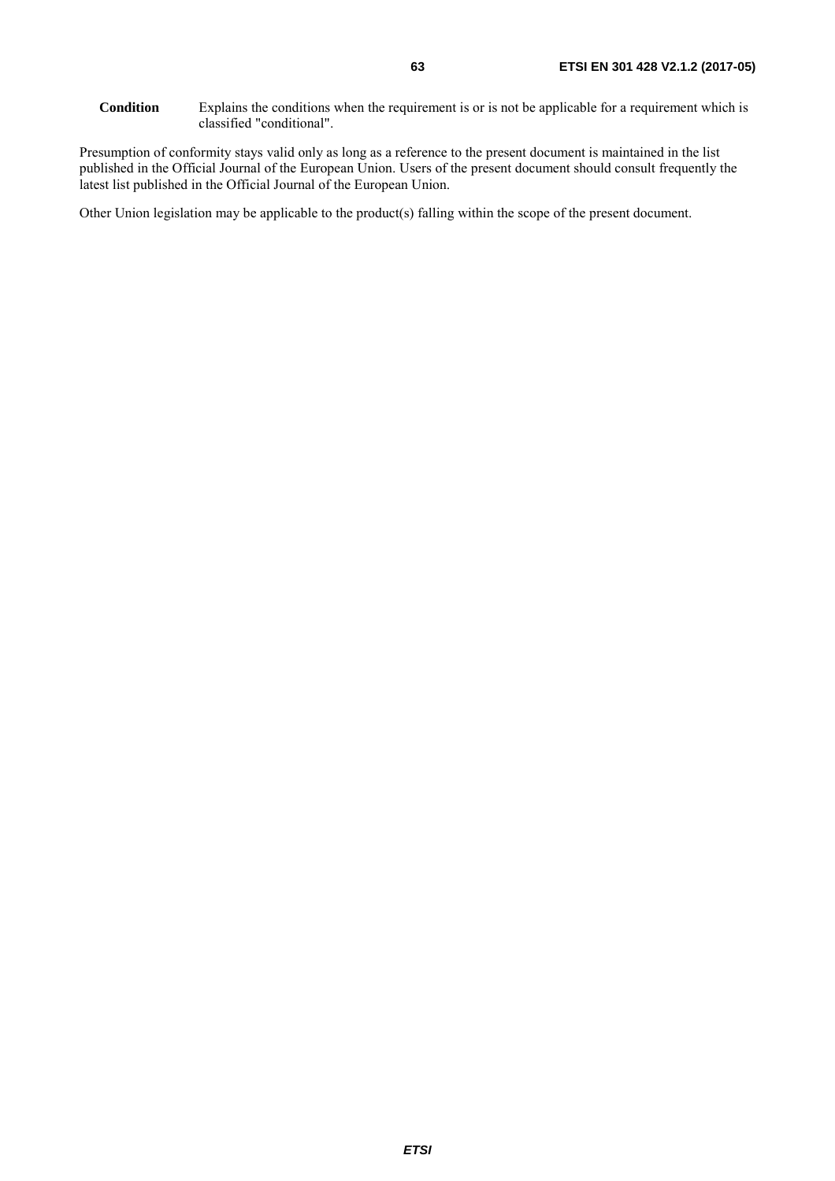**Condition** Explains the conditions when the requirement is or is not be applicable for a requirement which is classified "conditional".

Presumption of conformity stays valid only as long as a reference to the present document is maintained in the list published in the Official Journal of the European Union. Users of the present document should consult frequently the latest list published in the Official Journal of the European Union.

Other Union legislation may be applicable to the product(s) falling within the scope of the present document.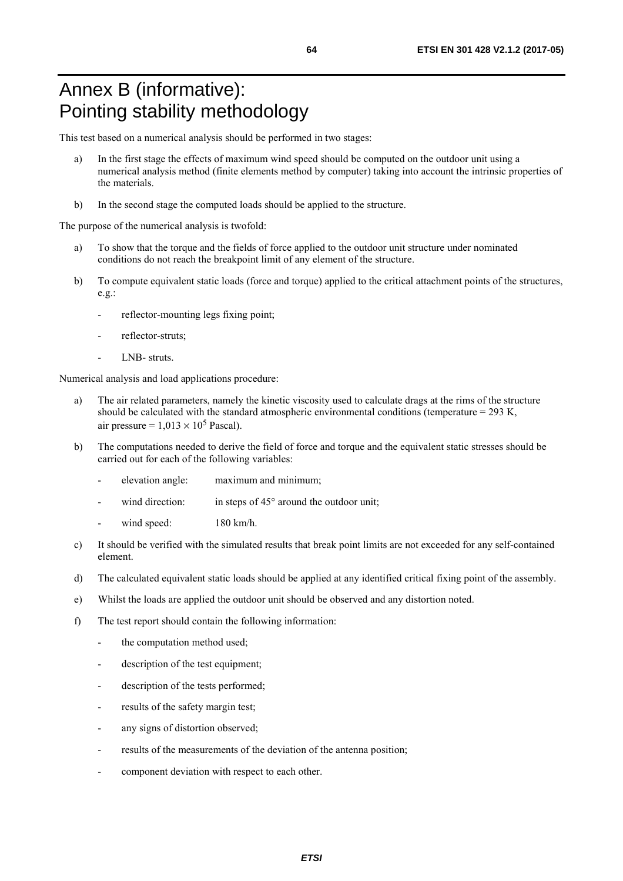# Annex B (informative): Pointing stability methodology

This test based on a numerical analysis should be performed in two stages:

a) In the first stage the effects of maximum wind speed should be computed on the outdoor unit using a numerical analysis method (finite elements method by computer) taking into account the intrinsic properties of the materials.

b) In the second stage the computed loads should be applied to the structure.

The purpose of the numerical analysis is twofold:

a) To show that the torque and the fields of force applied to the outdoor unit structure under nominated conditions do not reach the breakpoint limit of any element of the structure.

b) To compute equivalent static loads (force and torque) applied to the critical attachment points of the structures, e.g.:

- reflector-mounting legs fixing point;
- reflector-struts;
- LNB- struts.

Numerical analysis and load applications procedure:

a) The air related parameters, namely the kinetic viscosity used to calculate drags at the rims of the structure should be calculated with the standard atmospheric environmental conditions (temperature = 293 K, air pressure = $1,013 \times 10^5$ Pascal).

b) The computations needed to derive the field of force and torque and the equivalent static stresses should be carried out for each of the following variables:

- elevation angle: maximum and minimum;
- wind direction: in steps of 45° around the outdoor unit;
- wind speed: 180 km/h.

c) It should be verified with the simulated results that break point limits are not exceeded for any self-contained element.

d) The calculated equivalent static loads should be applied at any identified critical fixing point of the assembly.

e) Whilst the loads are applied the outdoor unit should be observed and any distortion noted.

f) The test report should contain the following information:

- the computation method used;
- description of the test equipment;
- description of the tests performed;
- results of the safety margin test;
- any signs of distortion observed;
- results of the measurements of the deviation of the antenna position;
- component deviation with respect to each other.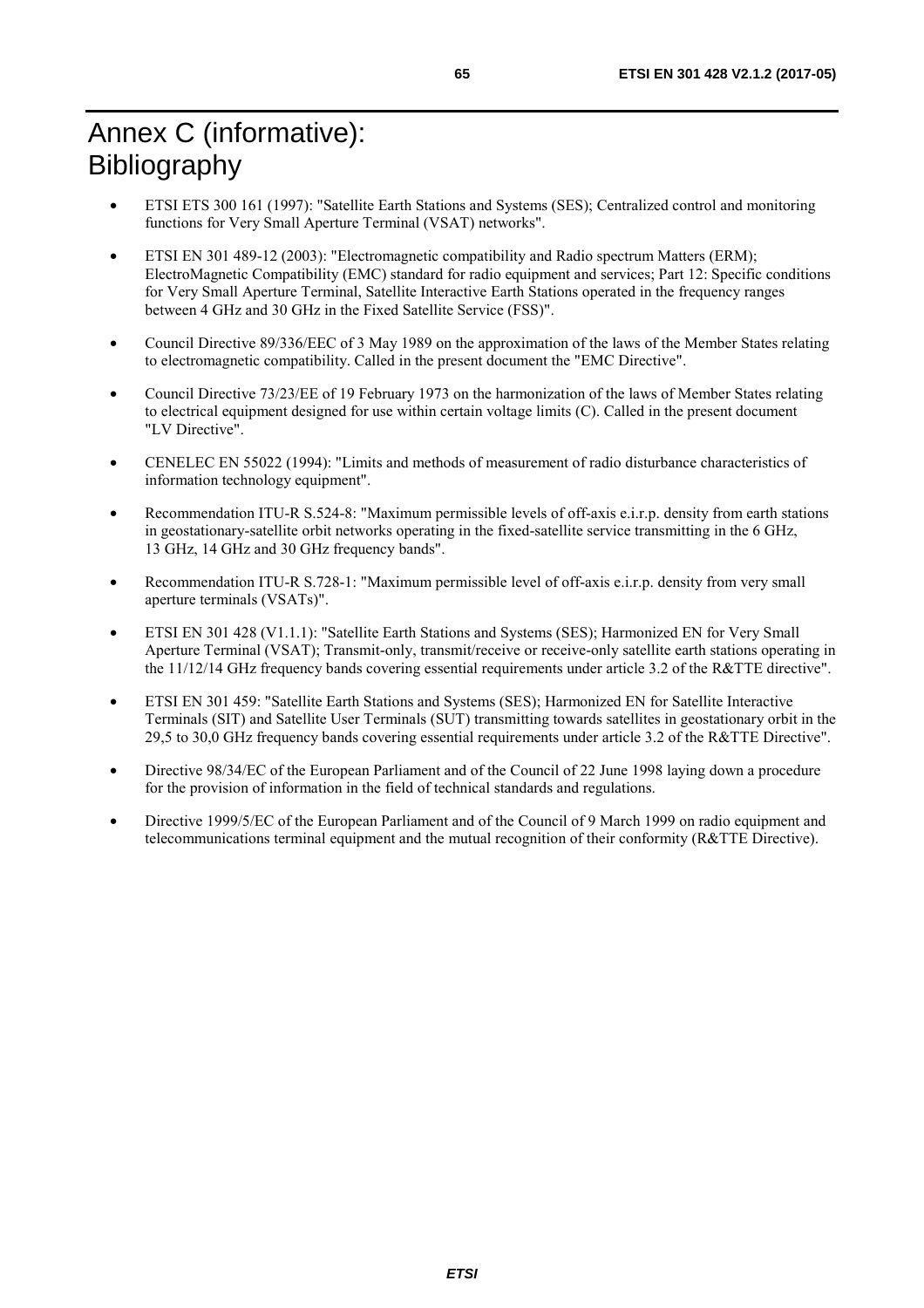# Annex C (informative): Bibliography

- ETSI ETS 300 161 (1997): "Satellite Earth Stations and Systems (SES); Centralized control and monitoring functions for Very Small Aperture Terminal (VSAT) networks".
- ETSI EN 301 489-12 (2003): "Electromagnetic compatibility and Radio spectrum Matters (ERM); ElectroMagnetic Compatibility (EMC) standard for radio equipment and services; Part 12: Specific conditions for Very Small Aperture Terminal, Satellite Interactive Earth Stations operated in the frequency ranges between 4 GHz and 30 GHz in the Fixed Satellite Service (FSS)".
- Council Directive 89/336/EEC of 3 May 1989 on the approximation of the laws of the Member States relating to electromagnetic compatibility. Called in the present document the "EMC Directive".
- Council Directive 73/23/EE of 19 February 1973 on the harmonization of the laws of Member States relating to electrical equipment designed for use within certain voltage limits (C). Called in the present document "LV Directive".
- CENELEC EN 55022 (1994): "Limits and methods of measurement of radio disturbance characteristics of information technology equipment".
- Recommendation ITU-R S.524-8: "Maximum permissible levels of off-axis e.i.r.p. density from earth stations in geostationary-satellite orbit networks operating in the fixed-satellite service transmitting in the 6 GHz, 13 GHz, 14 GHz and 30 GHz frequency bands".
- Recommendation ITU-R S.728-1: "Maximum permissible level of off-axis e.i.r.p. density from very small aperture terminals (VSATs)".
- ETSI EN 301 428 (V1.1.1): "Satellite Earth Stations and Systems (SES); Harmonized EN for Very Small Aperture Terminal (VSAT); Transmit-only, transmit/receive or receive-only satellite earth stations operating in the 11/12/14 GHz frequency bands covering essential requirements under article 3.2 of the R&TTE directive".
- ETSI EN 301 459: "Satellite Earth Stations and Systems (SES); Harmonized EN for Satellite Interactive Terminals (SIT) and Satellite User Terminals (SUT) transmitting towards satellites in geostationary orbit in the 29,5 to 30,0 GHz frequency bands covering essential requirements under article 3.2 of the R&TTE Directive".
- Directive 98/34/EC of the European Parliament and of the Council of 22 June 1998 laying down a procedure for the provision of information in the field of technical standards and regulations.
- Directive 1999/5/EC of the European Parliament and of the Council of 9 March 1999 on radio equipment and telecommunications terminal equipment and the mutual recognition of their conformity (R&TTE Directive).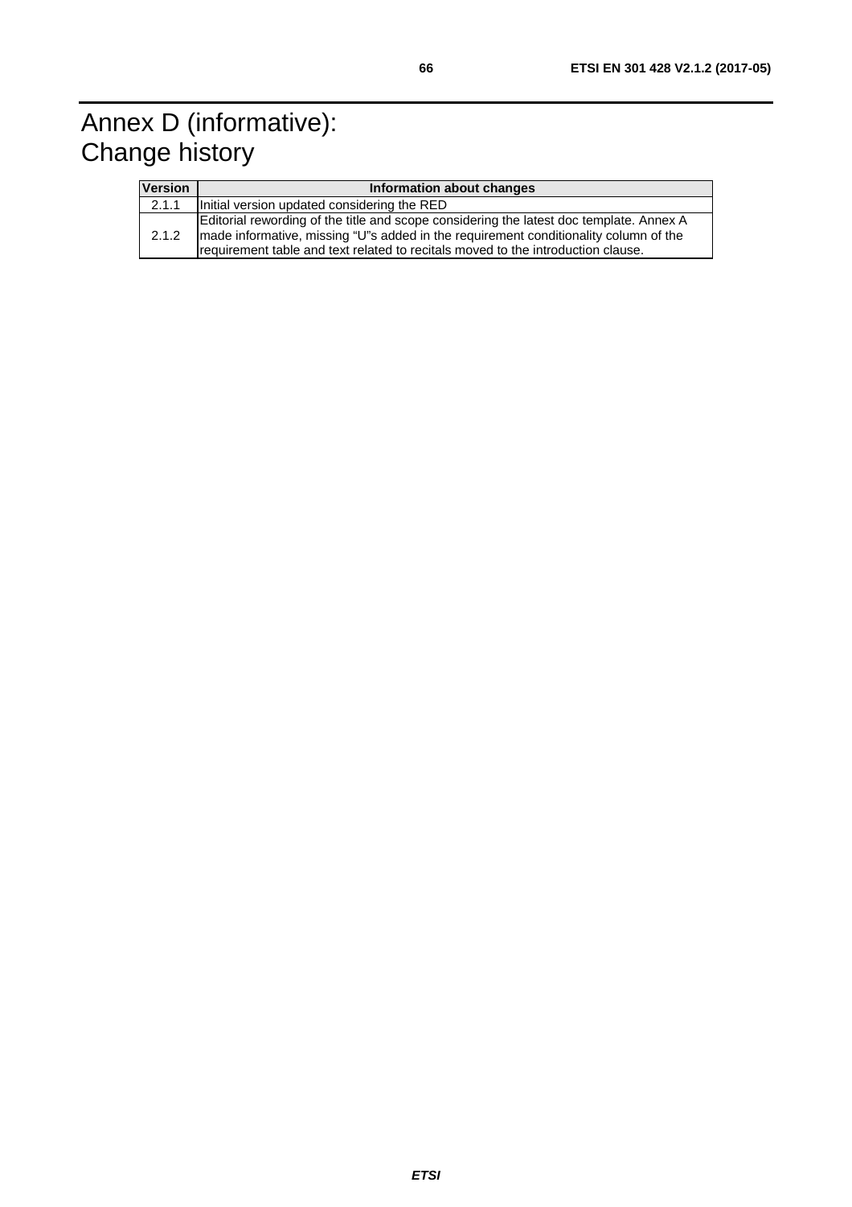# Annex D (informative):
# Change history

| Version | Information about changes |
|---|---|
| 2.1.1 | Initial version updated considering the RED |
| 2.1.2 | Editorial rewording of the title and scope considering the latest doc template. Annex A made informative, missing "U"s added in the requirement conditionality column of the requirement table and text related to recitals moved to the introduction clause. |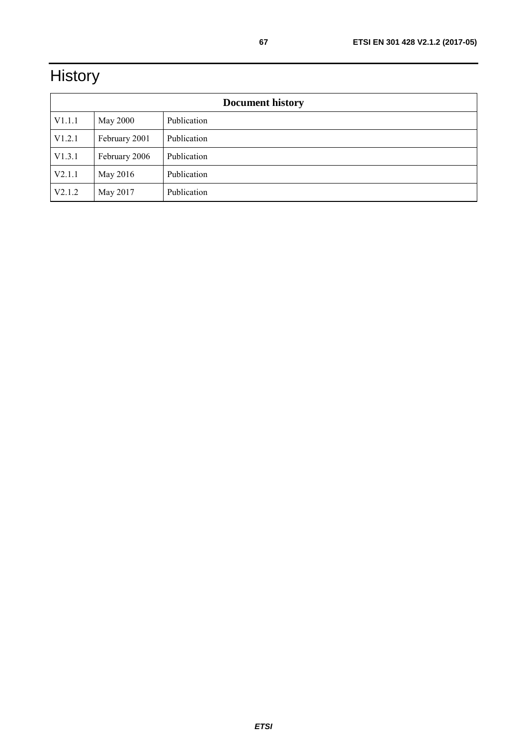# History

| Document history | | |
|---|---|---|
| V1.1.1 | May 2000 | Publication |
| V1.2.1 | February 2001 | Publication |
| V1.3.1 | February 2006 | Publication |
| V2.1.1 | May 2016 | Publication |
| V2.1.2 | May 2017 | Publication |